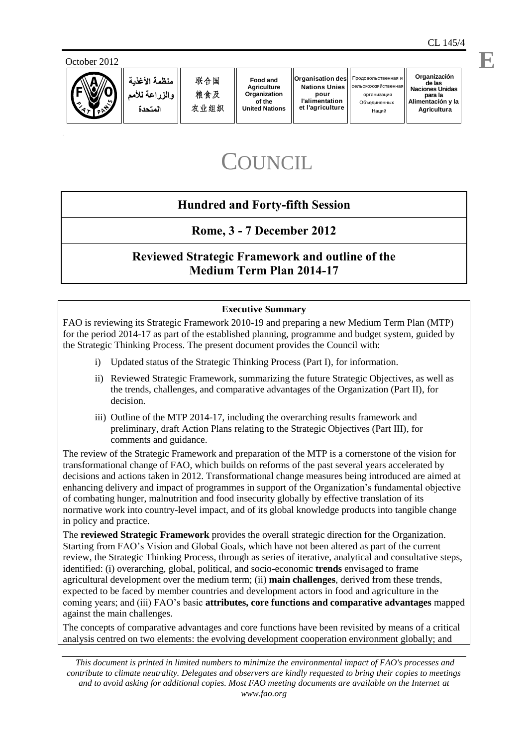CL 145/4

October 2012

| منظمة الأغذية والزراعة للأمم المتحدة | 联合国粮食及农业组织 | Food and Agriculture Organization of the United Nations | Organisation des Nations Unies pour l'alimentation et l'agriculture | Продовольственная и сельскохозяйственная организация Объединенных Наций | Organización de las Naciones Unidas para la Alimentación y la Agricultura |
|---|---|---|---|---|---|

E

# COUNCIL

## Hundred and Forty-fifth Session

## Rome, 3 - 7 December 2012

## Reviewed Strategic Framework and outline of the Medium Term Plan 2014-17

**Executive Summary**

FAO is reviewing its Strategic Framework 2010-19 and preparing a new Medium Term Plan (MTP) for the period 2014-17 as part of the established planning, programme and budget system, guided by the Strategic Thinking Process. The present document provides the Council with:

i) Updated status of the Strategic Thinking Process (Part I), for information.

ii) Reviewed Strategic Framework, summarizing the future Strategic Objectives, as well as the trends, challenges, and comparative advantages of the Organization (Part II), for decision.

iii) Outline of the MTP 2014-17, including the overarching results framework and preliminary, draft Action Plans relating to the Strategic Objectives (Part III), for comments and guidance.

The review of the Strategic Framework and preparation of the MTP is a cornerstone of the vision for transformational change of FAO, which builds on reforms of the past several years accelerated by decisions and actions taken in 2012. Transformational change measures being introduced are aimed at enhancing delivery and impact of programmes in support of the Organization's fundamental objective of combating hunger, malnutrition and food insecurity globally by effective translation of its normative work into country-level impact, and of its global knowledge products into tangible change in policy and practice.

The **reviewed Strategic Framework** provides the overall strategic direction for the Organization. Starting from FAO's Vision and Global Goals, which have not been altered as part of the current review, the Strategic Thinking Process, through as series of iterative, analytical and consultative steps, identified: (i) overarching, global, political, and socio-economic **trends** envisaged to frame agricultural development over the medium term; (ii) **main challenges**, derived from these trends, expected to be faced by member countries and development actors in food and agriculture in the coming years; and (iii) FAO's basic **attributes, core functions and comparative advantages** mapped against the main challenges.

The concepts of comparative advantages and core functions have been revisited by means of a critical analysis centred on two elements: the evolving development cooperation environment globally; and

*This document is printed in limited numbers to minimize the environmental impact of FAO's processes and contribute to climate neutrality. Delegates and observers are kindly requested to bring their copies to meetings and to avoid asking for additional copies. Most FAO meeting documents are available on the Internet at www.fao.org*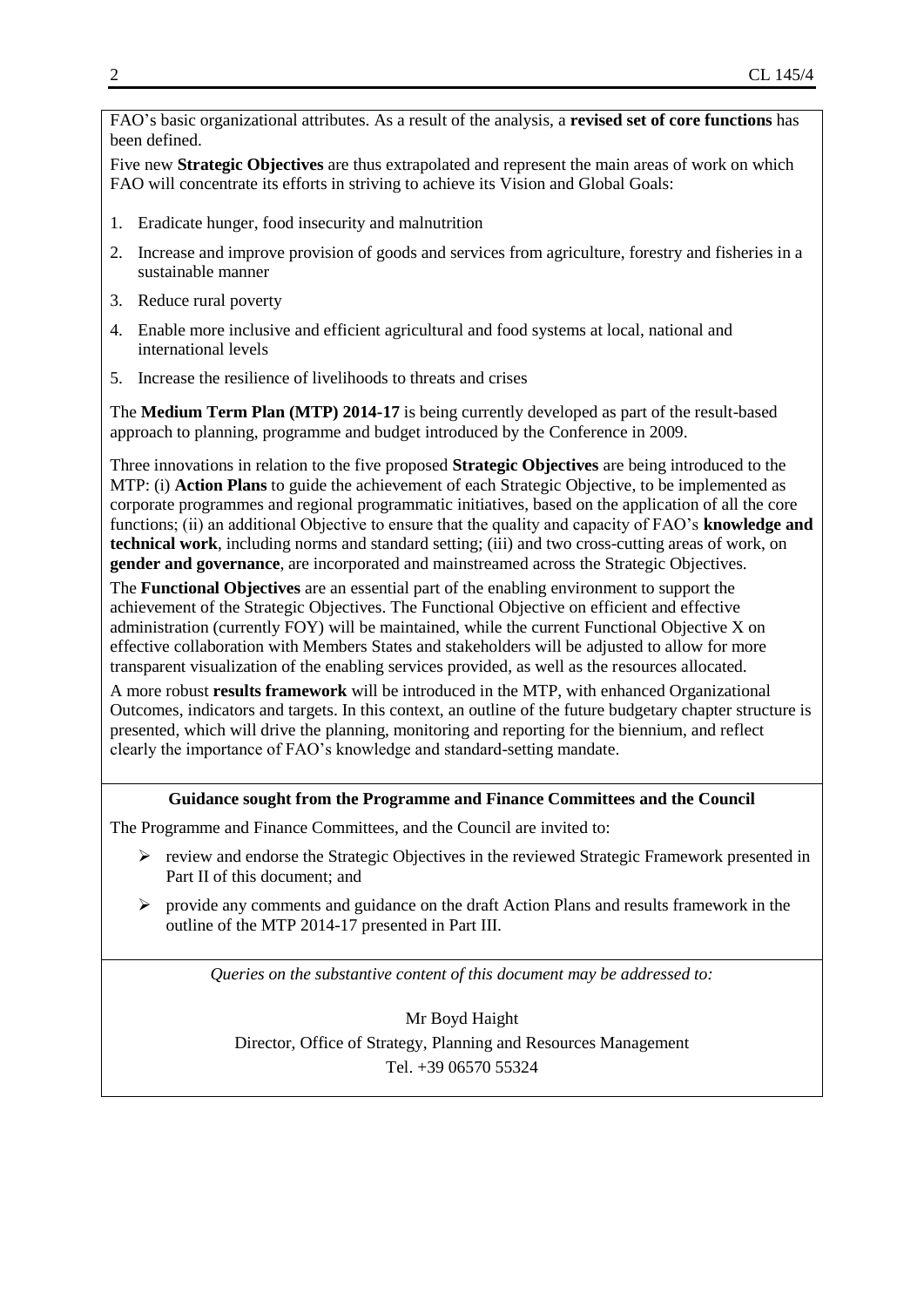FAO's basic organizational attributes. As a result of the analysis, a **revised set of core functions** has been defined.

Five new **Strategic Objectives** are thus extrapolated and represent the main areas of work on which FAO will concentrate its efforts in striving to achieve its Vision and Global Goals:

1. Eradicate hunger, food insecurity and malnutrition
2. Increase and improve provision of goods and services from agriculture, forestry and fisheries in a sustainable manner
3. Reduce rural poverty
4. Enable more inclusive and efficient agricultural and food systems at local, national and international levels
5. Increase the resilience of livelihoods to threats and crises

The **Medium Term Plan (MTP) 2014-17** is being currently developed as part of the result-based approach to planning, programme and budget introduced by the Conference in 2009.

Three innovations in relation to the five proposed **Strategic Objectives** are being introduced to the MTP: (i) **Action Plans** to guide the achievement of each Strategic Objective, to be implemented as corporate programmes and regional programmatic initiatives, based on the application of all the core functions; (ii) an additional Objective to ensure that the quality and capacity of FAO's **knowledge and technical work**, including norms and standard setting; (iii) and two cross-cutting areas of work, on **gender and governance**, are incorporated and mainstreamed across the Strategic Objectives.

The **Functional Objectives** are an essential part of the enabling environment to support the achievement of the Strategic Objectives. The Functional Objective on efficient and effective administration (currently FOY) will be maintained, while the current Functional Objective X on effective collaboration with Members States and stakeholders will be adjusted to allow for more transparent visualization of the enabling services provided, as well as the resources allocated.

A more robust **results framework** will be introduced in the MTP, with enhanced Organizational Outcomes, indicators and targets. In this context, an outline of the future budgetary chapter structure is presented, which will drive the planning, monitoring and reporting for the biennium, and reflect clearly the importance of FAO's knowledge and standard-setting mandate.

**Guidance sought from the Programme and Finance Committees and the Council**

The Programme and Finance Committees, and the Council are invited to:

- review and endorse the Strategic Objectives in the reviewed Strategic Framework presented in Part II of this document; and
- provide any comments and guidance on the draft Action Plans and results framework in the outline of the MTP 2014-17 presented in Part III.

*Queries on the substantive content of this document may be addressed to:*

Mr Boyd Haight
Director, Office of Strategy, Planning and Resources Management
Tel. +39 06570 55324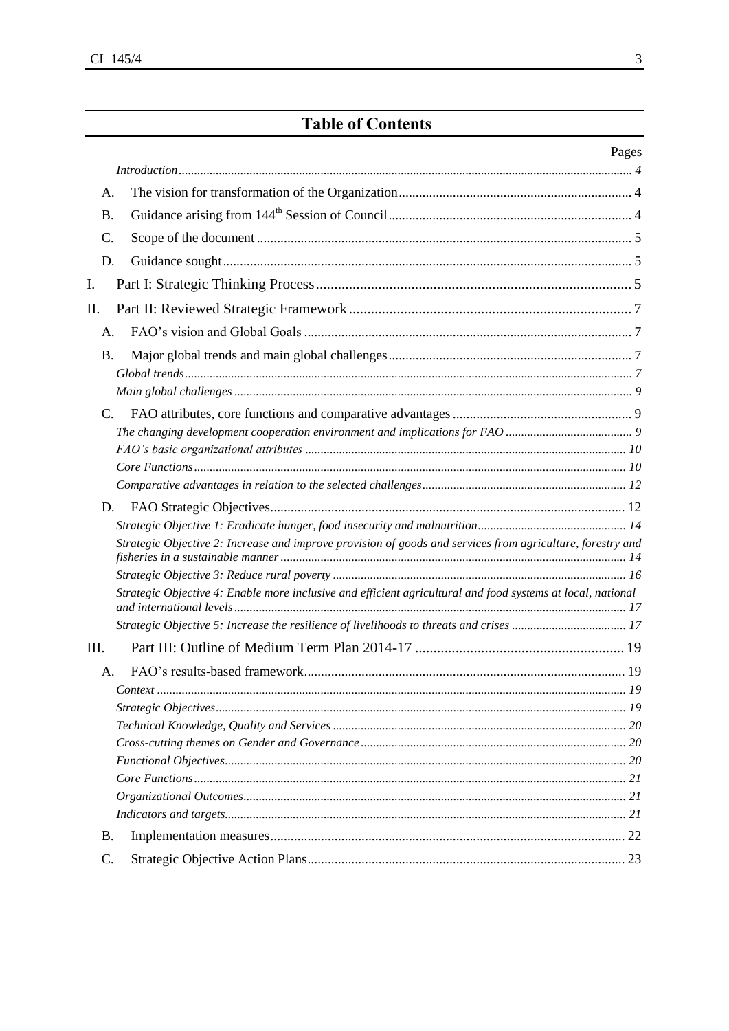# Table of Contents

Pages

*Introduction* ... *4*

A. The vision for transformation of the Organization ... 4

B. Guidance arising from 144th Session of Council ... 4

C. Scope of the document ... 5

D. Guidance sought ... 5

I. Part I: Strategic Thinking Process ... 5

II. Part II: Reviewed Strategic Framework ... 7

A. FAO's vision and Global Goals ... 7

B. Major global trends and main global challenges ... 7

*Global trends* ... *7*

*Main global challenges* ... *9*

C. FAO attributes, core functions and comparative advantages ... 9

*The changing development cooperation environment and implications for FAO* ... *9*

*FAO's basic organizational attributes* ... *10*

*Core Functions* ... *10*

*Comparative advantages in relation to the selected challenges* ... *12*

D. FAO Strategic Objectives ... 12

*Strategic Objective 1: Eradicate hunger, food insecurity and malnutrition* ... *14*

*Strategic Objective 2: Increase and improve provision of goods and services from agriculture, forestry and fisheries in a sustainable manner* ... *14*

*Strategic Objective 3: Reduce rural poverty* ... *16*

*Strategic Objective 4: Enable more inclusive and efficient agricultural and food systems at local, national and international levels* ... *17*

*Strategic Objective 5: Increase the resilience of livelihoods to threats and crises* ... *17*

III. Part III: Outline of Medium Term Plan 2014-17 ... 19

A. FAO's results-based framework ... 19

*Context* ... *19*

*Strategic Objectives* ... *19*

*Technical Knowledge, Quality and Services* ... *20*

*Cross-cutting themes on Gender and Governance* ... *20*

*Functional Objectives* ... *20*

*Core Functions* ... *21*

*Organizational Outcomes* ... *21*

*Indicators and targets* ... *21*

B. Implementation measures ... 22

C. Strategic Objective Action Plans ... 23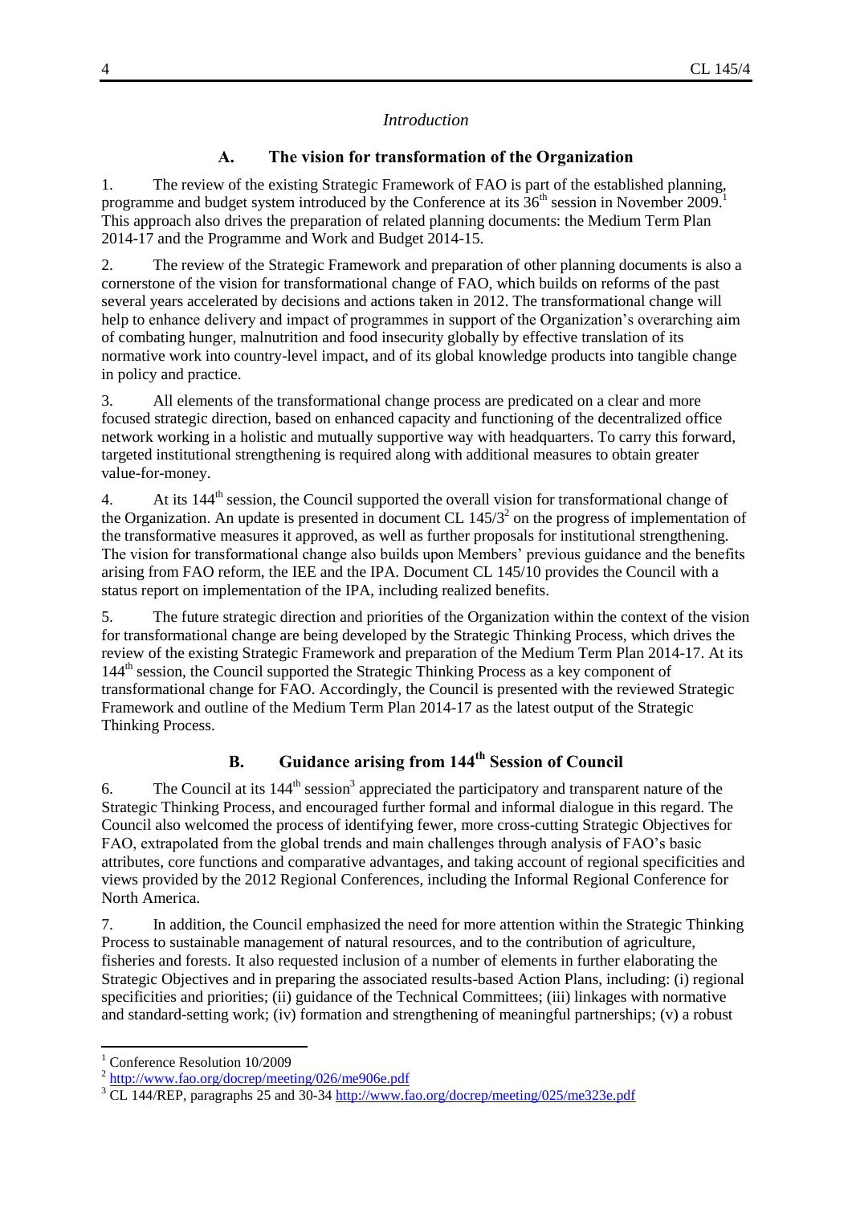*Introduction*

## A. The vision for transformation of the Organization

1. The review of the existing Strategic Framework of FAO is part of the established planning, programme and budget system introduced by the Conference at its 36th session in November 2009.[1] This approach also drives the preparation of related planning documents: the Medium Term Plan 2014-17 and the Programme and Work and Budget 2014-15.

2. The review of the Strategic Framework and preparation of other planning documents is also a cornerstone of the vision for transformational change of FAO, which builds on reforms of the past several years accelerated by decisions and actions taken in 2012. The transformational change will help to enhance delivery and impact of programmes in support of the Organization's overarching aim of combating hunger, malnutrition and food insecurity globally by effective translation of its normative work into country-level impact, and of its global knowledge products into tangible change in policy and practice.

3. All elements of the transformational change process are predicated on a clear and more focused strategic direction, based on enhanced capacity and functioning of the decentralized office network working in a holistic and mutually supportive way with headquarters. To carry this forward, targeted institutional strengthening is required along with additional measures to obtain greater value-for-money.

4. At its 144th session, the Council supported the overall vision for transformational change of the Organization. An update is presented in document CL 145/3[2] on the progress of implementation of the transformative measures it approved, as well as further proposals for institutional strengthening. The vision for transformational change also builds upon Members' previous guidance and the benefits arising from FAO reform, the IEE and the IPA. Document CL 145/10 provides the Council with a status report on implementation of the IPA, including realized benefits.

5. The future strategic direction and priorities of the Organization within the context of the vision for transformational change are being developed by the Strategic Thinking Process, which drives the review of the existing Strategic Framework and preparation of the Medium Term Plan 2014-17. At its 144th session, the Council supported the Strategic Thinking Process as a key component of transformational change for FAO. Accordingly, the Council is presented with the reviewed Strategic Framework and outline of the Medium Term Plan 2014-17 as the latest output of the Strategic Thinking Process.

## B. Guidance arising from 144th Session of Council

6. The Council at its 144th session[3] appreciated the participatory and transparent nature of the Strategic Thinking Process, and encouraged further formal and informal dialogue in this regard. The Council also welcomed the process of identifying fewer, more cross-cutting Strategic Objectives for FAO, extrapolated from the global trends and main challenges through analysis of FAO's basic attributes, core functions and comparative advantages, and taking account of regional specificities and views provided by the 2012 Regional Conferences, including the Informal Regional Conference for North America.

7. In addition, the Council emphasized the need for more attention within the Strategic Thinking Process to sustainable management of natural resources, and to the contribution of agriculture, fisheries and forests. It also requested inclusion of a number of elements in further elaborating the Strategic Objectives and in preparing the associated results-based Action Plans, including: (i) regional specificities and priorities; (ii) guidance of the Technical Committees; (iii) linkages with normative and standard-setting work; (iv) formation and strengthening of meaningful partnerships; (v) a robust

---

[1] Conference Resolution 10/2009

[2] http://www.fao.org/docrep/meeting/026/me906e.pdf

[3] CL 144/REP, paragraphs 25 and 30-34 http://www.fao.org/docrep/meeting/025/me323e.pdf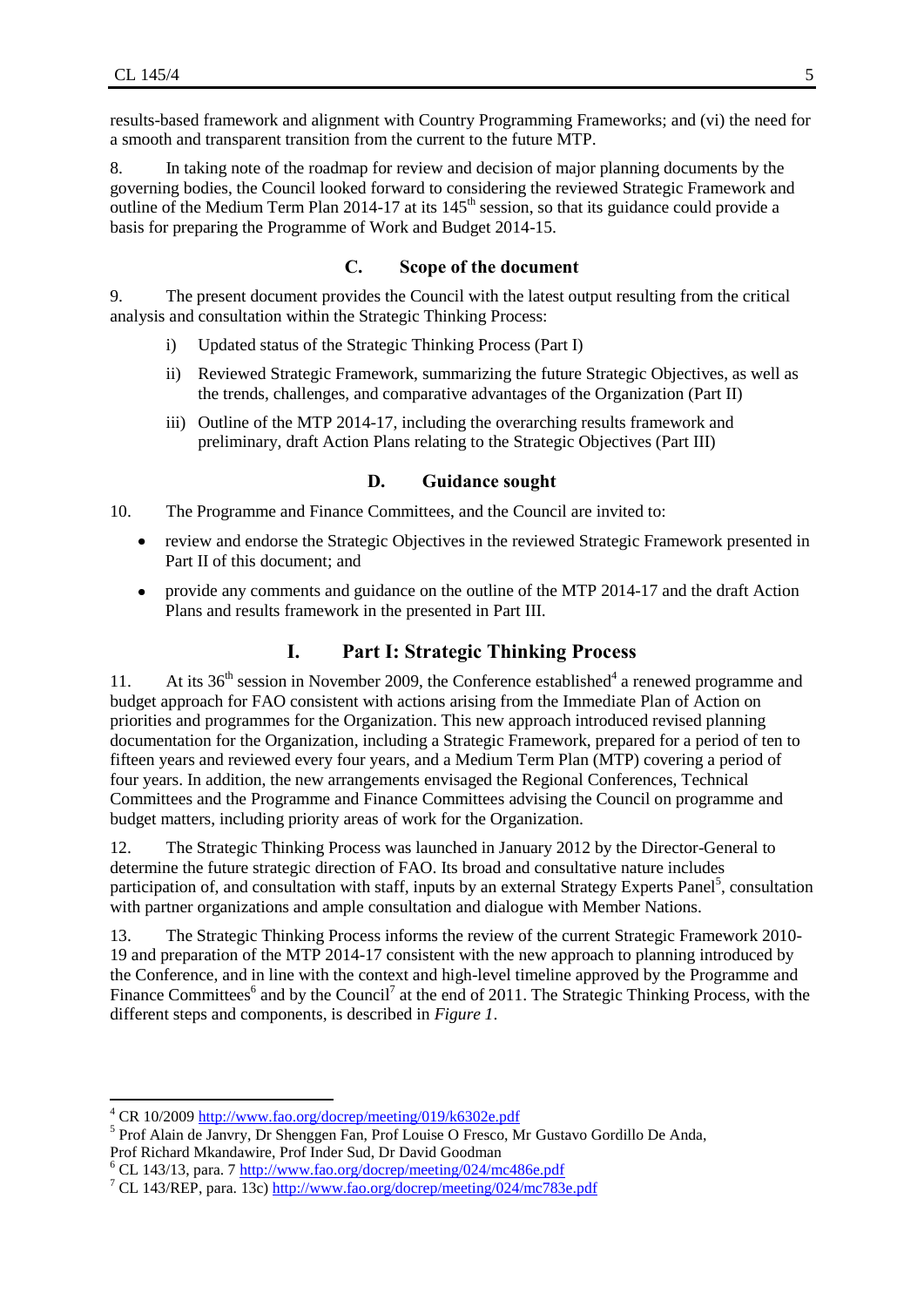results-based framework and alignment with Country Programming Frameworks; and (vi) the need for a smooth and transparent transition from the current to the future MTP.

8. In taking note of the roadmap for review and decision of major planning documents by the governing bodies, the Council looked forward to considering the reviewed Strategic Framework and outline of the Medium Term Plan 2014-17 at its 145th session, so that its guidance could provide a basis for preparing the Programme of Work and Budget 2014-15.

### C. Scope of the document

9. The present document provides the Council with the latest output resulting from the critical analysis and consultation within the Strategic Thinking Process:

i) Updated status of the Strategic Thinking Process (Part I)

ii) Reviewed Strategic Framework, summarizing the future Strategic Objectives, as well as the trends, challenges, and comparative advantages of the Organization (Part II)

iii) Outline of the MTP 2014-17, including the overarching results framework and preliminary, draft Action Plans relating to the Strategic Objectives (Part III)

### D. Guidance sought

10. The Programme and Finance Committees, and the Council are invited to:

- review and endorse the Strategic Objectives in the reviewed Strategic Framework presented in Part II of this document; and
- provide any comments and guidance on the outline of the MTP 2014-17 and the draft Action Plans and results framework in the presented in Part III.

## I. Part I: Strategic Thinking Process

11. At its 36th session in November 2009, the Conference established[4] a renewed programme and budget approach for FAO consistent with actions arising from the Immediate Plan of Action on priorities and programmes for the Organization. This new approach introduced revised planning documentation for the Organization, including a Strategic Framework, prepared for a period of ten to fifteen years and reviewed every four years, and a Medium Term Plan (MTP) covering a period of four years. In addition, the new arrangements envisaged the Regional Conferences, Technical Committees and the Programme and Finance Committees advising the Council on programme and budget matters, including priority areas of work for the Organization.

12. The Strategic Thinking Process was launched in January 2012 by the Director-General to determine the future strategic direction of FAO. Its broad and consultative nature includes participation of, and consultation with staff, inputs by an external Strategy Experts Panel[5], consultation with partner organizations and ample consultation and dialogue with Member Nations.

13. The Strategic Thinking Process informs the review of the current Strategic Framework 2010-19 and preparation of the MTP 2014-17 consistent with the new approach to planning introduced by the Conference, and in line with the context and high-level timeline approved by the Programme and Finance Committees[6] and by the Council[7] at the end of 2011. The Strategic Thinking Process, with the different steps and components, is described in *Figure 1*.

---

[4] CR 10/2009 http://www.fao.org/docrep/meeting/019/k6302e.pdf

[5] Prof Alain de Janvry, Dr Shenggen Fan, Prof Louise O Fresco, Mr Gustavo Gordillo De Anda, Prof Richard Mkandawire, Prof Inder Sud, Dr David Goodman

[6] CL 143/13, para. 7 http://www.fao.org/docrep/meeting/024/mc486e.pdf

[7] CL 143/REP, para. 13c) http://www.fao.org/docrep/meeting/024/mc783e.pdf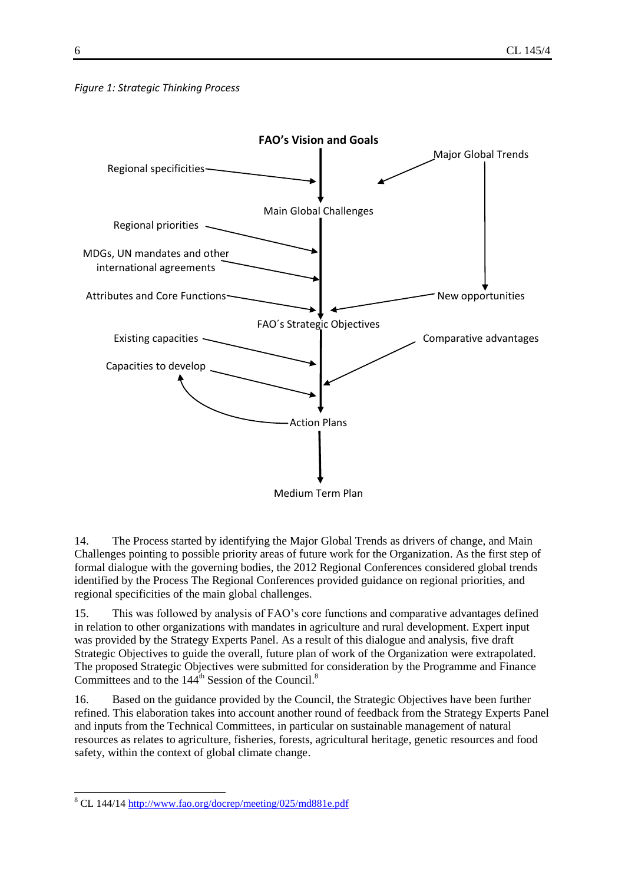*Figure 1: Strategic Thinking Process*

**FAO's Vision and Goals**

Regional specificities

Major Global Trends

Main Global Challenges

Regional priorities

MDGs, UN mandates and other international agreements

Attributes and Core Functions

New opportunities

FAO´s Strategic Objectives

Existing capacities

Comparative advantages

Capacities to develop

Action Plans

Medium Term Plan

14. The Process started by identifying the Major Global Trends as drivers of change, and Main Challenges pointing to possible priority areas of future work for the Organization. As the first step of formal dialogue with the governing bodies, the 2012 Regional Conferences considered global trends identified by the Process The Regional Conferences provided guidance on regional priorities, and regional specificities of the main global challenges.

15. This was followed by analysis of FAO's core functions and comparative advantages defined in relation to other organizations with mandates in agriculture and rural development. Expert input was provided by the Strategy Experts Panel. As a result of this dialogue and analysis, five draft Strategic Objectives to guide the overall, future plan of work of the Organization were extrapolated. The proposed Strategic Objectives were submitted for consideration by the Programme and Finance Committees and to the 144th Session of the Council.[8]

16. Based on the guidance provided by the Council, the Strategic Objectives have been further refined. This elaboration takes into account another round of feedback from the Strategy Experts Panel and inputs from the Technical Committees, in particular on sustainable management of natural resources as relates to agriculture, fisheries, forests, agricultural heritage, genetic resources and food safety, within the context of global climate change.

[8] CL 144/14 http://www.fao.org/docrep/meeting/025/md881e.pdf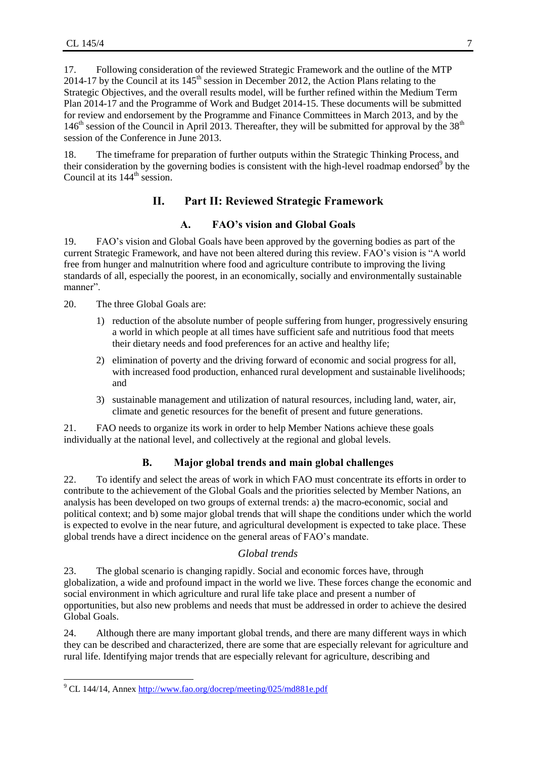17. Following consideration of the reviewed Strategic Framework and the outline of the MTP 2014-17 by the Council at its 145th session in December 2012, the Action Plans relating to the Strategic Objectives, and the overall results model, will be further refined within the Medium Term Plan 2014-17 and the Programme of Work and Budget 2014-15. These documents will be submitted for review and endorsement by the Programme and Finance Committees in March 2013, and by the 146th session of the Council in April 2013. Thereafter, they will be submitted for approval by the 38th session of the Conference in June 2013.

18. The timeframe for preparation of further outputs within the Strategic Thinking Process, and their consideration by the governing bodies is consistent with the high-level roadmap endorsed[9] by the Council at its 144th session.

# II. Part II: Reviewed Strategic Framework

## A. FAO's vision and Global Goals

19. FAO's vision and Global Goals have been approved by the governing bodies as part of the current Strategic Framework, and have not been altered during this review. FAO's vision is "A world free from hunger and malnutrition where food and agriculture contribute to improving the living standards of all, especially the poorest, in an economically, socially and environmentally sustainable manner".

20. The three Global Goals are:

1) reduction of the absolute number of people suffering from hunger, progressively ensuring a world in which people at all times have sufficient safe and nutritious food that meets their dietary needs and food preferences for an active and healthy life;
2) elimination of poverty and the driving forward of economic and social progress for all, with increased food production, enhanced rural development and sustainable livelihoods; and
3) sustainable management and utilization of natural resources, including land, water, air, climate and genetic resources for the benefit of present and future generations.

21. FAO needs to organize its work in order to help Member Nations achieve these goals individually at the national level, and collectively at the regional and global levels.

## B. Major global trends and main global challenges

22. To identify and select the areas of work in which FAO must concentrate its efforts in order to contribute to the achievement of the Global Goals and the priorities selected by Member Nations, an analysis has been developed on two groups of external trends: a) the macro-economic, social and political context; and b) some major global trends that will shape the conditions under which the world is expected to evolve in the near future, and agricultural development is expected to take place. These global trends have a direct incidence on the general areas of FAO's mandate.

### *Global trends*

23. The global scenario is changing rapidly. Social and economic forces have, through globalization, a wide and profound impact in the world we live. These forces change the economic and social environment in which agriculture and rural life take place and present a number of opportunities, but also new problems and needs that must be addressed in order to achieve the desired Global Goals.

24. Although there are many important global trends, and there are many different ways in which they can be described and characterized, there are some that are especially relevant for agriculture and rural life. Identifying major trends that are especially relevant for agriculture, describing and

---

[9] CL 144/14, Annex http://www.fao.org/docrep/meeting/025/md881e.pdf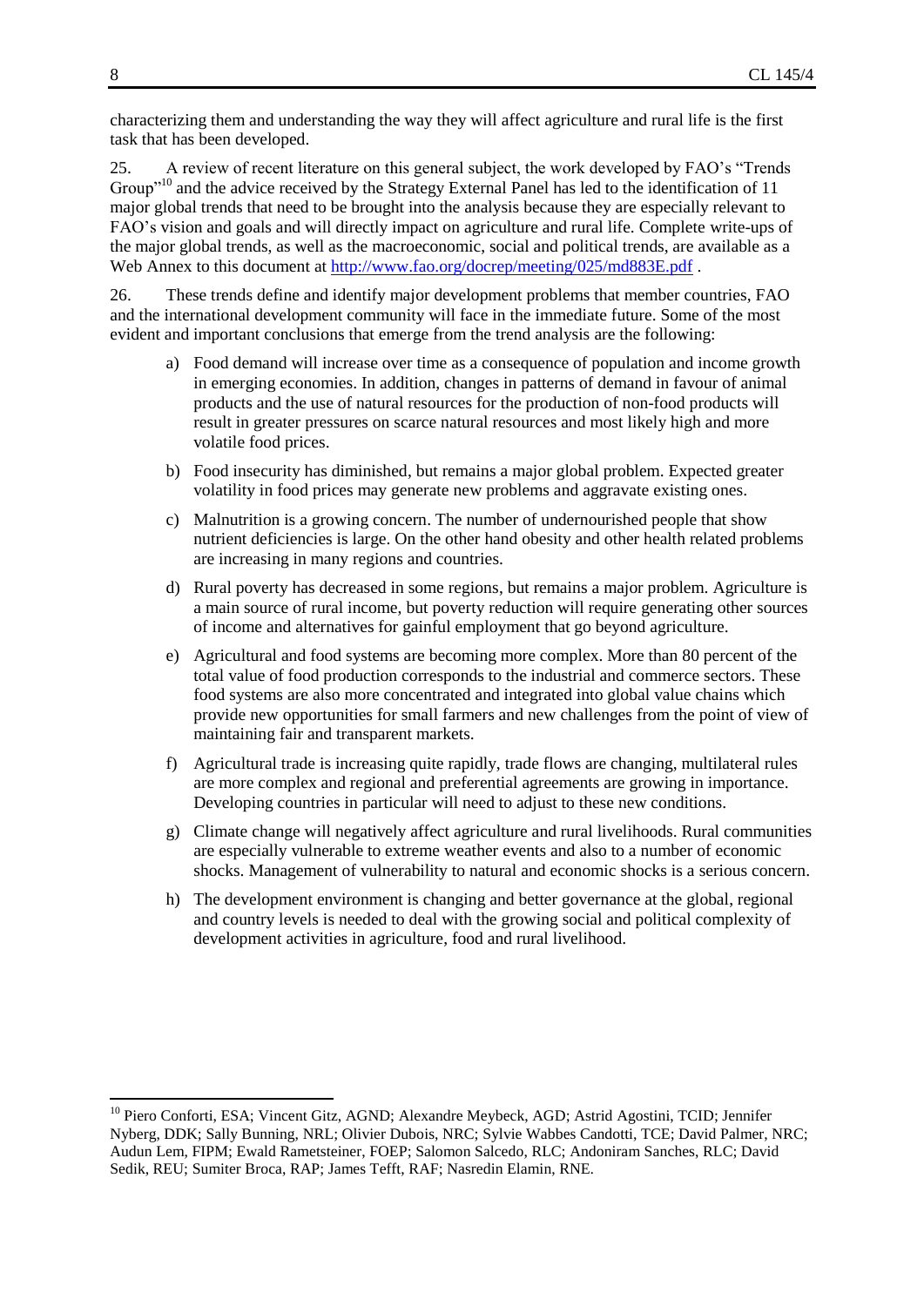characterizing them and understanding the way they will affect agriculture and rural life is the first task that has been developed.

25. A review of recent literature on this general subject, the work developed by FAO's "Trends Group"[10] and the advice received by the Strategy External Panel has led to the identification of 11 major global trends that need to be brought into the analysis because they are especially relevant to FAO's vision and goals and will directly impact on agriculture and rural life. Complete write-ups of the major global trends, as well as the macroeconomic, social and political trends, are available as a Web Annex to this document at http://www.fao.org/docrep/meeting/025/md883E.pdf .

26. These trends define and identify major development problems that member countries, FAO and the international development community will face in the immediate future. Some of the most evident and important conclusions that emerge from the trend analysis are the following:

a) Food demand will increase over time as a consequence of population and income growth in emerging economies. In addition, changes in patterns of demand in favour of animal products and the use of natural resources for the production of non-food products will result in greater pressures on scarce natural resources and most likely high and more volatile food prices.

b) Food insecurity has diminished, but remains a major global problem. Expected greater volatility in food prices may generate new problems and aggravate existing ones.

c) Malnutrition is a growing concern. The number of undernourished people that show nutrient deficiencies is large. On the other hand obesity and other health related problems are increasing in many regions and countries.

d) Rural poverty has decreased in some regions, but remains a major problem. Agriculture is a main source of rural income, but poverty reduction will require generating other sources of income and alternatives for gainful employment that go beyond agriculture.

e) Agricultural and food systems are becoming more complex. More than 80 percent of the total value of food production corresponds to the industrial and commerce sectors. These food systems are also more concentrated and integrated into global value chains which provide new opportunities for small farmers and new challenges from the point of view of maintaining fair and transparent markets.

f) Agricultural trade is increasing quite rapidly, trade flows are changing, multilateral rules are more complex and regional and preferential agreements are growing in importance. Developing countries in particular will need to adjust to these new conditions.

g) Climate change will negatively affect agriculture and rural livelihoods. Rural communities are especially vulnerable to extreme weather events and also to a number of economic shocks. Management of vulnerability to natural and economic shocks is a serious concern.

h) The development environment is changing and better governance at the global, regional and country levels is needed to deal with the growing social and political complexity of development activities in agriculture, food and rural livelihood.

---

[10] Piero Conforti, ESA; Vincent Gitz, AGND; Alexandre Meybeck, AGD; Astrid Agostini, TCID; Jennifer Nyberg, DDK; Sally Bunning, NRL; Olivier Dubois, NRC; Sylvie Wabbes Candotti, TCE; David Palmer, NRC; Audun Lem, FIPM; Ewald Rametsteiner, FOEP; Salomon Salcedo, RLC; Andoniram Sanches, RLC; David Sedik, REU; Sumiter Broca, RAP; James Tefft, RAF; Nasredin Elamin, RNE.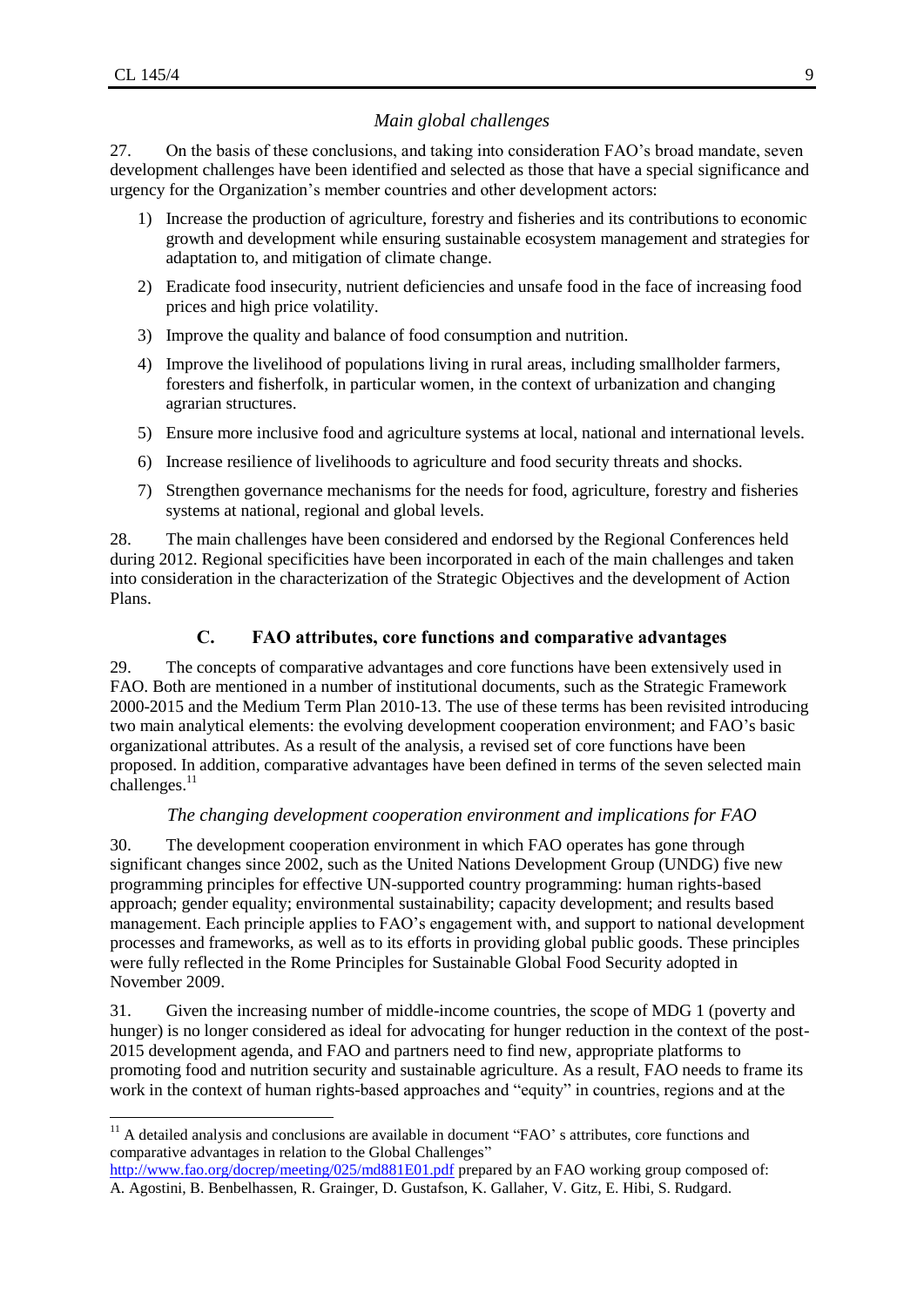### *Main global challenges*

27. On the basis of these conclusions, and taking into consideration FAO's broad mandate, seven development challenges have been identified and selected as those that have a special significance and urgency for the Organization's member countries and other development actors:

1) Increase the production of agriculture, forestry and fisheries and its contributions to economic growth and development while ensuring sustainable ecosystem management and strategies for adaptation to, and mitigation of climate change.
2) Eradicate food insecurity, nutrient deficiencies and unsafe food in the face of increasing food prices and high price volatility.
3) Improve the quality and balance of food consumption and nutrition.
4) Improve the livelihood of populations living in rural areas, including smallholder farmers, foresters and fisherfolk, in particular women, in the context of urbanization and changing agrarian structures.
5) Ensure more inclusive food and agriculture systems at local, national and international levels.
6) Increase resilience of livelihoods to agriculture and food security threats and shocks.
7) Strengthen governance mechanisms for the needs for food, agriculture, forestry and fisheries systems at national, regional and global levels.

28. The main challenges have been considered and endorsed by the Regional Conferences held during 2012. Regional specificities have been incorporated in each of the main challenges and taken into consideration in the characterization of the Strategic Objectives and the development of Action Plans.

## C. FAO attributes, core functions and comparative advantages

29. The concepts of comparative advantages and core functions have been extensively used in FAO. Both are mentioned in a number of institutional documents, such as the Strategic Framework 2000-2015 and the Medium Term Plan 2010-13. The use of these terms has been revisited introducing two main analytical elements: the evolving development cooperation environment; and FAO's basic organizational attributes. As a result of the analysis, a revised set of core functions have been proposed. In addition, comparative advantages have been defined in terms of the seven selected main challenges.[11]

### *The changing development cooperation environment and implications for FAO*

30. The development cooperation environment in which FAO operates has gone through significant changes since 2002, such as the United Nations Development Group (UNDG) five new programming principles for effective UN-supported country programming: human rights-based approach; gender equality; environmental sustainability; capacity development; and results based management. Each principle applies to FAO's engagement with, and support to national development processes and frameworks, as well as to its efforts in providing global public goods. These principles were fully reflected in the Rome Principles for Sustainable Global Food Security adopted in November 2009.

31. Given the increasing number of middle-income countries, the scope of MDG 1 (poverty and hunger) is no longer considered as ideal for advocating for hunger reduction in the context of the post-2015 development agenda, and FAO and partners need to find new, appropriate platforms to promoting food and nutrition security and sustainable agriculture. As a result, FAO needs to frame its work in the context of human rights-based approaches and "equity" in countries, regions and at the

---

[11] A detailed analysis and conclusions are available in document "FAO' s attributes, core functions and comparative advantages in relation to the Global Challenges" http://www.fao.org/docrep/meeting/025/md881E01.pdf prepared by an FAO working group composed of: A. Agostini, B. Benbelhassen, R. Grainger, D. Gustafson, K. Gallaher, V. Gitz, E. Hibi, S. Rudgard.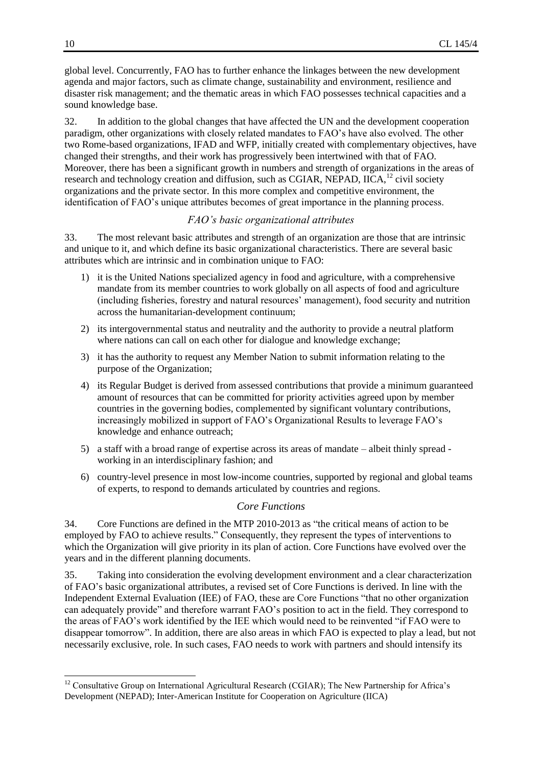global level. Concurrently, FAO has to further enhance the linkages between the new development agenda and major factors, such as climate change, sustainability and environment, resilience and disaster risk management; and the thematic areas in which FAO possesses technical capacities and a sound knowledge base.

32. In addition to the global changes that have affected the UN and the development cooperation paradigm, other organizations with closely related mandates to FAO's have also evolved. The other two Rome-based organizations, IFAD and WFP, initially created with complementary objectives, have changed their strengths, and their work has progressively been intertwined with that of FAO. Moreover, there has been a significant growth in numbers and strength of organizations in the areas of research and technology creation and diffusion, such as CGIAR, NEPAD, IICA,[12] civil society organizations and the private sector. In this more complex and competitive environment, the identification of FAO's unique attributes becomes of great importance in the planning process.

### *FAO's basic organizational attributes*

33. The most relevant basic attributes and strength of an organization are those that are intrinsic and unique to it, and which define its basic organizational characteristics. There are several basic attributes which are intrinsic and in combination unique to FAO:

1) it is the United Nations specialized agency in food and agriculture, with a comprehensive mandate from its member countries to work globally on all aspects of food and agriculture (including fisheries, forestry and natural resources' management), food security and nutrition across the humanitarian-development continuum;
2) its intergovernmental status and neutrality and the authority to provide a neutral platform where nations can call on each other for dialogue and knowledge exchange;
3) it has the authority to request any Member Nation to submit information relating to the purpose of the Organization;
4) its Regular Budget is derived from assessed contributions that provide a minimum guaranteed amount of resources that can be committed for priority activities agreed upon by member countries in the governing bodies, complemented by significant voluntary contributions, increasingly mobilized in support of FAO's Organizational Results to leverage FAO's knowledge and enhance outreach;
5) a staff with a broad range of expertise across its areas of mandate – albeit thinly spread - working in an interdisciplinary fashion; and
6) country-level presence in most low-income countries, supported by regional and global teams of experts, to respond to demands articulated by countries and regions.

### *Core Functions*

34. Core Functions are defined in the MTP 2010-2013 as "the critical means of action to be employed by FAO to achieve results." Consequently, they represent the types of interventions to which the Organization will give priority in its plan of action. Core Functions have evolved over the years and in the different planning documents.

35. Taking into consideration the evolving development environment and a clear characterization of FAO's basic organizational attributes, a revised set of Core Functions is derived. In line with the Independent External Evaluation (IEE) of FAO, these are Core Functions "that no other organization can adequately provide" and therefore warrant FAO's position to act in the field. They correspond to the areas of FAO's work identified by the IEE which would need to be reinvented "if FAO were to disappear tomorrow". In addition, there are also areas in which FAO is expected to play a lead, but not necessarily exclusive, role. In such cases, FAO needs to work with partners and should intensify its

---

[12] Consultative Group on International Agricultural Research (CGIAR); The New Partnership for Africa's Development (NEPAD); Inter-American Institute for Cooperation on Agriculture (IICA)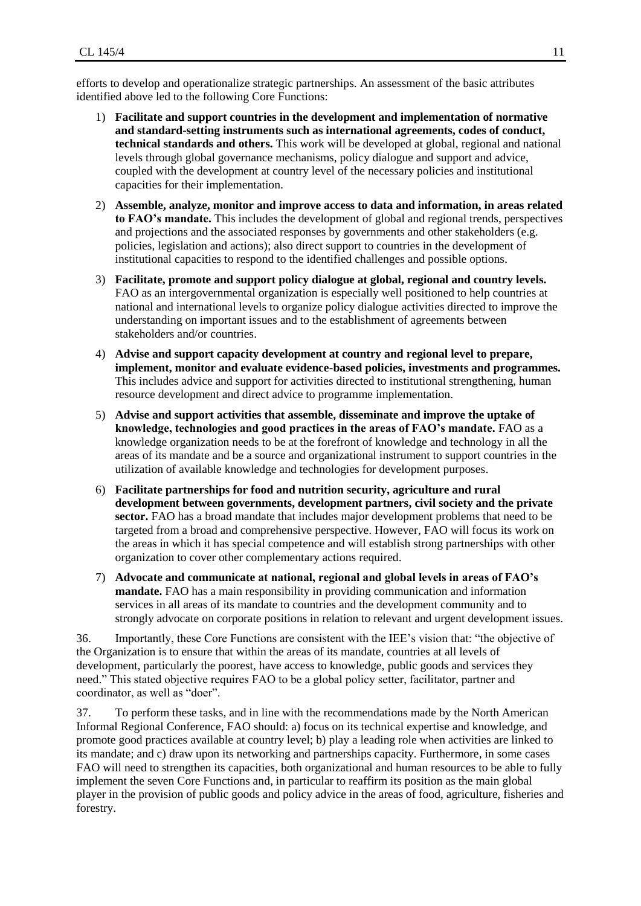efforts to develop and operationalize strategic partnerships. An assessment of the basic attributes identified above led to the following Core Functions:

1) **Facilitate and support countries in the development and implementation of normative and standard-setting instruments such as international agreements, codes of conduct, technical standards and others.** This work will be developed at global, regional and national levels through global governance mechanisms, policy dialogue and support and advice, coupled with the development at country level of the necessary policies and institutional capacities for their implementation.

2) **Assemble, analyze, monitor and improve access to data and information, in areas related to FAO's mandate.** This includes the development of global and regional trends, perspectives and projections and the associated responses by governments and other stakeholders (e.g. policies, legislation and actions); also direct support to countries in the development of institutional capacities to respond to the identified challenges and possible options.

3) **Facilitate, promote and support policy dialogue at global, regional and country levels.** FAO as an intergovernmental organization is especially well positioned to help countries at national and international levels to organize policy dialogue activities directed to improve the understanding on important issues and to the establishment of agreements between stakeholders and/or countries.

4) **Advise and support capacity development at country and regional level to prepare, implement, monitor and evaluate evidence-based policies, investments and programmes.** This includes advice and support for activities directed to institutional strengthening, human resource development and direct advice to programme implementation.

5) **Advise and support activities that assemble, disseminate and improve the uptake of knowledge, technologies and good practices in the areas of FAO's mandate.** FAO as a knowledge organization needs to be at the forefront of knowledge and technology in all the areas of its mandate and be a source and organizational instrument to support countries in the utilization of available knowledge and technologies for development purposes.

6) **Facilitate partnerships for food and nutrition security, agriculture and rural development between governments, development partners, civil society and the private sector.** FAO has a broad mandate that includes major development problems that need to be targeted from a broad and comprehensive perspective. However, FAO will focus its work on the areas in which it has special competence and will establish strong partnerships with other organization to cover other complementary actions required.

7) **Advocate and communicate at national, regional and global levels in areas of FAO's mandate.** FAO has a main responsibility in providing communication and information services in all areas of its mandate to countries and the development community and to strongly advocate on corporate positions in relation to relevant and urgent development issues.

36. Importantly, these Core Functions are consistent with the IEE's vision that: "the objective of the Organization is to ensure that within the areas of its mandate, countries at all levels of development, particularly the poorest, have access to knowledge, public goods and services they need." This stated objective requires FAO to be a global policy setter, facilitator, partner and coordinator, as well as "doer".

37. To perform these tasks, and in line with the recommendations made by the North American Informal Regional Conference, FAO should: a) focus on its technical expertise and knowledge, and promote good practices available at country level; b) play a leading role when activities are linked to its mandate; and c) draw upon its networking and partnerships capacity. Furthermore, in some cases FAO will need to strengthen its capacities, both organizational and human resources to be able to fully implement the seven Core Functions and, in particular to reaffirm its position as the main global player in the provision of public goods and policy advice in the areas of food, agriculture, fisheries and forestry.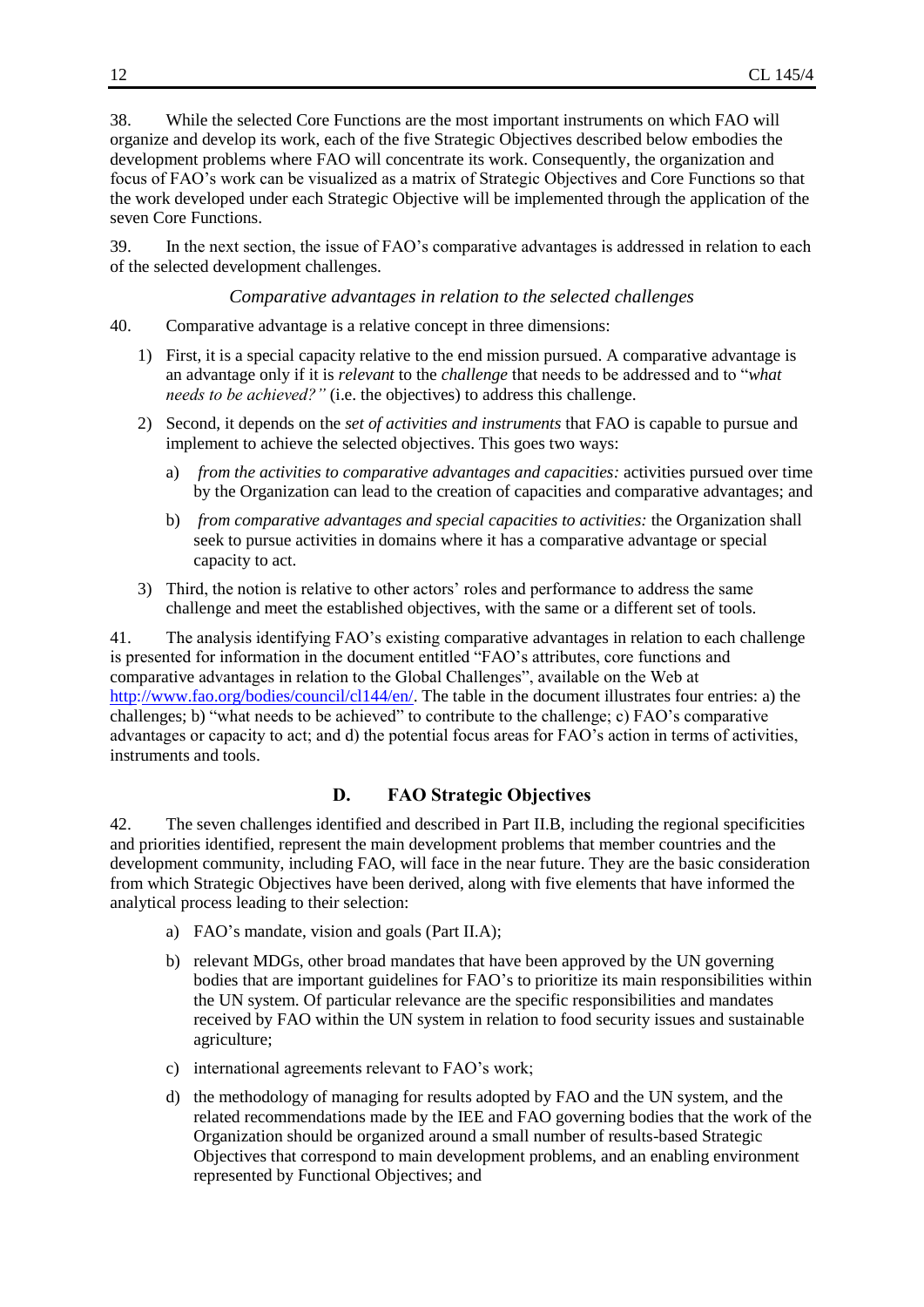38. While the selected Core Functions are the most important instruments on which FAO will organize and develop its work, each of the five Strategic Objectives described below embodies the development problems where FAO will concentrate its work. Consequently, the organization and focus of FAO's work can be visualized as a matrix of Strategic Objectives and Core Functions so that the work developed under each Strategic Objective will be implemented through the application of the seven Core Functions.

39. In the next section, the issue of FAO's comparative advantages is addressed in relation to each of the selected development challenges.

*Comparative advantages in relation to the selected challenges*

40. Comparative advantage is a relative concept in three dimensions:

1) First, it is a special capacity relative to the end mission pursued. A comparative advantage is an advantage only if it is *relevant* to the *challenge* that needs to be addressed and to "*what needs to be achieved?"* (i.e. the objectives) to address this challenge.

2) Second, it depends on the *set of activities and instruments* that FAO is capable to pursue and implement to achieve the selected objectives. This goes two ways:

   a) *from the activities to comparative advantages and capacities:* activities pursued over time by the Organization can lead to the creation of capacities and comparative advantages; and

   b) *from comparative advantages and special capacities to activities:* the Organization shall seek to pursue activities in domains where it has a comparative advantage or special capacity to act.

3) Third, the notion is relative to other actors' roles and performance to address the same challenge and meet the established objectives, with the same or a different set of tools.

41. The analysis identifying FAO's existing comparative advantages in relation to each challenge is presented for information in the document entitled "FAO's attributes, core functions and comparative advantages in relation to the Global Challenges", available on the Web at [http://www.fao.org/bodies/council/cl144/en/](http://www.fao.org/bodies/council/cl144/en/). The table in the document illustrates four entries: a) the challenges; b) "what needs to be achieved" to contribute to the challenge; c) FAO's comparative advantages or capacity to act; and d) the potential focus areas for FAO's action in terms of activities, instruments and tools.

## D. FAO Strategic Objectives

42. The seven challenges identified and described in Part II.B, including the regional specificities and priorities identified, represent the main development problems that member countries and the development community, including FAO, will face in the near future. They are the basic consideration from which Strategic Objectives have been derived, along with five elements that have informed the analytical process leading to their selection:

a) FAO's mandate, vision and goals (Part II.A);

b) relevant MDGs, other broad mandates that have been approved by the UN governing bodies that are important guidelines for FAO's to prioritize its main responsibilities within the UN system. Of particular relevance are the specific responsibilities and mandates received by FAO within the UN system in relation to food security issues and sustainable agriculture;

c) international agreements relevant to FAO's work;

d) the methodology of managing for results adopted by FAO and the UN system, and the related recommendations made by the IEE and FAO governing bodies that the work of the Organization should be organized around a small number of results-based Strategic Objectives that correspond to main development problems, and an enabling environment represented by Functional Objectives; and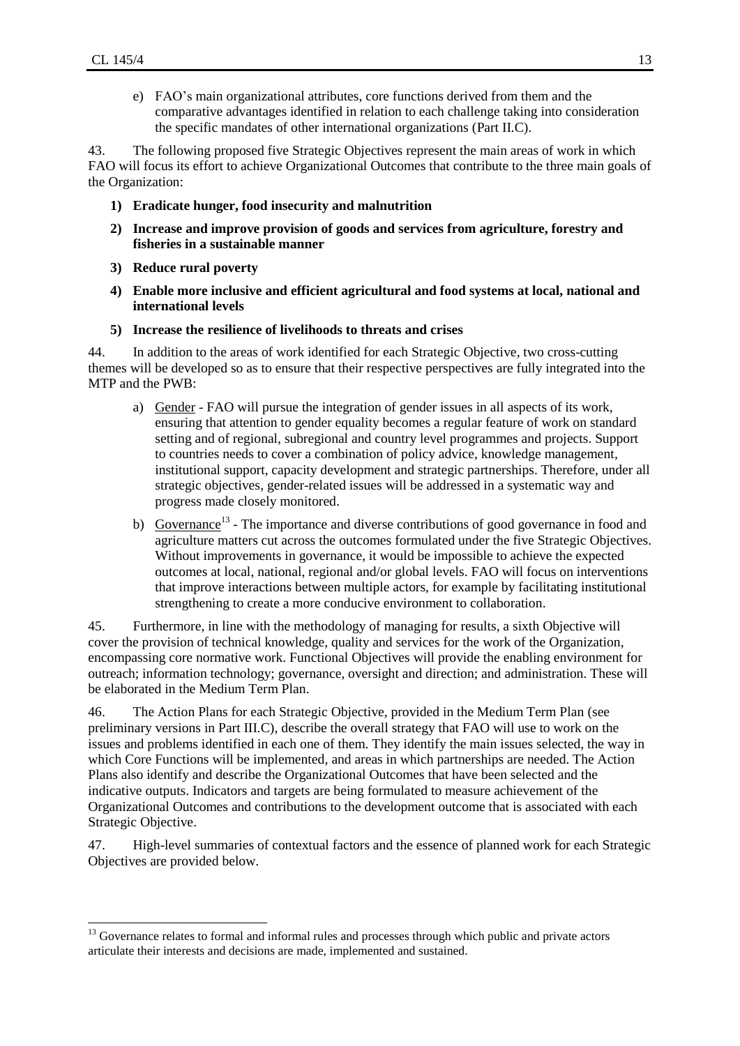e) FAO's main organizational attributes, core functions derived from them and the comparative advantages identified in relation to each challenge taking into consideration the specific mandates of other international organizations (Part II.C).

43. The following proposed five Strategic Objectives represent the main areas of work in which FAO will focus its effort to achieve Organizational Outcomes that contribute to the three main goals of the Organization:

1) **Eradicate hunger, food insecurity and malnutrition**
2) **Increase and improve provision of goods and services from agriculture, forestry and fisheries in a sustainable manner**
3) **Reduce rural poverty**
4) **Enable more inclusive and efficient agricultural and food systems at local, national and international levels**
5) **Increase the resilience of livelihoods to threats and crises**

44. In addition to the areas of work identified for each Strategic Objective, two cross-cutting themes will be developed so as to ensure that their respective perspectives are fully integrated into the MTP and the PWB:

a) Gender - FAO will pursue the integration of gender issues in all aspects of its work, ensuring that attention to gender equality becomes a regular feature of work on standard setting and of regional, subregional and country level programmes and projects. Support to countries needs to cover a combination of policy advice, knowledge management, institutional support, capacity development and strategic partnerships. Therefore, under all strategic objectives, gender-related issues will be addressed in a systematic way and progress made closely monitored.

b) Governance[13] - The importance and diverse contributions of good governance in food and agriculture matters cut across the outcomes formulated under the five Strategic Objectives. Without improvements in governance, it would be impossible to achieve the expected outcomes at local, national, regional and/or global levels. FAO will focus on interventions that improve interactions between multiple actors, for example by facilitating institutional strengthening to create a more conducive environment to collaboration.

45. Furthermore, in line with the methodology of managing for results, a sixth Objective will cover the provision of technical knowledge, quality and services for the work of the Organization, encompassing core normative work. Functional Objectives will provide the enabling environment for outreach; information technology; governance, oversight and direction; and administration. These will be elaborated in the Medium Term Plan.

46. The Action Plans for each Strategic Objective, provided in the Medium Term Plan (see preliminary versions in Part III.C), describe the overall strategy that FAO will use to work on the issues and problems identified in each one of them. They identify the main issues selected, the way in which Core Functions will be implemented, and areas in which partnerships are needed. The Action Plans also identify and describe the Organizational Outcomes that have been selected and the indicative outputs. Indicators and targets are being formulated to measure achievement of the Organizational Outcomes and contributions to the development outcome that is associated with each Strategic Objective.

47. High-level summaries of contextual factors and the essence of planned work for each Strategic Objectives are provided below.

---

[13] Governance relates to formal and informal rules and processes through which public and private actors articulate their interests and decisions are made, implemented and sustained.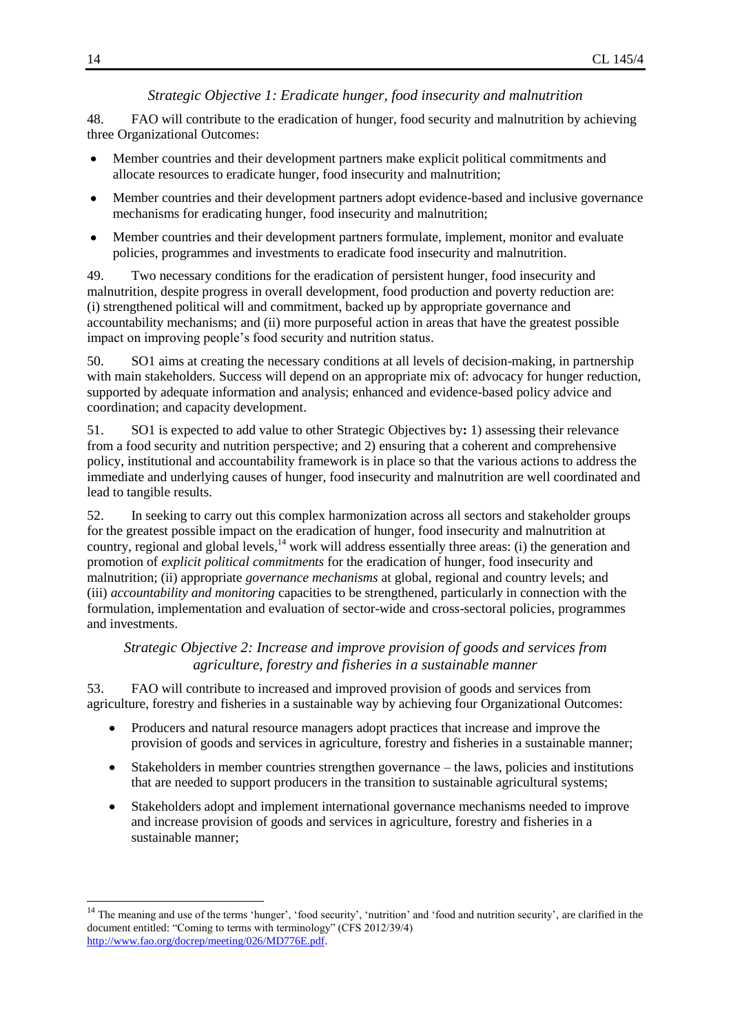*Strategic Objective 1: Eradicate hunger, food insecurity and malnutrition*

48. FAO will contribute to the eradication of hunger, food security and malnutrition by achieving three Organizational Outcomes:

- Member countries and their development partners make explicit political commitments and allocate resources to eradicate hunger, food insecurity and malnutrition;
- Member countries and their development partners adopt evidence-based and inclusive governance mechanisms for eradicating hunger, food insecurity and malnutrition;
- Member countries and their development partners formulate, implement, monitor and evaluate policies, programmes and investments to eradicate food insecurity and malnutrition.

49. Two necessary conditions for the eradication of persistent hunger, food insecurity and malnutrition, despite progress in overall development, food production and poverty reduction are: (i) strengthened political will and commitment, backed up by appropriate governance and accountability mechanisms; and (ii) more purposeful action in areas that have the greatest possible impact on improving people's food security and nutrition status.

50. SO1 aims at creating the necessary conditions at all levels of decision-making, in partnership with main stakeholders. Success will depend on an appropriate mix of: advocacy for hunger reduction, supported by adequate information and analysis; enhanced and evidence-based policy advice and coordination; and capacity development.

51. SO1 is expected to add value to other Strategic Objectives by**:** 1) assessing their relevance from a food security and nutrition perspective; and 2) ensuring that a coherent and comprehensive policy, institutional and accountability framework is in place so that the various actions to address the immediate and underlying causes of hunger, food insecurity and malnutrition are well coordinated and lead to tangible results.

52. In seeking to carry out this complex harmonization across all sectors and stakeholder groups for the greatest possible impact on the eradication of hunger, food insecurity and malnutrition at country, regional and global levels,[14] work will address essentially three areas: (i) the generation and promotion of *explicit political commitments* for the eradication of hunger, food insecurity and malnutrition; (ii) appropriate *governance mechanisms* at global, regional and country levels; and (iii) *accountability and monitoring* capacities to be strengthened, particularly in connection with the formulation, implementation and evaluation of sector-wide and cross-sectoral policies, programmes and investments.

*Strategic Objective 2: Increase and improve provision of goods and services from agriculture, forestry and fisheries in a sustainable manner*

53. FAO will contribute to increased and improved provision of goods and services from agriculture, forestry and fisheries in a sustainable way by achieving four Organizational Outcomes:

- Producers and natural resource managers adopt practices that increase and improve the provision of goods and services in agriculture, forestry and fisheries in a sustainable manner;
- Stakeholders in member countries strengthen governance – the laws, policies and institutions that are needed to support producers in the transition to sustainable agricultural systems;
- Stakeholders adopt and implement international governance mechanisms needed to improve and increase provision of goods and services in agriculture, forestry and fisheries in a sustainable manner;

---

[14] The meaning and use of the terms 'hunger', 'food security', 'nutrition' and 'food and nutrition security', are clarified in the document entitled: "Coming to terms with terminology" (CFS 2012/39/4) http://www.fao.org/docrep/meeting/026/MD776E.pdf.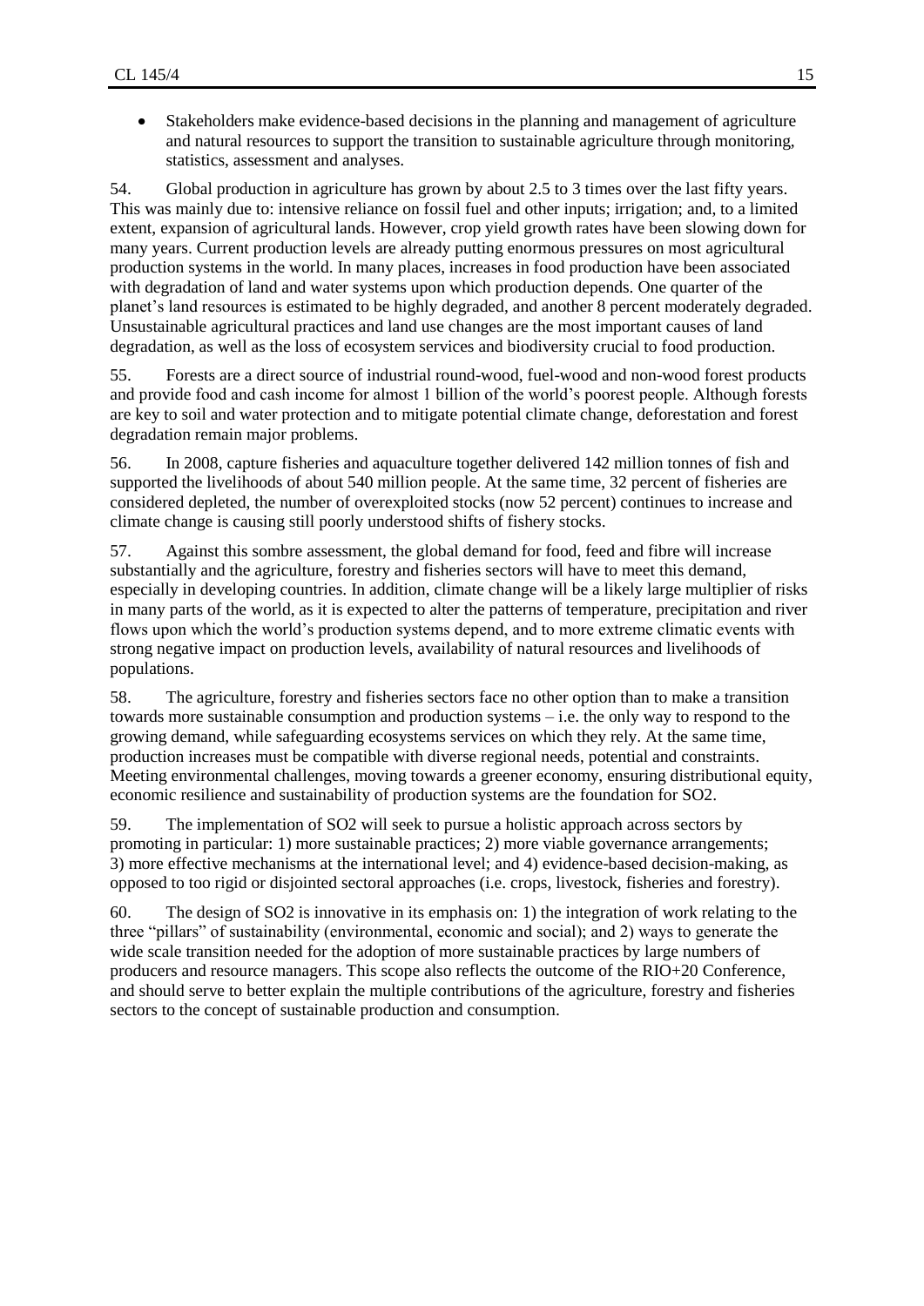- Stakeholders make evidence-based decisions in the planning and management of agriculture and natural resources to support the transition to sustainable agriculture through monitoring, statistics, assessment and analyses.

54. Global production in agriculture has grown by about 2.5 to 3 times over the last fifty years. This was mainly due to: intensive reliance on fossil fuel and other inputs; irrigation; and, to a limited extent, expansion of agricultural lands. However, crop yield growth rates have been slowing down for many years. Current production levels are already putting enormous pressures on most agricultural production systems in the world. In many places, increases in food production have been associated with degradation of land and water systems upon which production depends. One quarter of the planet's land resources is estimated to be highly degraded, and another 8 percent moderately degraded. Unsustainable agricultural practices and land use changes are the most important causes of land degradation, as well as the loss of ecosystem services and biodiversity crucial to food production.

55. Forests are a direct source of industrial round-wood, fuel-wood and non-wood forest products and provide food and cash income for almost 1 billion of the world's poorest people. Although forests are key to soil and water protection and to mitigate potential climate change, deforestation and forest degradation remain major problems.

56. In 2008, capture fisheries and aquaculture together delivered 142 million tonnes of fish and supported the livelihoods of about 540 million people. At the same time, 32 percent of fisheries are considered depleted, the number of overexploited stocks (now 52 percent) continues to increase and climate change is causing still poorly understood shifts of fishery stocks.

57. Against this sombre assessment, the global demand for food, feed and fibre will increase substantially and the agriculture, forestry and fisheries sectors will have to meet this demand, especially in developing countries. In addition, climate change will be a likely large multiplier of risks in many parts of the world, as it is expected to alter the patterns of temperature, precipitation and river flows upon which the world's production systems depend, and to more extreme climatic events with strong negative impact on production levels, availability of natural resources and livelihoods of populations.

58. The agriculture, forestry and fisheries sectors face no other option than to make a transition towards more sustainable consumption and production systems – i.e. the only way to respond to the growing demand, while safeguarding ecosystems services on which they rely. At the same time, production increases must be compatible with diverse regional needs, potential and constraints. Meeting environmental challenges, moving towards a greener economy, ensuring distributional equity, economic resilience and sustainability of production systems are the foundation for SO2.

59. The implementation of SO2 will seek to pursue a holistic approach across sectors by promoting in particular: 1) more sustainable practices; 2) more viable governance arrangements; 3) more effective mechanisms at the international level; and 4) evidence-based decision-making, as opposed to too rigid or disjointed sectoral approaches (i.e. crops, livestock, fisheries and forestry).

60. The design of SO2 is innovative in its emphasis on: 1) the integration of work relating to the three "pillars" of sustainability (environmental, economic and social); and 2) ways to generate the wide scale transition needed for the adoption of more sustainable practices by large numbers of producers and resource managers. This scope also reflects the outcome of the RIO+20 Conference, and should serve to better explain the multiple contributions of the agriculture, forestry and fisheries sectors to the concept of sustainable production and consumption.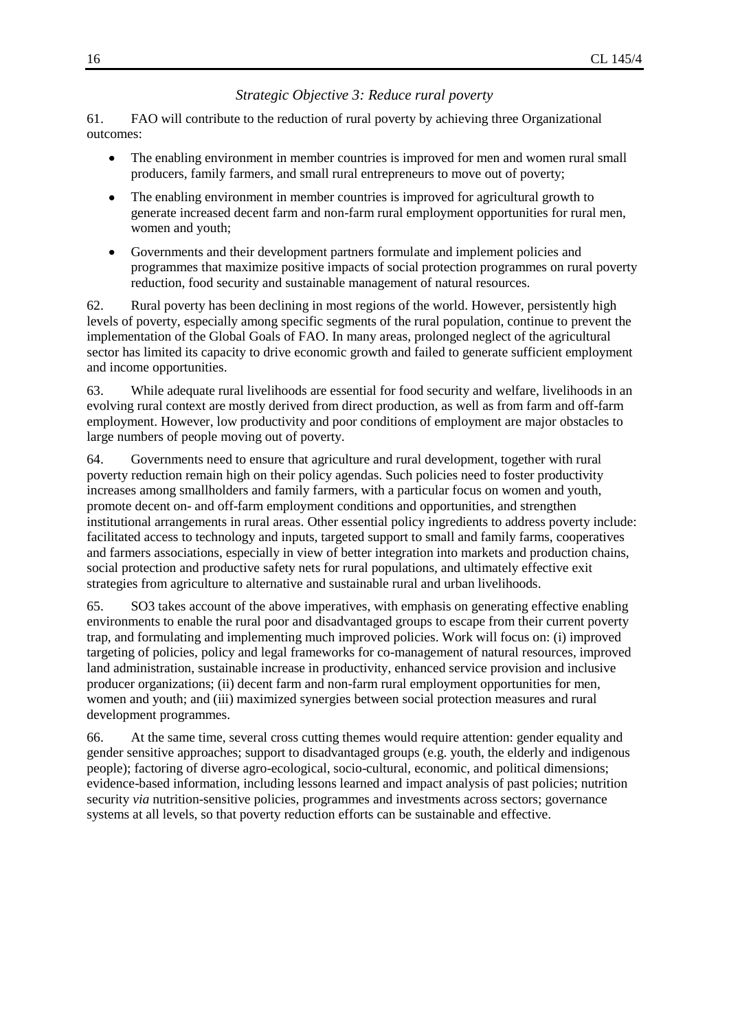*Strategic Objective 3: Reduce rural poverty*

61. FAO will contribute to the reduction of rural poverty by achieving three Organizational outcomes:

- The enabling environment in member countries is improved for men and women rural small producers, family farmers, and small rural entrepreneurs to move out of poverty;
- The enabling environment in member countries is improved for agricultural growth to generate increased decent farm and non-farm rural employment opportunities for rural men, women and youth;
- Governments and their development partners formulate and implement policies and programmes that maximize positive impacts of social protection programmes on rural poverty reduction, food security and sustainable management of natural resources.

62. Rural poverty has been declining in most regions of the world. However, persistently high levels of poverty, especially among specific segments of the rural population, continue to prevent the implementation of the Global Goals of FAO. In many areas, prolonged neglect of the agricultural sector has limited its capacity to drive economic growth and failed to generate sufficient employment and income opportunities.

63. While adequate rural livelihoods are essential for food security and welfare, livelihoods in an evolving rural context are mostly derived from direct production, as well as from farm and off-farm employment. However, low productivity and poor conditions of employment are major obstacles to large numbers of people moving out of poverty.

64. Governments need to ensure that agriculture and rural development, together with rural poverty reduction remain high on their policy agendas. Such policies need to foster productivity increases among smallholders and family farmers, with a particular focus on women and youth, promote decent on- and off-farm employment conditions and opportunities, and strengthen institutional arrangements in rural areas. Other essential policy ingredients to address poverty include: facilitated access to technology and inputs, targeted support to small and family farms, cooperatives and farmers associations, especially in view of better integration into markets and production chains, social protection and productive safety nets for rural populations, and ultimately effective exit strategies from agriculture to alternative and sustainable rural and urban livelihoods.

65. SO3 takes account of the above imperatives, with emphasis on generating effective enabling environments to enable the rural poor and disadvantaged groups to escape from their current poverty trap, and formulating and implementing much improved policies. Work will focus on: (i) improved targeting of policies, policy and legal frameworks for co-management of natural resources, improved land administration, sustainable increase in productivity, enhanced service provision and inclusive producer organizations; (ii) decent farm and non-farm rural employment opportunities for men, women and youth; and (iii) maximized synergies between social protection measures and rural development programmes.

66. At the same time, several cross cutting themes would require attention: gender equality and gender sensitive approaches; support to disadvantaged groups (e.g. youth, the elderly and indigenous people); factoring of diverse agro-ecological, socio-cultural, economic, and political dimensions; evidence-based information, including lessons learned and impact analysis of past policies; nutrition security *via* nutrition-sensitive policies, programmes and investments across sectors; governance systems at all levels, so that poverty reduction efforts can be sustainable and effective.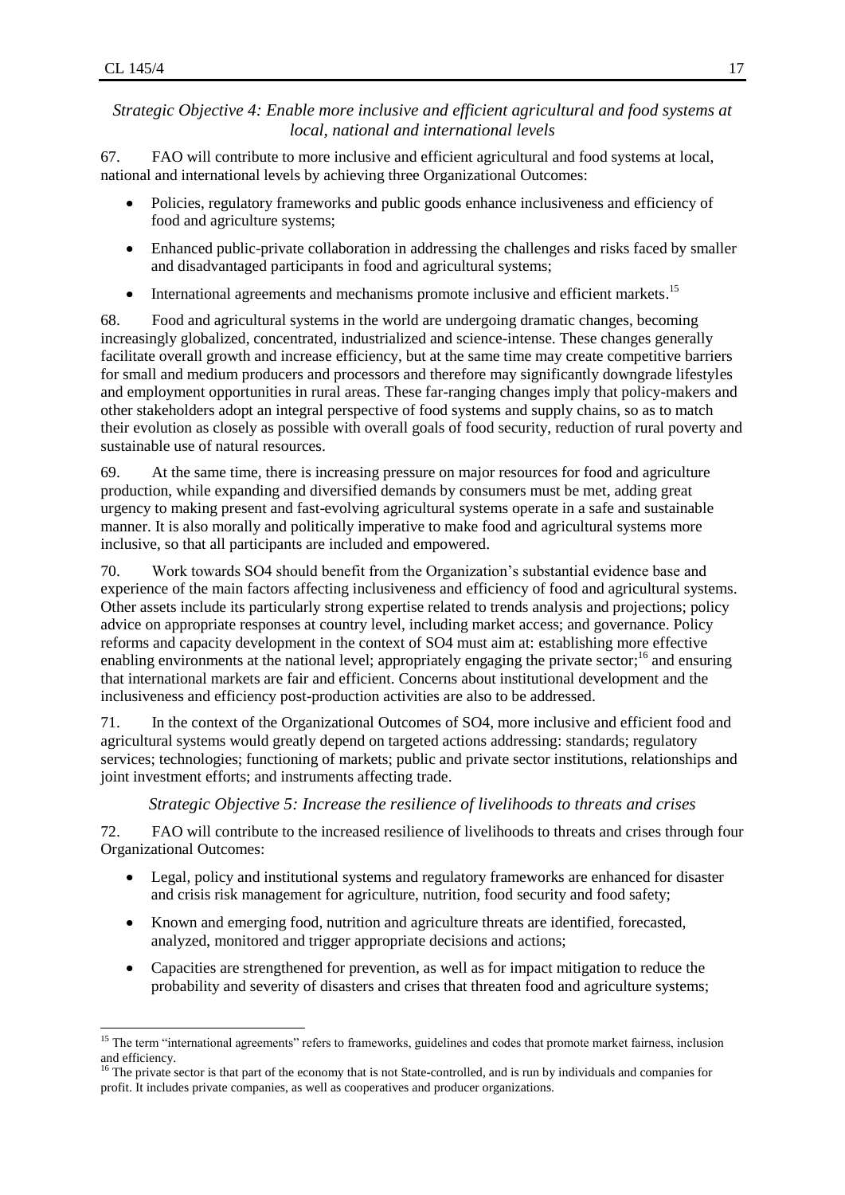*Strategic Objective 4: Enable more inclusive and efficient agricultural and food systems at local, national and international levels*

67. FAO will contribute to more inclusive and efficient agricultural and food systems at local, national and international levels by achieving three Organizational Outcomes:

- Policies, regulatory frameworks and public goods enhance inclusiveness and efficiency of food and agriculture systems;
- Enhanced public-private collaboration in addressing the challenges and risks faced by smaller and disadvantaged participants in food and agricultural systems;
- International agreements and mechanisms promote inclusive and efficient markets.[15]

68. Food and agricultural systems in the world are undergoing dramatic changes, becoming increasingly globalized, concentrated, industrialized and science-intense. These changes generally facilitate overall growth and increase efficiency, but at the same time may create competitive barriers for small and medium producers and processors and therefore may significantly downgrade lifestyles and employment opportunities in rural areas. These far-ranging changes imply that policy-makers and other stakeholders adopt an integral perspective of food systems and supply chains, so as to match their evolution as closely as possible with overall goals of food security, reduction of rural poverty and sustainable use of natural resources.

69. At the same time, there is increasing pressure on major resources for food and agriculture production, while expanding and diversified demands by consumers must be met, adding great urgency to making present and fast-evolving agricultural systems operate in a safe and sustainable manner. It is also morally and politically imperative to make food and agricultural systems more inclusive, so that all participants are included and empowered.

70. Work towards SO4 should benefit from the Organization's substantial evidence base and experience of the main factors affecting inclusiveness and efficiency of food and agricultural systems. Other assets include its particularly strong expertise related to trends analysis and projections; policy advice on appropriate responses at country level, including market access; and governance. Policy reforms and capacity development in the context of SO4 must aim at: establishing more effective enabling environments at the national level; appropriately engaging the private sector;[16] and ensuring that international markets are fair and efficient. Concerns about institutional development and the inclusiveness and efficiency post-production activities are also to be addressed.

71. In the context of the Organizational Outcomes of SO4, more inclusive and efficient food and agricultural systems would greatly depend on targeted actions addressing: standards; regulatory services; technologies; functioning of markets; public and private sector institutions, relationships and joint investment efforts; and instruments affecting trade.

*Strategic Objective 5: Increase the resilience of livelihoods to threats and crises*

72. FAO will contribute to the increased resilience of livelihoods to threats and crises through four Organizational Outcomes:

- Legal, policy and institutional systems and regulatory frameworks are enhanced for disaster and crisis risk management for agriculture, nutrition, food security and food safety;
- Known and emerging food, nutrition and agriculture threats are identified, forecasted, analyzed, monitored and trigger appropriate decisions and actions;
- Capacities are strengthened for prevention, as well as for impact mitigation to reduce the probability and severity of disasters and crises that threaten food and agriculture systems;

[15] The term "international agreements" refers to frameworks, guidelines and codes that promote market fairness, inclusion and efficiency.

[16] The private sector is that part of the economy that is not State-controlled, and is run by individuals and companies for profit. It includes private companies, as well as cooperatives and producer organizations.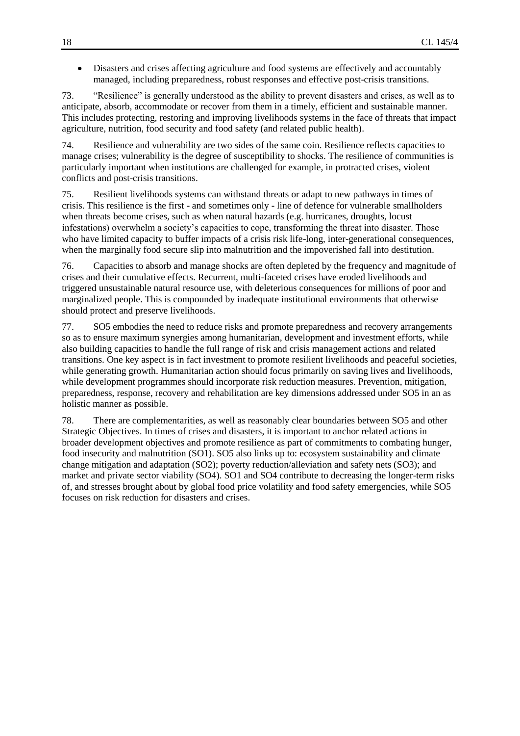- Disasters and crises affecting agriculture and food systems are effectively and accountably managed, including preparedness, robust responses and effective post-crisis transitions.

73. "Resilience" is generally understood as the ability to prevent disasters and crises, as well as to anticipate, absorb, accommodate or recover from them in a timely, efficient and sustainable manner. This includes protecting, restoring and improving livelihoods systems in the face of threats that impact agriculture, nutrition, food security and food safety (and related public health).

74. Resilience and vulnerability are two sides of the same coin. Resilience reflects capacities to manage crises; vulnerability is the degree of susceptibility to shocks. The resilience of communities is particularly important when institutions are challenged for example, in protracted crises, violent conflicts and post-crisis transitions.

75. Resilient livelihoods systems can withstand threats or adapt to new pathways in times of crisis. This resilience is the first - and sometimes only - line of defence for vulnerable smallholders when threats become crises, such as when natural hazards (e.g. hurricanes, droughts, locust infestations) overwhelm a society's capacities to cope, transforming the threat into disaster. Those who have limited capacity to buffer impacts of a crisis risk life-long, inter-generational consequences, when the marginally food secure slip into malnutrition and the impoverished fall into destitution.

76. Capacities to absorb and manage shocks are often depleted by the frequency and magnitude of crises and their cumulative effects. Recurrent, multi-faceted crises have eroded livelihoods and triggered unsustainable natural resource use, with deleterious consequences for millions of poor and marginalized people. This is compounded by inadequate institutional environments that otherwise should protect and preserve livelihoods.

77. SO5 embodies the need to reduce risks and promote preparedness and recovery arrangements so as to ensure maximum synergies among humanitarian, development and investment efforts, while also building capacities to handle the full range of risk and crisis management actions and related transitions. One key aspect is in fact investment to promote resilient livelihoods and peaceful societies, while generating growth. Humanitarian action should focus primarily on saving lives and livelihoods, while development programmes should incorporate risk reduction measures. Prevention, mitigation, preparedness, response, recovery and rehabilitation are key dimensions addressed under SO5 in an as holistic manner as possible.

78. There are complementarities, as well as reasonably clear boundaries between SO5 and other Strategic Objectives. In times of crises and disasters, it is important to anchor related actions in broader development objectives and promote resilience as part of commitments to combating hunger, food insecurity and malnutrition (SO1). SO5 also links up to: ecosystem sustainability and climate change mitigation and adaptation (SO2); poverty reduction/alleviation and safety nets (SO3); and market and private sector viability (SO4). SO1 and SO4 contribute to decreasing the longer-term risks of, and stresses brought about by global food price volatility and food safety emergencies, while SO5 focuses on risk reduction for disasters and crises.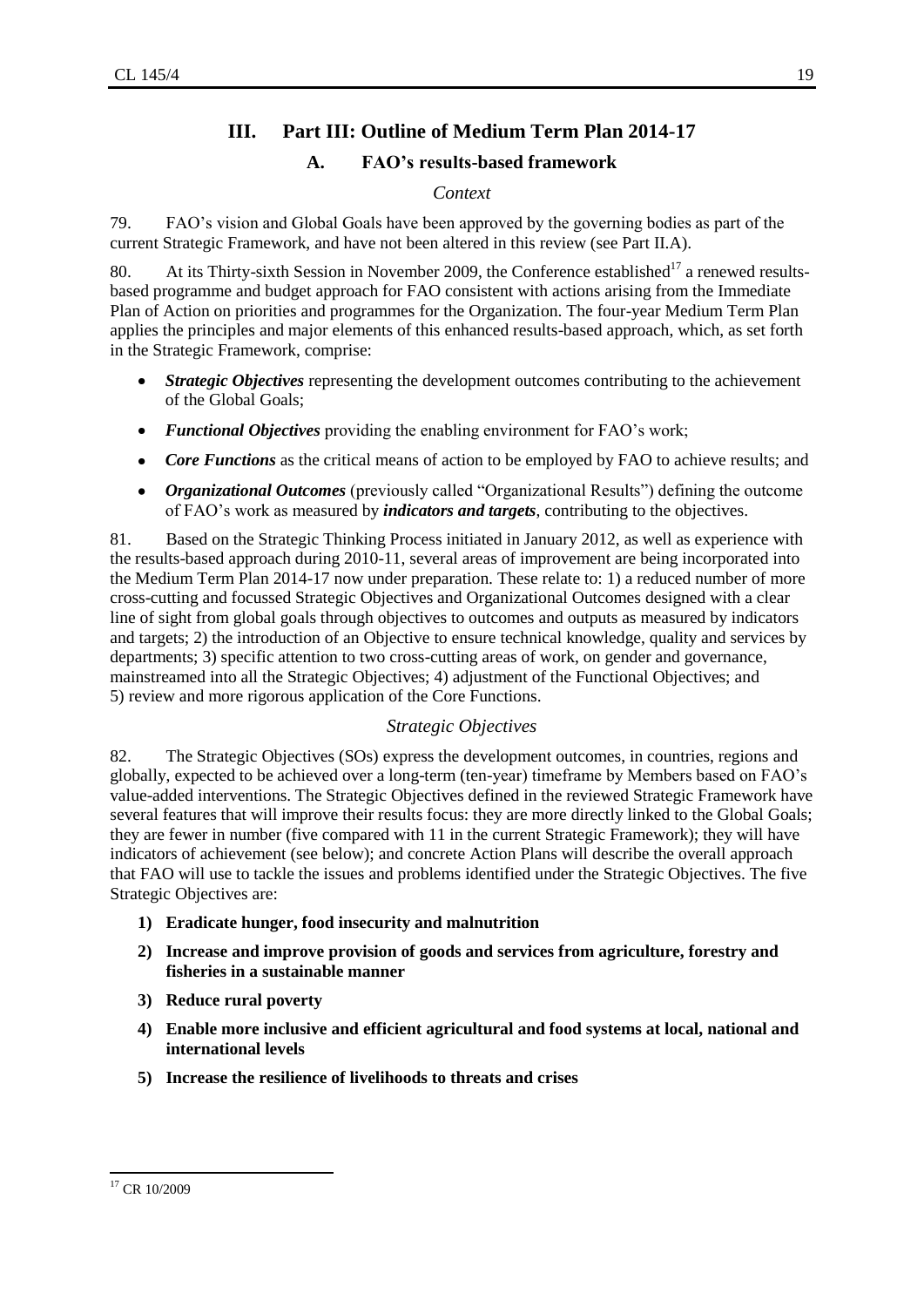# III. Part III: Outline of Medium Term Plan 2014-17

## A. FAO's results-based framework

### *Context*

79. FAO's vision and Global Goals have been approved by the governing bodies as part of the current Strategic Framework, and have not been altered in this review (see Part II.A).

80. At its Thirty-sixth Session in November 2009, the Conference established[17] a renewed results-based programme and budget approach for FAO consistent with actions arising from the Immediate Plan of Action on priorities and programmes for the Organization. The four-year Medium Term Plan applies the principles and major elements of this enhanced results-based approach, which, as set forth in the Strategic Framework, comprise:

- ***Strategic Objectives*** representing the development outcomes contributing to the achievement of the Global Goals;
- ***Functional Objectives*** providing the enabling environment for FAO's work;
- ***Core Functions*** as the critical means of action to be employed by FAO to achieve results; and
- ***Organizational Outcomes*** (previously called "Organizational Results") defining the outcome of FAO's work as measured by ***indicators and targets***, contributing to the objectives.

81. Based on the Strategic Thinking Process initiated in January 2012, as well as experience with the results-based approach during 2010-11, several areas of improvement are being incorporated into the Medium Term Plan 2014-17 now under preparation. These relate to: 1) a reduced number of more cross-cutting and focussed Strategic Objectives and Organizational Outcomes designed with a clear line of sight from global goals through objectives to outcomes and outputs as measured by indicators and targets; 2) the introduction of an Objective to ensure technical knowledge, quality and services by departments; 3) specific attention to two cross-cutting areas of work, on gender and governance, mainstreamed into all the Strategic Objectives; 4) adjustment of the Functional Objectives; and 5) review and more rigorous application of the Core Functions.

### *Strategic Objectives*

82. The Strategic Objectives (SOs) express the development outcomes, in countries, regions and globally, expected to be achieved over a long-term (ten-year) timeframe by Members based on FAO's value-added interventions. The Strategic Objectives defined in the reviewed Strategic Framework have several features that will improve their results focus: they are more directly linked to the Global Goals; they are fewer in number (five compared with 11 in the current Strategic Framework); they will have indicators of achievement (see below); and concrete Action Plans will describe the overall approach that FAO will use to tackle the issues and problems identified under the Strategic Objectives. The five Strategic Objectives are:

1) **Eradicate hunger, food insecurity and malnutrition**
2) **Increase and improve provision of goods and services from agriculture, forestry and fisheries in a sustainable manner**
3) **Reduce rural poverty**
4) **Enable more inclusive and efficient agricultural and food systems at local, national and international levels**
5) **Increase the resilience of livelihoods to threats and crises**

---

[17] CR 10/2009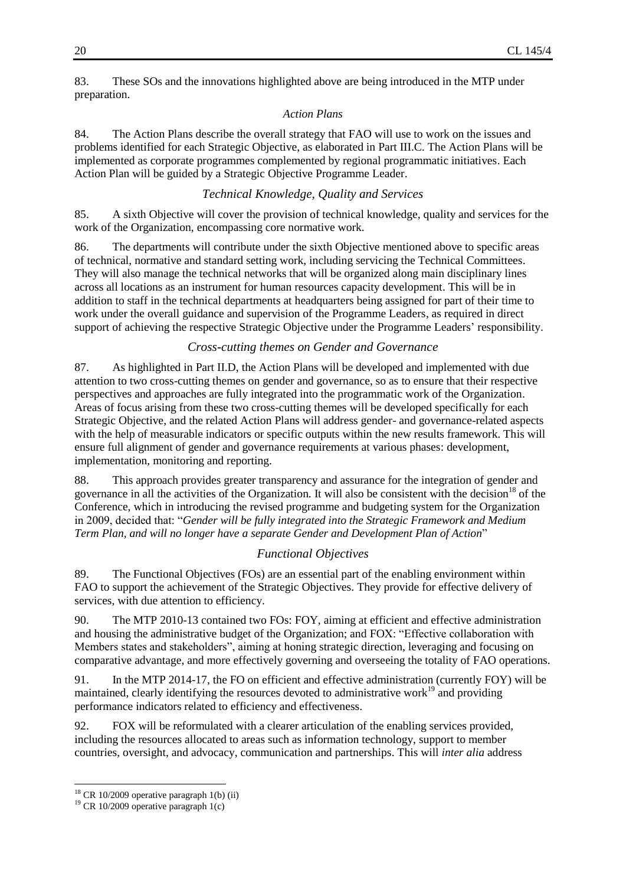83. These SOs and the innovations highlighted above are being introduced in the MTP under preparation.

### *Action Plans*

84. The Action Plans describe the overall strategy that FAO will use to work on the issues and problems identified for each Strategic Objective, as elaborated in Part III.C. The Action Plans will be implemented as corporate programmes complemented by regional programmatic initiatives. Each Action Plan will be guided by a Strategic Objective Programme Leader.

### *Technical Knowledge, Quality and Services*

85. A sixth Objective will cover the provision of technical knowledge, quality and services for the work of the Organization, encompassing core normative work.

86. The departments will contribute under the sixth Objective mentioned above to specific areas of technical, normative and standard setting work, including servicing the Technical Committees. They will also manage the technical networks that will be organized along main disciplinary lines across all locations as an instrument for human resources capacity development. This will be in addition to staff in the technical departments at headquarters being assigned for part of their time to work under the overall guidance and supervision of the Programme Leaders, as required in direct support of achieving the respective Strategic Objective under the Programme Leaders' responsibility.

### *Cross-cutting themes on Gender and Governance*

87. As highlighted in Part II.D, the Action Plans will be developed and implemented with due attention to two cross-cutting themes on gender and governance, so as to ensure that their respective perspectives and approaches are fully integrated into the programmatic work of the Organization. Areas of focus arising from these two cross-cutting themes will be developed specifically for each Strategic Objective, and the related Action Plans will address gender- and governance-related aspects with the help of measurable indicators or specific outputs within the new results framework. This will ensure full alignment of gender and governance requirements at various phases: development, implementation, monitoring and reporting.

88. This approach provides greater transparency and assurance for the integration of gender and governance in all the activities of the Organization. It will also be consistent with the decision[18] of the Conference, which in introducing the revised programme and budgeting system for the Organization in 2009, decided that: "*Gender will be fully integrated into the Strategic Framework and Medium Term Plan, and will no longer have a separate Gender and Development Plan of Action*"

### *Functional Objectives*

89. The Functional Objectives (FOs) are an essential part of the enabling environment within FAO to support the achievement of the Strategic Objectives. They provide for effective delivery of services, with due attention to efficiency.

90. The MTP 2010-13 contained two FOs: FOY, aiming at efficient and effective administration and housing the administrative budget of the Organization; and FOX: "Effective collaboration with Members states and stakeholders", aiming at honing strategic direction, leveraging and focusing on comparative advantage, and more effectively governing and overseeing the totality of FAO operations.

91. In the MTP 2014-17, the FO on efficient and effective administration (currently FOY) will be maintained, clearly identifying the resources devoted to administrative work[19] and providing performance indicators related to efficiency and effectiveness.

92. FOX will be reformulated with a clearer articulation of the enabling services provided, including the resources allocated to areas such as information technology, support to member countries, oversight, and advocacy, communication and partnerships. This will *inter alia* address

---

[18] CR 10/2009 operative paragraph 1(b) (ii)

[19] CR 10/2009 operative paragraph 1(c)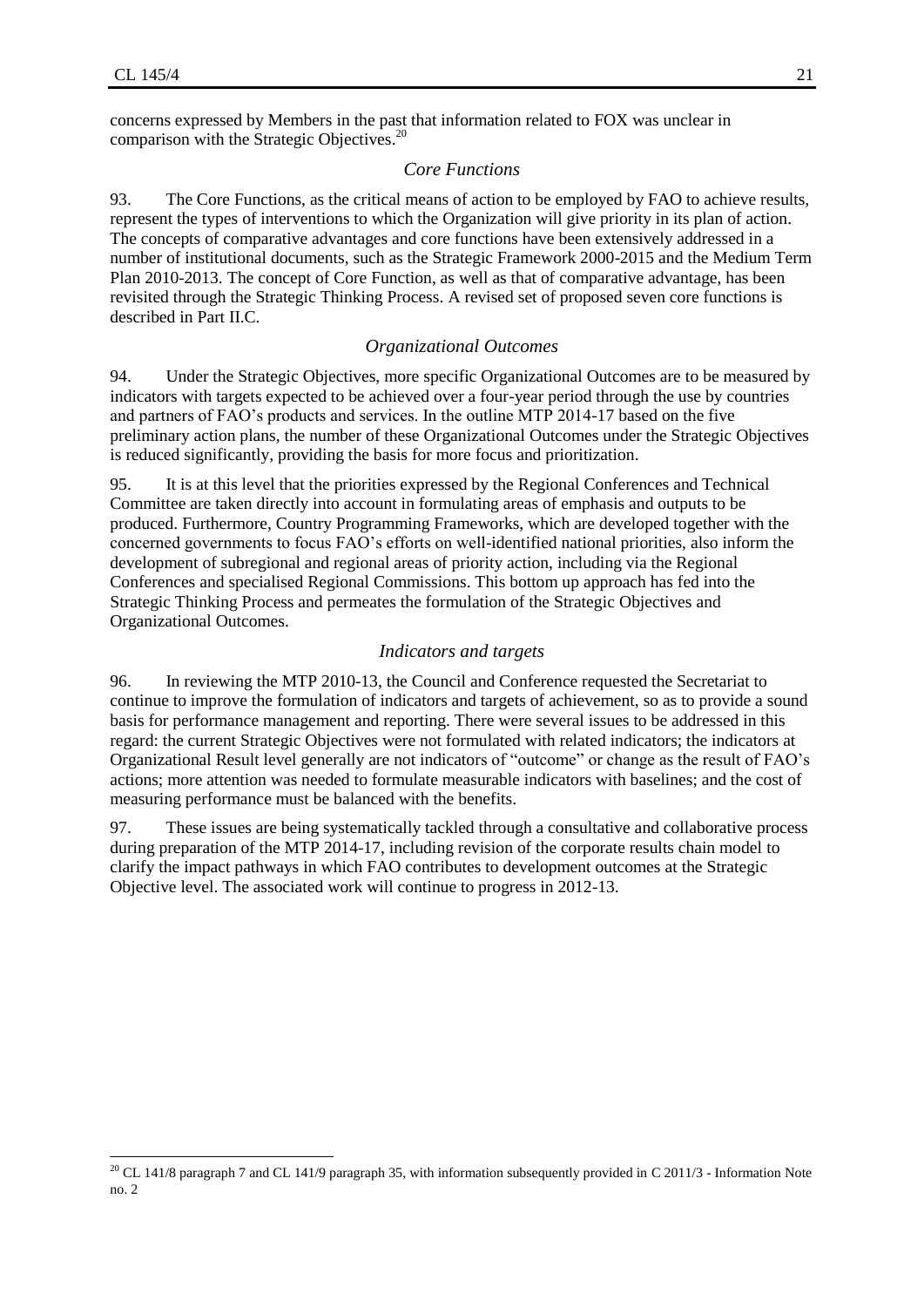concerns expressed by Members in the past that information related to FOX was unclear in comparison with the Strategic Objectives.[20]

### *Core Functions*

93. The Core Functions, as the critical means of action to be employed by FAO to achieve results, represent the types of interventions to which the Organization will give priority in its plan of action. The concepts of comparative advantages and core functions have been extensively addressed in a number of institutional documents, such as the Strategic Framework 2000-2015 and the Medium Term Plan 2010-2013. The concept of Core Function, as well as that of comparative advantage, has been revisited through the Strategic Thinking Process. A revised set of proposed seven core functions is described in Part II.C.

### *Organizational Outcomes*

94. Under the Strategic Objectives, more specific Organizational Outcomes are to be measured by indicators with targets expected to be achieved over a four-year period through the use by countries and partners of FAO's products and services. In the outline MTP 2014-17 based on the five preliminary action plans, the number of these Organizational Outcomes under the Strategic Objectives is reduced significantly, providing the basis for more focus and prioritization.

95. It is at this level that the priorities expressed by the Regional Conferences and Technical Committee are taken directly into account in formulating areas of emphasis and outputs to be produced. Furthermore, Country Programming Frameworks, which are developed together with the concerned governments to focus FAO's efforts on well-identified national priorities, also inform the development of subregional and regional areas of priority action, including via the Regional Conferences and specialised Regional Commissions. This bottom up approach has fed into the Strategic Thinking Process and permeates the formulation of the Strategic Objectives and Organizational Outcomes.

### *Indicators and targets*

96. In reviewing the MTP 2010-13, the Council and Conference requested the Secretariat to continue to improve the formulation of indicators and targets of achievement, so as to provide a sound basis for performance management and reporting. There were several issues to be addressed in this regard: the current Strategic Objectives were not formulated with related indicators; the indicators at Organizational Result level generally are not indicators of "outcome" or change as the result of FAO's actions; more attention was needed to formulate measurable indicators with baselines; and the cost of measuring performance must be balanced with the benefits.

97. These issues are being systematically tackled through a consultative and collaborative process during preparation of the MTP 2014-17, including revision of the corporate results chain model to clarify the impact pathways in which FAO contributes to development outcomes at the Strategic Objective level. The associated work will continue to progress in 2012-13.

---

[20] CL 141/8 paragraph 7 and CL 141/9 paragraph 35, with information subsequently provided in C 2011/3 - Information Note no. 2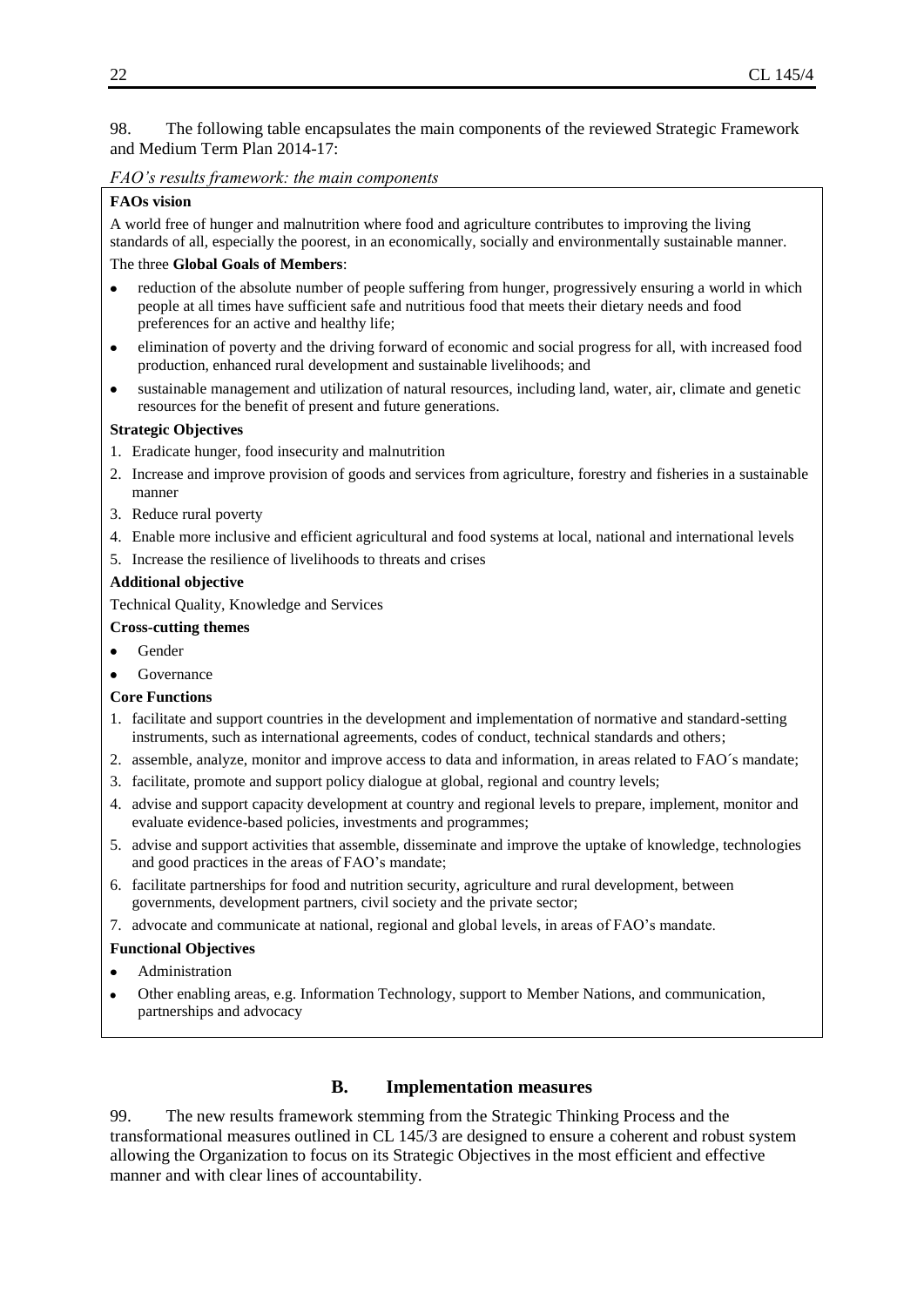98. The following table encapsulates the main components of the reviewed Strategic Framework and Medium Term Plan 2014-17:

*FAO's results framework: the main components*

**FAOs vision**

A world free of hunger and malnutrition where food and agriculture contributes to improving the living standards of all, especially the poorest, in an economically, socially and environmentally sustainable manner.

The three **Global Goals of Members**:

- reduction of the absolute number of people suffering from hunger, progressively ensuring a world in which people at all times have sufficient safe and nutritious food that meets their dietary needs and food preferences for an active and healthy life;
- elimination of poverty and the driving forward of economic and social progress for all, with increased food production, enhanced rural development and sustainable livelihoods; and
- sustainable management and utilization of natural resources, including land, water, air, climate and genetic resources for the benefit of present and future generations.

**Strategic Objectives**

1. Eradicate hunger, food insecurity and malnutrition
2. Increase and improve provision of goods and services from agriculture, forestry and fisheries in a sustainable manner
3. Reduce rural poverty
4. Enable more inclusive and efficient agricultural and food systems at local, national and international levels
5. Increase the resilience of livelihoods to threats and crises

**Additional objective**

Technical Quality, Knowledge and Services

**Cross-cutting themes**

- Gender
- Governance

**Core Functions**

1. facilitate and support countries in the development and implementation of normative and standard-setting instruments, such as international agreements, codes of conduct, technical standards and others;
2. assemble, analyze, monitor and improve access to data and information, in areas related to FAO´s mandate;
3. facilitate, promote and support policy dialogue at global, regional and country levels;
4. advise and support capacity development at country and regional levels to prepare, implement, monitor and evaluate evidence-based policies, investments and programmes;
5. advise and support activities that assemble, disseminate and improve the uptake of knowledge, technologies and good practices in the areas of FAO's mandate;
6. facilitate partnerships for food and nutrition security, agriculture and rural development, between governments, development partners, civil society and the private sector;
7. advocate and communicate at national, regional and global levels, in areas of FAO's mandate.

**Functional Objectives**

- Administration
- Other enabling areas, e.g. Information Technology, support to Member Nations, and communication, partnerships and advocacy

## B. Implementation measures

99. The new results framework stemming from the Strategic Thinking Process and the transformational measures outlined in CL 145/3 are designed to ensure a coherent and robust system allowing the Organization to focus on its Strategic Objectives in the most efficient and effective manner and with clear lines of accountability.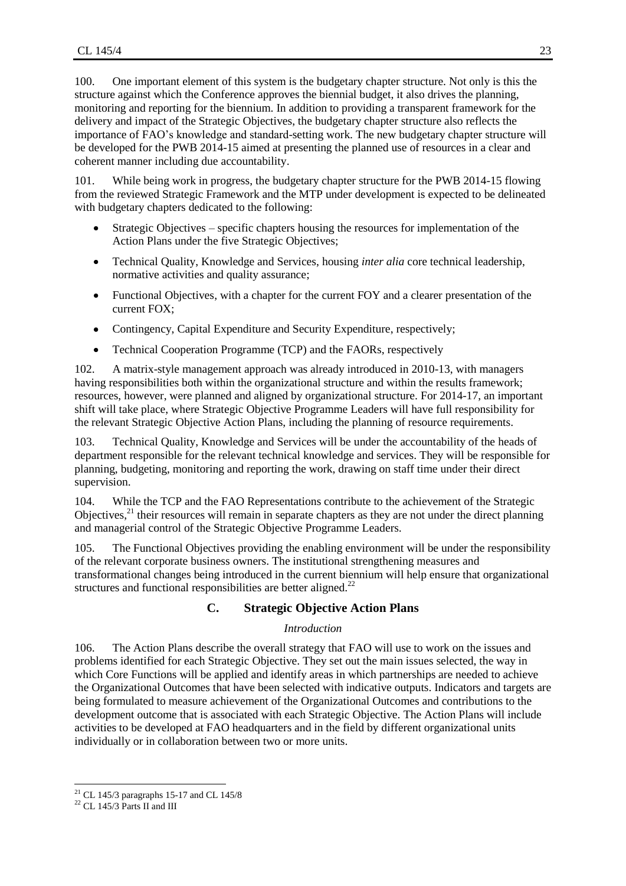100. One important element of this system is the budgetary chapter structure. Not only is this the structure against which the Conference approves the biennial budget, it also drives the planning, monitoring and reporting for the biennium. In addition to providing a transparent framework for the delivery and impact of the Strategic Objectives, the budgetary chapter structure also reflects the importance of FAO's knowledge and standard-setting work. The new budgetary chapter structure will be developed for the PWB 2014-15 aimed at presenting the planned use of resources in a clear and coherent manner including due accountability.

101. While being work in progress, the budgetary chapter structure for the PWB 2014-15 flowing from the reviewed Strategic Framework and the MTP under development is expected to be delineated with budgetary chapters dedicated to the following:

- Strategic Objectives – specific chapters housing the resources for implementation of the Action Plans under the five Strategic Objectives;
- Technical Quality, Knowledge and Services, housing *inter alia* core technical leadership, normative activities and quality assurance;
- Functional Objectives, with a chapter for the current FOY and a clearer presentation of the current FOX;
- Contingency, Capital Expenditure and Security Expenditure, respectively;
- Technical Cooperation Programme (TCP) and the FAORs, respectively

102. A matrix-style management approach was already introduced in 2010-13, with managers having responsibilities both within the organizational structure and within the results framework; resources, however, were planned and aligned by organizational structure. For 2014-17, an important shift will take place, where Strategic Objective Programme Leaders will have full responsibility for the relevant Strategic Objective Action Plans, including the planning of resource requirements.

103. Technical Quality, Knowledge and Services will be under the accountability of the heads of department responsible for the relevant technical knowledge and services. They will be responsible for planning, budgeting, monitoring and reporting the work, drawing on staff time under their direct supervision.

104. While the TCP and the FAO Representations contribute to the achievement of the Strategic Objectives,[21] their resources will remain in separate chapters as they are not under the direct planning and managerial control of the Strategic Objective Programme Leaders.

105. The Functional Objectives providing the enabling environment will be under the responsibility of the relevant corporate business owners. The institutional strengthening measures and transformational changes being introduced in the current biennium will help ensure that organizational structures and functional responsibilities are better aligned.[22]

## C. Strategic Objective Action Plans

*Introduction*

106. The Action Plans describe the overall strategy that FAO will use to work on the issues and problems identified for each Strategic Objective. They set out the main issues selected, the way in which Core Functions will be applied and identify areas in which partnerships are needed to achieve the Organizational Outcomes that have been selected with indicative outputs. Indicators and targets are being formulated to measure achievement of the Organizational Outcomes and contributions to the development outcome that is associated with each Strategic Objective. The Action Plans will include activities to be developed at FAO headquarters and in the field by different organizational units individually or in collaboration between two or more units.

---

[21] CL 145/3 paragraphs 15-17 and CL 145/8

[22] CL 145/3 Parts II and III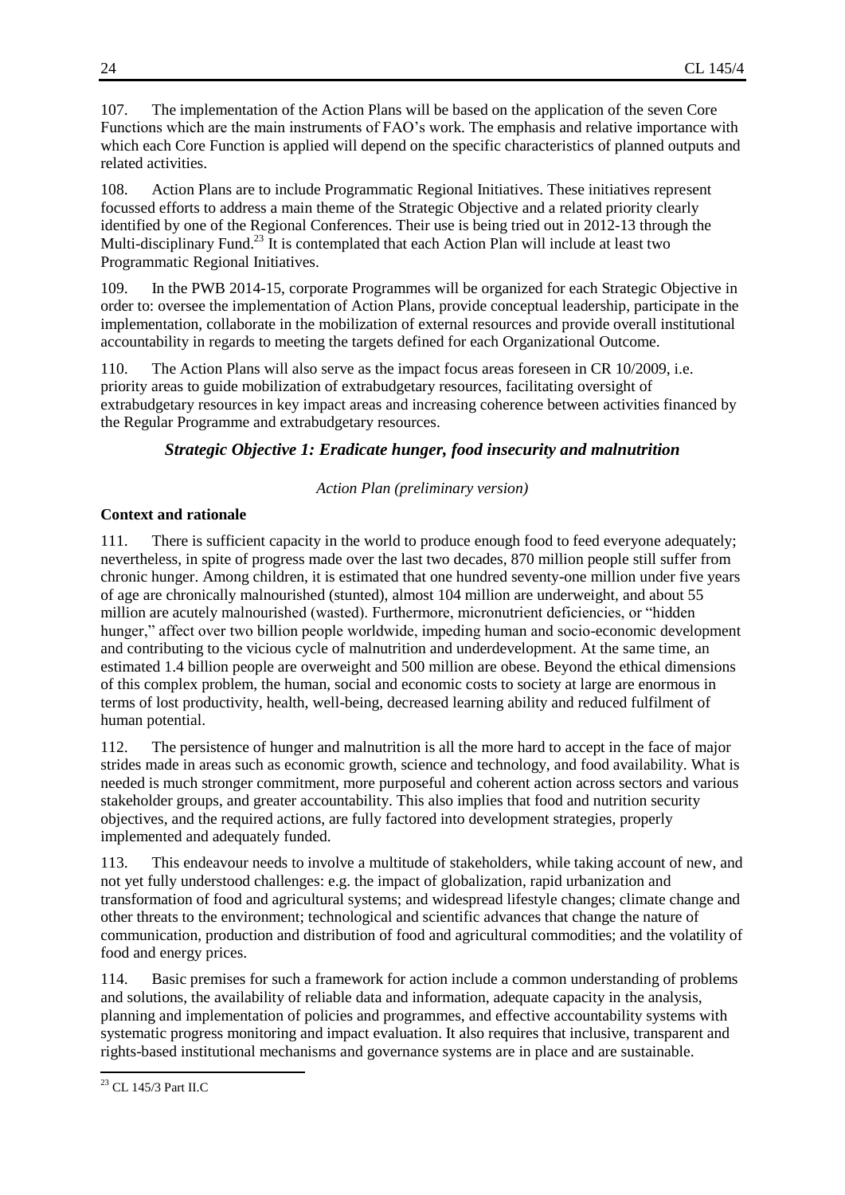107. The implementation of the Action Plans will be based on the application of the seven Core Functions which are the main instruments of FAO's work. The emphasis and relative importance with which each Core Function is applied will depend on the specific characteristics of planned outputs and related activities.

108. Action Plans are to include Programmatic Regional Initiatives. These initiatives represent focussed efforts to address a main theme of the Strategic Objective and a related priority clearly identified by one of the Regional Conferences. Their use is being tried out in 2012-13 through the Multi-disciplinary Fund.[23] It is contemplated that each Action Plan will include at least two Programmatic Regional Initiatives.

109. In the PWB 2014-15, corporate Programmes will be organized for each Strategic Objective in order to: oversee the implementation of Action Plans, provide conceptual leadership, participate in the implementation, collaborate in the mobilization of external resources and provide overall institutional accountability in regards to meeting the targets defined for each Organizational Outcome.

110. The Action Plans will also serve as the impact focus areas foreseen in CR 10/2009, i.e. priority areas to guide mobilization of extrabudgetary resources, facilitating oversight of extrabudgetary resources in key impact areas and increasing coherence between activities financed by the Regular Programme and extrabudgetary resources.

## *Strategic Objective 1: Eradicate hunger, food insecurity and malnutrition*

*Action Plan (preliminary version)*

### Context and rationale

111. There is sufficient capacity in the world to produce enough food to feed everyone adequately; nevertheless, in spite of progress made over the last two decades, 870 million people still suffer from chronic hunger. Among children, it is estimated that one hundred seventy-one million under five years of age are chronically malnourished (stunted), almost 104 million are underweight, and about 55 million are acutely malnourished (wasted). Furthermore, micronutrient deficiencies, or "hidden hunger," affect over two billion people worldwide, impeding human and socio-economic development and contributing to the vicious cycle of malnutrition and underdevelopment. At the same time, an estimated 1.4 billion people are overweight and 500 million are obese. Beyond the ethical dimensions of this complex problem, the human, social and economic costs to society at large are enormous in terms of lost productivity, health, well-being, decreased learning ability and reduced fulfilment of human potential.

112. The persistence of hunger and malnutrition is all the more hard to accept in the face of major strides made in areas such as economic growth, science and technology, and food availability. What is needed is much stronger commitment, more purposeful and coherent action across sectors and various stakeholder groups, and greater accountability. This also implies that food and nutrition security objectives, and the required actions, are fully factored into development strategies, properly implemented and adequately funded.

113. This endeavour needs to involve a multitude of stakeholders, while taking account of new, and not yet fully understood challenges: e.g. the impact of globalization, rapid urbanization and transformation of food and agricultural systems; and widespread lifestyle changes; climate change and other threats to the environment; technological and scientific advances that change the nature of communication, production and distribution of food and agricultural commodities; and the volatility of food and energy prices.

114. Basic premises for such a framework for action include a common understanding of problems and solutions, the availability of reliable data and information, adequate capacity in the analysis, planning and implementation of policies and programmes, and effective accountability systems with systematic progress monitoring and impact evaluation. It also requires that inclusive, transparent and rights-based institutional mechanisms and governance systems are in place and are sustainable.

[23] CL 145/3 Part II.C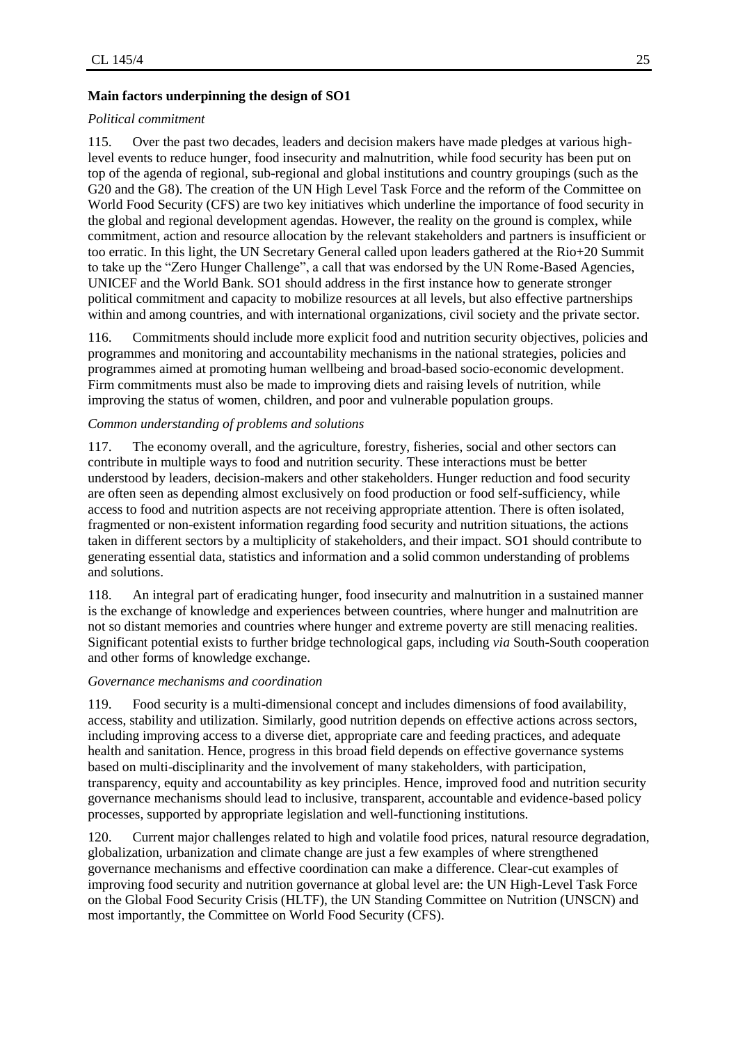**Main factors underpinning the design of SO1**

*Political commitment*

115. Over the past two decades, leaders and decision makers have made pledges at various high-level events to reduce hunger, food insecurity and malnutrition, while food security has been put on top of the agenda of regional, sub-regional and global institutions and country groupings (such as the G20 and the G8). The creation of the UN High Level Task Force and the reform of the Committee on World Food Security (CFS) are two key initiatives which underline the importance of food security in the global and regional development agendas. However, the reality on the ground is complex, while commitment, action and resource allocation by the relevant stakeholders and partners is insufficient or too erratic. In this light, the UN Secretary General called upon leaders gathered at the Rio+20 Summit to take up the "Zero Hunger Challenge", a call that was endorsed by the UN Rome-Based Agencies, UNICEF and the World Bank. SO1 should address in the first instance how to generate stronger political commitment and capacity to mobilize resources at all levels, but also effective partnerships within and among countries, and with international organizations, civil society and the private sector.

116. Commitments should include more explicit food and nutrition security objectives, policies and programmes and monitoring and accountability mechanisms in the national strategies, policies and programmes aimed at promoting human wellbeing and broad-based socio-economic development. Firm commitments must also be made to improving diets and raising levels of nutrition, while improving the status of women, children, and poor and vulnerable population groups.

*Common understanding of problems and solutions*

117. The economy overall, and the agriculture, forestry, fisheries, social and other sectors can contribute in multiple ways to food and nutrition security. These interactions must be better understood by leaders, decision-makers and other stakeholders. Hunger reduction and food security are often seen as depending almost exclusively on food production or food self-sufficiency, while access to food and nutrition aspects are not receiving appropriate attention. There is often isolated, fragmented or non-existent information regarding food security and nutrition situations, the actions taken in different sectors by a multiplicity of stakeholders, and their impact. SO1 should contribute to generating essential data, statistics and information and a solid common understanding of problems and solutions.

118. An integral part of eradicating hunger, food insecurity and malnutrition in a sustained manner is the exchange of knowledge and experiences between countries, where hunger and malnutrition are not so distant memories and countries where hunger and extreme poverty are still menacing realities. Significant potential exists to further bridge technological gaps, including *via* South-South cooperation and other forms of knowledge exchange.

*Governance mechanisms and coordination*

119. Food security is a multi-dimensional concept and includes dimensions of food availability, access, stability and utilization. Similarly, good nutrition depends on effective actions across sectors, including improving access to a diverse diet, appropriate care and feeding practices, and adequate health and sanitation. Hence, progress in this broad field depends on effective governance systems based on multi-disciplinarity and the involvement of many stakeholders, with participation, transparency, equity and accountability as key principles. Hence, improved food and nutrition security governance mechanisms should lead to inclusive, transparent, accountable and evidence-based policy processes, supported by appropriate legislation and well-functioning institutions.

120. Current major challenges related to high and volatile food prices, natural resource degradation, globalization, urbanization and climate change are just a few examples of where strengthened governance mechanisms and effective coordination can make a difference. Clear-cut examples of improving food security and nutrition governance at global level are: the UN High-Level Task Force on the Global Food Security Crisis (HLTF), the UN Standing Committee on Nutrition (UNSCN) and most importantly, the Committee on World Food Security (CFS).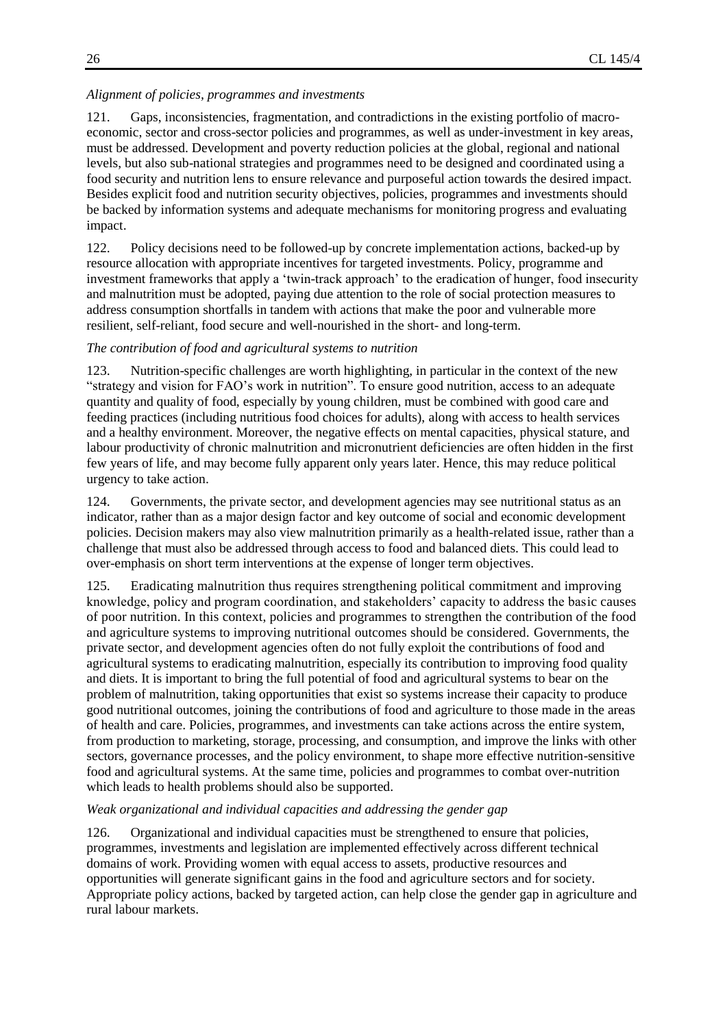*Alignment of policies, programmes and investments*

121. Gaps, inconsistencies, fragmentation, and contradictions in the existing portfolio of macro-economic, sector and cross-sector policies and programmes, as well as under-investment in key areas, must be addressed. Development and poverty reduction policies at the global, regional and national levels, but also sub-national strategies and programmes need to be designed and coordinated using a food security and nutrition lens to ensure relevance and purposeful action towards the desired impact. Besides explicit food and nutrition security objectives, policies, programmes and investments should be backed by information systems and adequate mechanisms for monitoring progress and evaluating impact.

122. Policy decisions need to be followed-up by concrete implementation actions, backed-up by resource allocation with appropriate incentives for targeted investments. Policy, programme and investment frameworks that apply a 'twin-track approach' to the eradication of hunger, food insecurity and malnutrition must be adopted, paying due attention to the role of social protection measures to address consumption shortfalls in tandem with actions that make the poor and vulnerable more resilient, self-reliant, food secure and well-nourished in the short- and long-term.

*The contribution of food and agricultural systems to nutrition*

123. Nutrition-specific challenges are worth highlighting, in particular in the context of the new "strategy and vision for FAO's work in nutrition". To ensure good nutrition, access to an adequate quantity and quality of food, especially by young children, must be combined with good care and feeding practices (including nutritious food choices for adults), along with access to health services and a healthy environment. Moreover, the negative effects on mental capacities, physical stature, and labour productivity of chronic malnutrition and micronutrient deficiencies are often hidden in the first few years of life, and may become fully apparent only years later. Hence, this may reduce political urgency to take action.

124. Governments, the private sector, and development agencies may see nutritional status as an indicator, rather than as a major design factor and key outcome of social and economic development policies. Decision makers may also view malnutrition primarily as a health-related issue, rather than a challenge that must also be addressed through access to food and balanced diets. This could lead to over-emphasis on short term interventions at the expense of longer term objectives.

125. Eradicating malnutrition thus requires strengthening political commitment and improving knowledge, policy and program coordination, and stakeholders' capacity to address the basic causes of poor nutrition. In this context, policies and programmes to strengthen the contribution of the food and agriculture systems to improving nutritional outcomes should be considered. Governments, the private sector, and development agencies often do not fully exploit the contributions of food and agricultural systems to eradicating malnutrition, especially its contribution to improving food quality and diets. It is important to bring the full potential of food and agricultural systems to bear on the problem of malnutrition, taking opportunities that exist so systems increase their capacity to produce good nutritional outcomes, joining the contributions of food and agriculture to those made in the areas of health and care. Policies, programmes, and investments can take actions across the entire system, from production to marketing, storage, processing, and consumption, and improve the links with other sectors, governance processes, and the policy environment, to shape more effective nutrition-sensitive food and agricultural systems. At the same time, policies and programmes to combat over-nutrition which leads to health problems should also be supported.

*Weak organizational and individual capacities and addressing the gender gap*

126. Organizational and individual capacities must be strengthened to ensure that policies, programmes, investments and legislation are implemented effectively across different technical domains of work. Providing women with equal access to assets, productive resources and opportunities will generate significant gains in the food and agriculture sectors and for society. Appropriate policy actions, backed by targeted action, can help close the gender gap in agriculture and rural labour markets.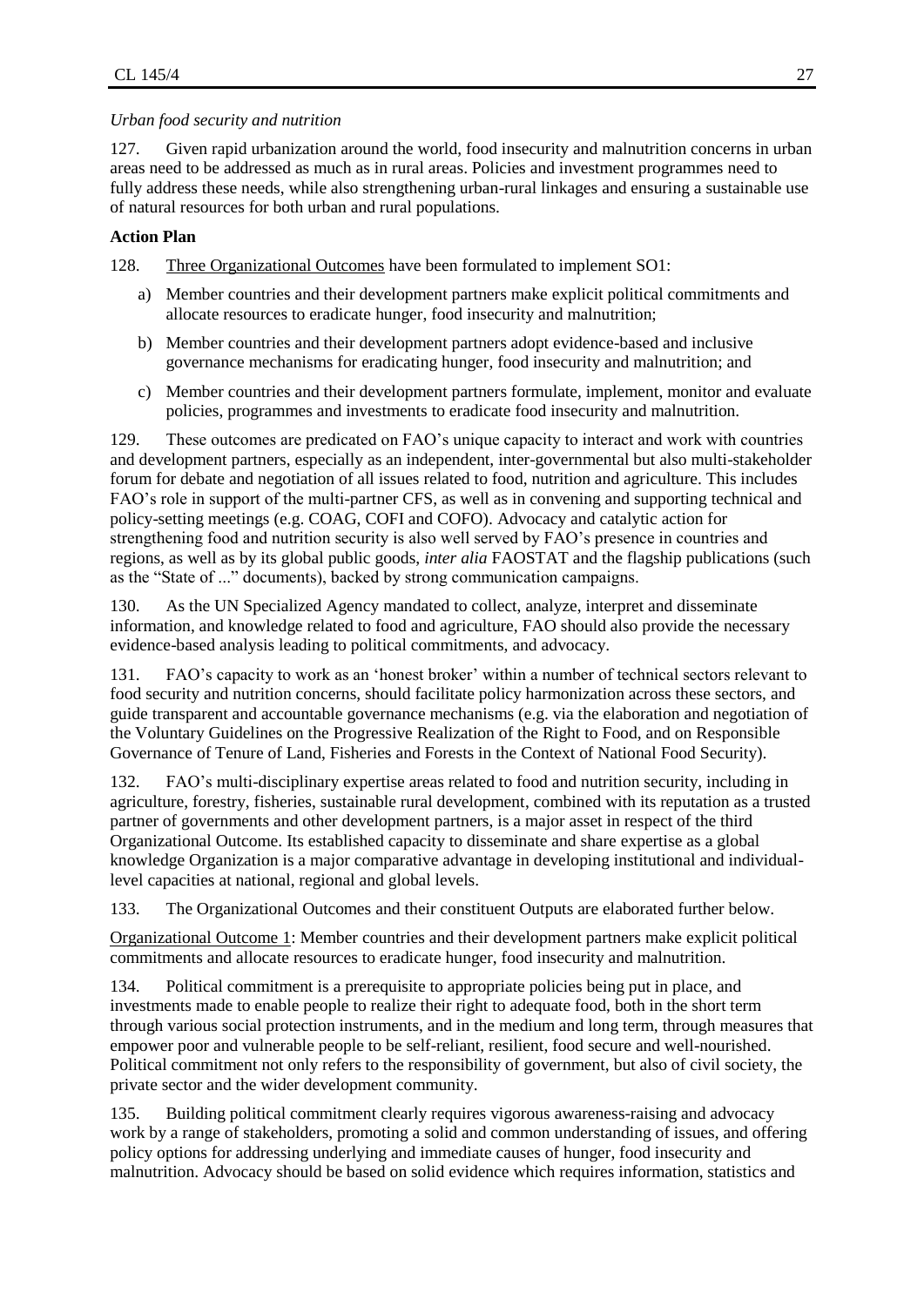*Urban food security and nutrition*

127. Given rapid urbanization around the world, food insecurity and malnutrition concerns in urban areas need to be addressed as much as in rural areas. Policies and investment programmes need to fully address these needs, while also strengthening urban-rural linkages and ensuring a sustainable use of natural resources for both urban and rural populations.

**Action Plan**

128. Three Organizational Outcomes have been formulated to implement SO1:

a) Member countries and their development partners make explicit political commitments and allocate resources to eradicate hunger, food insecurity and malnutrition;

b) Member countries and their development partners adopt evidence-based and inclusive governance mechanisms for eradicating hunger, food insecurity and malnutrition; and

c) Member countries and their development partners formulate, implement, monitor and evaluate policies, programmes and investments to eradicate food insecurity and malnutrition.

129. These outcomes are predicated on FAO's unique capacity to interact and work with countries and development partners, especially as an independent, inter-governmental but also multi-stakeholder forum for debate and negotiation of all issues related to food, nutrition and agriculture. This includes FAO's role in support of the multi-partner CFS, as well as in convening and supporting technical and policy-setting meetings (e.g. COAG, COFI and COFO). Advocacy and catalytic action for strengthening food and nutrition security is also well served by FAO's presence in countries and regions, as well as by its global public goods, *inter alia* FAOSTAT and the flagship publications (such as the "State of ..." documents), backed by strong communication campaigns.

130. As the UN Specialized Agency mandated to collect, analyze, interpret and disseminate information, and knowledge related to food and agriculture, FAO should also provide the necessary evidence-based analysis leading to political commitments, and advocacy.

131. FAO's capacity to work as an 'honest broker' within a number of technical sectors relevant to food security and nutrition concerns, should facilitate policy harmonization across these sectors, and guide transparent and accountable governance mechanisms (e.g. via the elaboration and negotiation of the Voluntary Guidelines on the Progressive Realization of the Right to Food, and on Responsible Governance of Tenure of Land, Fisheries and Forests in the Context of National Food Security).

132. FAO's multi-disciplinary expertise areas related to food and nutrition security, including in agriculture, forestry, fisheries, sustainable rural development, combined with its reputation as a trusted partner of governments and other development partners, is a major asset in respect of the third Organizational Outcome. Its established capacity to disseminate and share expertise as a global knowledge Organization is a major comparative advantage in developing institutional and individual-level capacities at national, regional and global levels.

133. The Organizational Outcomes and their constituent Outputs are elaborated further below.

Organizational Outcome 1: Member countries and their development partners make explicit political commitments and allocate resources to eradicate hunger, food insecurity and malnutrition.

134. Political commitment is a prerequisite to appropriate policies being put in place, and investments made to enable people to realize their right to adequate food, both in the short term through various social protection instruments, and in the medium and long term, through measures that empower poor and vulnerable people to be self-reliant, resilient, food secure and well-nourished. Political commitment not only refers to the responsibility of government, but also of civil society, the private sector and the wider development community.

135. Building political commitment clearly requires vigorous awareness-raising and advocacy work by a range of stakeholders, promoting a solid and common understanding of issues, and offering policy options for addressing underlying and immediate causes of hunger, food insecurity and malnutrition. Advocacy should be based on solid evidence which requires information, statistics and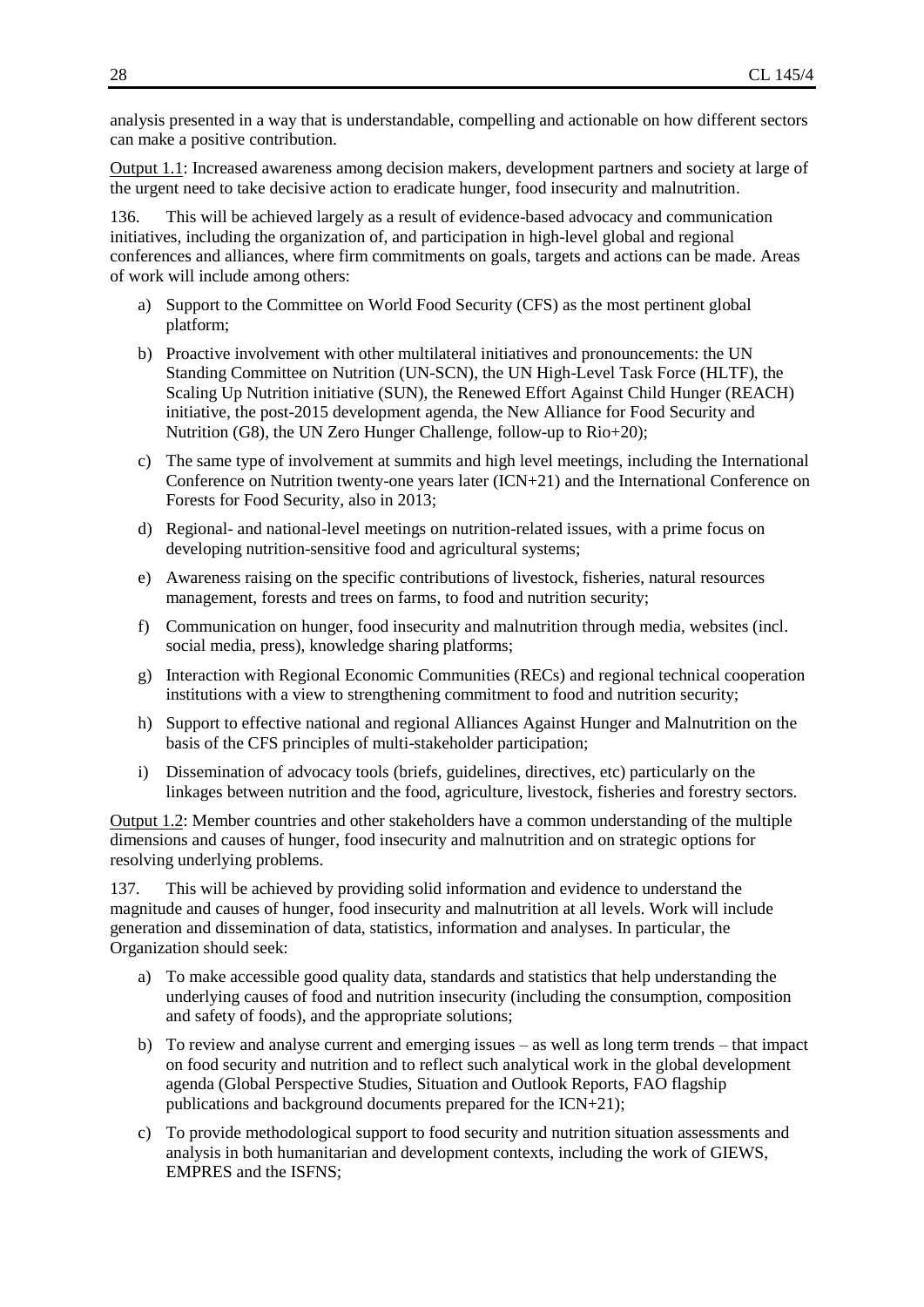analysis presented in a way that is understandable, compelling and actionable on how different sectors can make a positive contribution.

Output 1.1: Increased awareness among decision makers, development partners and society at large of the urgent need to take decisive action to eradicate hunger, food insecurity and malnutrition.

136. This will be achieved largely as a result of evidence-based advocacy and communication initiatives, including the organization of, and participation in high-level global and regional conferences and alliances, where firm commitments on goals, targets and actions can be made. Areas of work will include among others:

a) Support to the Committee on World Food Security (CFS) as the most pertinent global platform;
b) Proactive involvement with other multilateral initiatives and pronouncements: the UN Standing Committee on Nutrition (UN-SCN), the UN High-Level Task Force (HLTF), the Scaling Up Nutrition initiative (SUN), the Renewed Effort Against Child Hunger (REACH) initiative, the post-2015 development agenda, the New Alliance for Food Security and Nutrition (G8), the UN Zero Hunger Challenge, follow-up to Rio+20);
c) The same type of involvement at summits and high level meetings, including the International Conference on Nutrition twenty-one years later (ICN+21) and the International Conference on Forests for Food Security, also in 2013;
d) Regional- and national-level meetings on nutrition-related issues, with a prime focus on developing nutrition-sensitive food and agricultural systems;
e) Awareness raising on the specific contributions of livestock, fisheries, natural resources management, forests and trees on farms, to food and nutrition security;
f) Communication on hunger, food insecurity and malnutrition through media, websites (incl. social media, press), knowledge sharing platforms;
g) Interaction with Regional Economic Communities (RECs) and regional technical cooperation institutions with a view to strengthening commitment to food and nutrition security;
h) Support to effective national and regional Alliances Against Hunger and Malnutrition on the basis of the CFS principles of multi-stakeholder participation;
i) Dissemination of advocacy tools (briefs, guidelines, directives, etc) particularly on the linkages between nutrition and the food, agriculture, livestock, fisheries and forestry sectors.

Output 1.2: Member countries and other stakeholders have a common understanding of the multiple dimensions and causes of hunger, food insecurity and malnutrition and on strategic options for resolving underlying problems.

137. This will be achieved by providing solid information and evidence to understand the magnitude and causes of hunger, food insecurity and malnutrition at all levels. Work will include generation and dissemination of data, statistics, information and analyses. In particular, the Organization should seek:

a) To make accessible good quality data, standards and statistics that help understanding the underlying causes of food and nutrition insecurity (including the consumption, composition and safety of foods), and the appropriate solutions;
b) To review and analyse current and emerging issues – as well as long term trends – that impact on food security and nutrition and to reflect such analytical work in the global development agenda (Global Perspective Studies, Situation and Outlook Reports, FAO flagship publications and background documents prepared for the ICN+21);
c) To provide methodological support to food security and nutrition situation assessments and analysis in both humanitarian and development contexts, including the work of GIEWS, EMPRES and the ISFNS;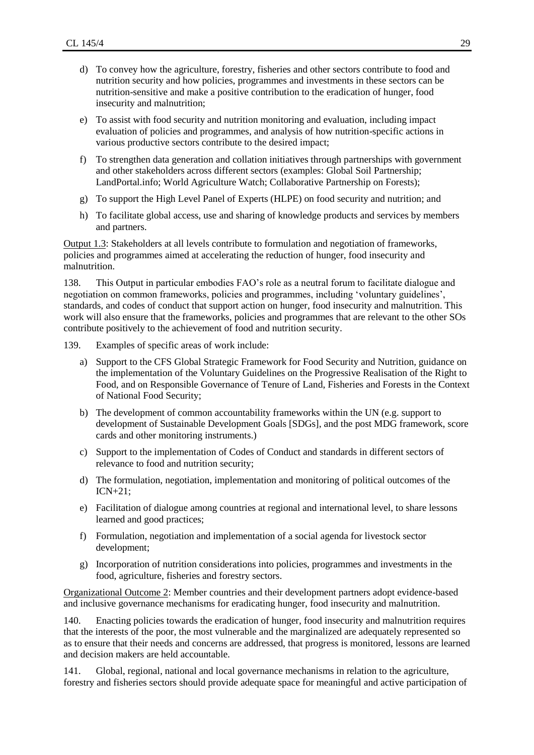d) To convey how the agriculture, forestry, fisheries and other sectors contribute to food and nutrition security and how policies, programmes and investments in these sectors can be nutrition-sensitive and make a positive contribution to the eradication of hunger, food insecurity and malnutrition;

e) To assist with food security and nutrition monitoring and evaluation, including impact evaluation of policies and programmes, and analysis of how nutrition-specific actions in various productive sectors contribute to the desired impact;

f) To strengthen data generation and collation initiatives through partnerships with government and other stakeholders across different sectors (examples: Global Soil Partnership; LandPortal.info; World Agriculture Watch; Collaborative Partnership on Forests);

g) To support the High Level Panel of Experts (HLPE) on food security and nutrition; and

h) To facilitate global access, use and sharing of knowledge products and services by members and partners.

Output 1.3: Stakeholders at all levels contribute to formulation and negotiation of frameworks, policies and programmes aimed at accelerating the reduction of hunger, food insecurity and malnutrition.

138. This Output in particular embodies FAO's role as a neutral forum to facilitate dialogue and negotiation on common frameworks, policies and programmes, including 'voluntary guidelines', standards, and codes of conduct that support action on hunger, food insecurity and malnutrition. This work will also ensure that the frameworks, policies and programmes that are relevant to the other SOs contribute positively to the achievement of food and nutrition security.

139. Examples of specific areas of work include:

a) Support to the CFS Global Strategic Framework for Food Security and Nutrition, guidance on the implementation of the Voluntary Guidelines on the Progressive Realisation of the Right to Food, and on Responsible Governance of Tenure of Land, Fisheries and Forests in the Context of National Food Security;

b) The development of common accountability frameworks within the UN (e.g. support to development of Sustainable Development Goals [SDGs], and the post MDG framework, score cards and other monitoring instruments.)

c) Support to the implementation of Codes of Conduct and standards in different sectors of relevance to food and nutrition security;

d) The formulation, negotiation, implementation and monitoring of political outcomes of the ICN+21;

e) Facilitation of dialogue among countries at regional and international level, to share lessons learned and good practices;

f) Formulation, negotiation and implementation of a social agenda for livestock sector development;

g) Incorporation of nutrition considerations into policies, programmes and investments in the food, agriculture, fisheries and forestry sectors.

Organizational Outcome 2: Member countries and their development partners adopt evidence-based and inclusive governance mechanisms for eradicating hunger, food insecurity and malnutrition.

140. Enacting policies towards the eradication of hunger, food insecurity and malnutrition requires that the interests of the poor, the most vulnerable and the marginalized are adequately represented so as to ensure that their needs and concerns are addressed, that progress is monitored, lessons are learned and decision makers are held accountable.

141. Global, regional, national and local governance mechanisms in relation to the agriculture, forestry and fisheries sectors should provide adequate space for meaningful and active participation of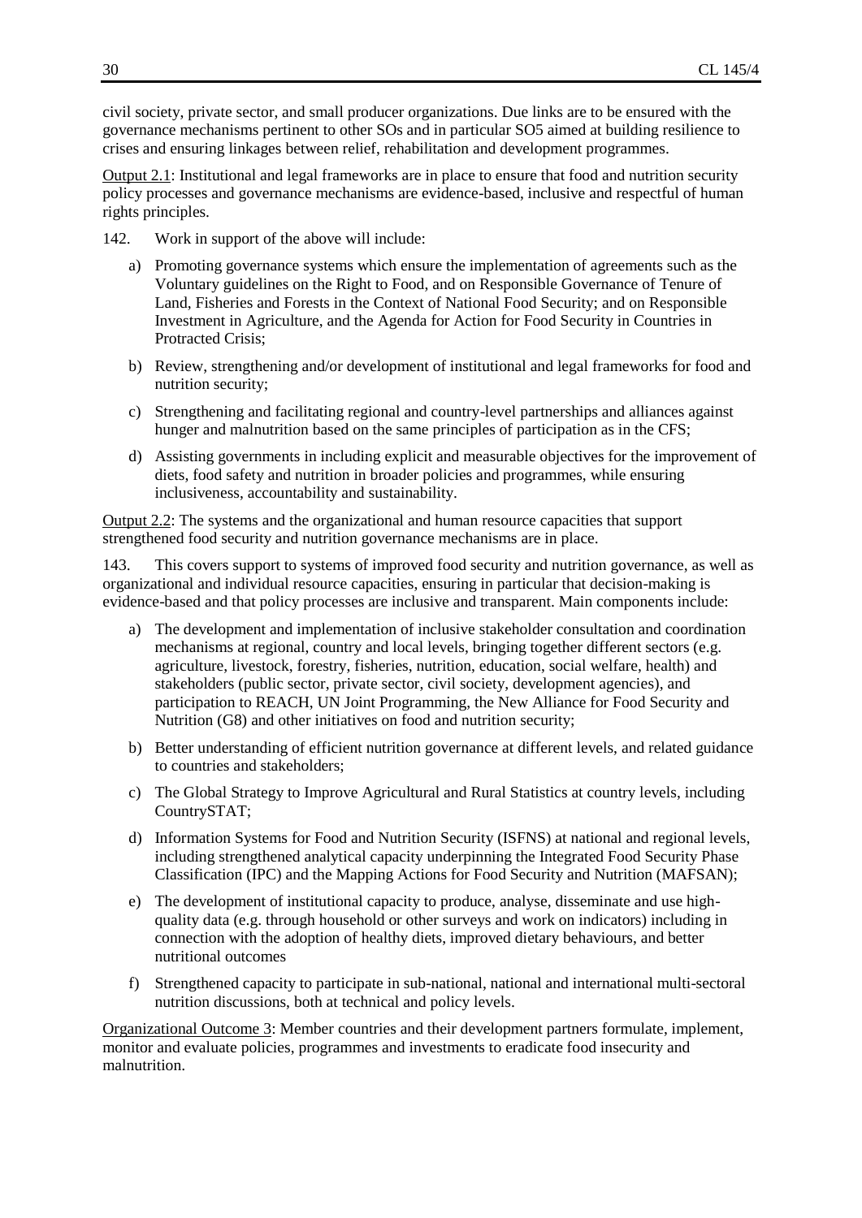civil society, private sector, and small producer organizations. Due links are to be ensured with the governance mechanisms pertinent to other SOs and in particular SO5 aimed at building resilience to crises and ensuring linkages between relief, rehabilitation and development programmes.

Output 2.1: Institutional and legal frameworks are in place to ensure that food and nutrition security policy processes and governance mechanisms are evidence-based, inclusive and respectful of human rights principles.

142. Work in support of the above will include:

a) Promoting governance systems which ensure the implementation of agreements such as the Voluntary guidelines on the Right to Food, and on Responsible Governance of Tenure of Land, Fisheries and Forests in the Context of National Food Security; and on Responsible Investment in Agriculture, and the Agenda for Action for Food Security in Countries in Protracted Crisis;

b) Review, strengthening and/or development of institutional and legal frameworks for food and nutrition security;

c) Strengthening and facilitating regional and country-level partnerships and alliances against hunger and malnutrition based on the same principles of participation as in the CFS;

d) Assisting governments in including explicit and measurable objectives for the improvement of diets, food safety and nutrition in broader policies and programmes, while ensuring inclusiveness, accountability and sustainability.

Output 2.2: The systems and the organizational and human resource capacities that support strengthened food security and nutrition governance mechanisms are in place.

143. This covers support to systems of improved food security and nutrition governance, as well as organizational and individual resource capacities, ensuring in particular that decision-making is evidence-based and that policy processes are inclusive and transparent. Main components include:

a) The development and implementation of inclusive stakeholder consultation and coordination mechanisms at regional, country and local levels, bringing together different sectors (e.g. agriculture, livestock, forestry, fisheries, nutrition, education, social welfare, health) and stakeholders (public sector, private sector, civil society, development agencies), and participation to REACH, UN Joint Programming, the New Alliance for Food Security and Nutrition (G8) and other initiatives on food and nutrition security;

b) Better understanding of efficient nutrition governance at different levels, and related guidance to countries and stakeholders;

c) The Global Strategy to Improve Agricultural and Rural Statistics at country levels, including CountrySTAT;

d) Information Systems for Food and Nutrition Security (ISFNS) at national and regional levels, including strengthened analytical capacity underpinning the Integrated Food Security Phase Classification (IPC) and the Mapping Actions for Food Security and Nutrition (MAFSAN);

e) The development of institutional capacity to produce, analyse, disseminate and use high-quality data (e.g. through household or other surveys and work on indicators) including in connection with the adoption of healthy diets, improved dietary behaviours, and better nutritional outcomes

f) Strengthened capacity to participate in sub-national, national and international multi-sectoral nutrition discussions, both at technical and policy levels.

Organizational Outcome 3: Member countries and their development partners formulate, implement, monitor and evaluate policies, programmes and investments to eradicate food insecurity and malnutrition.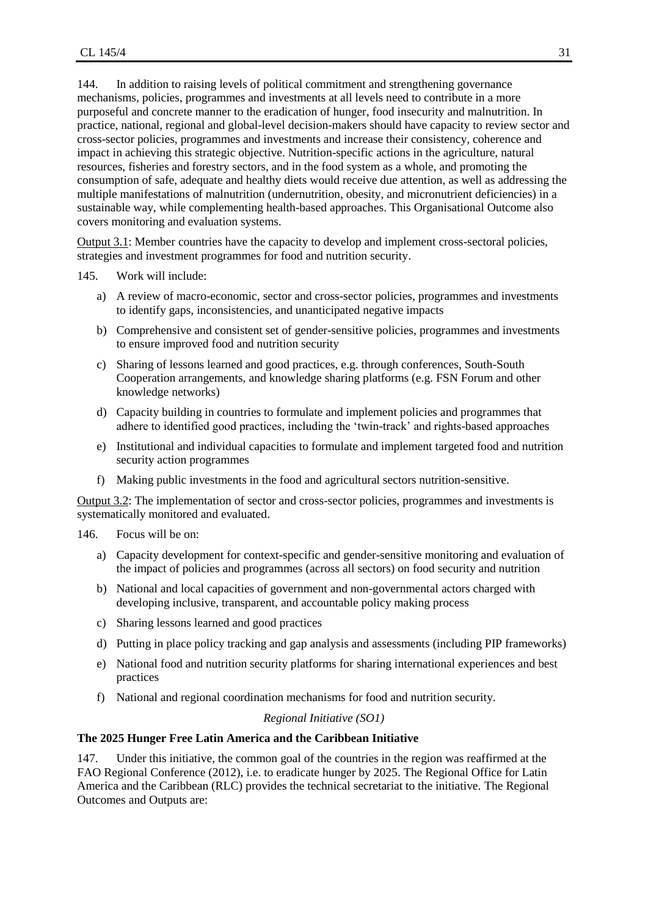144. In addition to raising levels of political commitment and strengthening governance mechanisms, policies, programmes and investments at all levels need to contribute in a more purposeful and concrete manner to the eradication of hunger, food insecurity and malnutrition. In practice, national, regional and global-level decision-makers should have capacity to review sector and cross-sector policies, programmes and investments and increase their consistency, coherence and impact in achieving this strategic objective. Nutrition-specific actions in the agriculture, natural resources, fisheries and forestry sectors, and in the food system as a whole, and promoting the consumption of safe, adequate and healthy diets would receive due attention, as well as addressing the multiple manifestations of malnutrition (undernutrition, obesity, and micronutrient deficiencies) in a sustainable way, while complementing health-based approaches. This Organisational Outcome also covers monitoring and evaluation systems.

Output 3.1: Member countries have the capacity to develop and implement cross-sectoral policies, strategies and investment programmes for food and nutrition security.

145. Work will include:

a) A review of macro-economic, sector and cross-sector policies, programmes and investments to identify gaps, inconsistencies, and unanticipated negative impacts
b) Comprehensive and consistent set of gender-sensitive policies, programmes and investments to ensure improved food and nutrition security
c) Sharing of lessons learned and good practices, e.g. through conferences, South-South Cooperation arrangements, and knowledge sharing platforms (e.g. FSN Forum and other knowledge networks)
d) Capacity building in countries to formulate and implement policies and programmes that adhere to identified good practices, including the 'twin-track' and rights-based approaches
e) Institutional and individual capacities to formulate and implement targeted food and nutrition security action programmes
f) Making public investments in the food and agricultural sectors nutrition-sensitive.

Output 3.2: The implementation of sector and cross-sector policies, programmes and investments is systematically monitored and evaluated.

146. Focus will be on:

a) Capacity development for context-specific and gender-sensitive monitoring and evaluation of the impact of policies and programmes (across all sectors) on food security and nutrition
b) National and local capacities of government and non-governmental actors charged with developing inclusive, transparent, and accountable policy making process
c) Sharing lessons learned and good practices
d) Putting in place policy tracking and gap analysis and assessments (including PIP frameworks)
e) National food and nutrition security platforms for sharing international experiences and best practices
f) National and regional coordination mechanisms for food and nutrition security.

*Regional Initiative (SO1)*

**The 2025 Hunger Free Latin America and the Caribbean Initiative**

147. Under this initiative, the common goal of the countries in the region was reaffirmed at the FAO Regional Conference (2012), i.e. to eradicate hunger by 2025. The Regional Office for Latin America and the Caribbean (RLC) provides the technical secretariat to the initiative. The Regional Outcomes and Outputs are: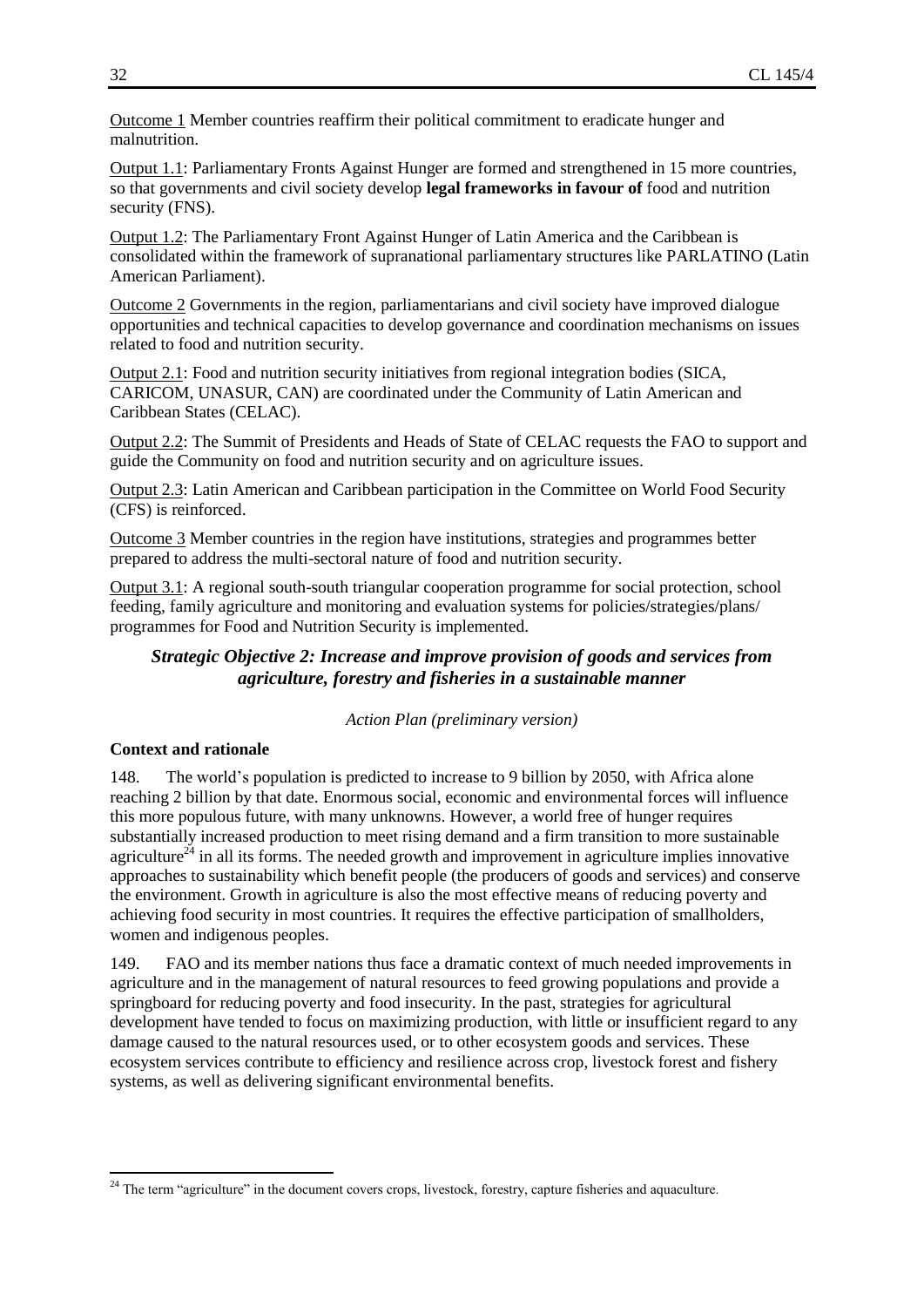Outcome 1 Member countries reaffirm their political commitment to eradicate hunger and malnutrition.

Output 1.1: Parliamentary Fronts Against Hunger are formed and strengthened in 15 more countries, so that governments and civil society develop **legal frameworks in favour of** food and nutrition security (FNS).

Output 1.2: The Parliamentary Front Against Hunger of Latin America and the Caribbean is consolidated within the framework of supranational parliamentary structures like PARLATINO (Latin American Parliament).

Outcome 2 Governments in the region, parliamentarians and civil society have improved dialogue opportunities and technical capacities to develop governance and coordination mechanisms on issues related to food and nutrition security.

Output 2.1: Food and nutrition security initiatives from regional integration bodies (SICA, CARICOM, UNASUR, CAN) are coordinated under the Community of Latin American and Caribbean States (CELAC).

Output 2.2: The Summit of Presidents and Heads of State of CELAC requests the FAO to support and guide the Community on food and nutrition security and on agriculture issues.

Output 2.3: Latin American and Caribbean participation in the Committee on World Food Security (CFS) is reinforced.

Outcome 3 Member countries in the region have institutions, strategies and programmes better prepared to address the multi-sectoral nature of food and nutrition security.

Output 3.1: A regional south-south triangular cooperation programme for social protection, school feeding, family agriculture and monitoring and evaluation systems for policies/strategies/plans/ programmes for Food and Nutrition Security is implemented.

### *Strategic Objective 2: Increase and improve provision of goods and services from agriculture, forestry and fisheries in a sustainable manner*

*Action Plan (preliminary version)*

**Context and rationale**

148. The world's population is predicted to increase to 9 billion by 2050, with Africa alone reaching 2 billion by that date. Enormous social, economic and environmental forces will influence this more populous future, with many unknowns. However, a world free of hunger requires substantially increased production to meet rising demand and a firm transition to more sustainable agriculture[24] in all its forms. The needed growth and improvement in agriculture implies innovative approaches to sustainability which benefit people (the producers of goods and services) and conserve the environment. Growth in agriculture is also the most effective means of reducing poverty and achieving food security in most countries. It requires the effective participation of smallholders, women and indigenous peoples.

149. FAO and its member nations thus face a dramatic context of much needed improvements in agriculture and in the management of natural resources to feed growing populations and provide a springboard for reducing poverty and food insecurity. In the past, strategies for agricultural development have tended to focus on maximizing production, with little or insufficient regard to any damage caused to the natural resources used, or to other ecosystem goods and services. These ecosystem services contribute to efficiency and resilience across crop, livestock forest and fishery systems, as well as delivering significant environmental benefits.

[24] The term "agriculture" in the document covers crops, livestock, forestry, capture fisheries and aquaculture.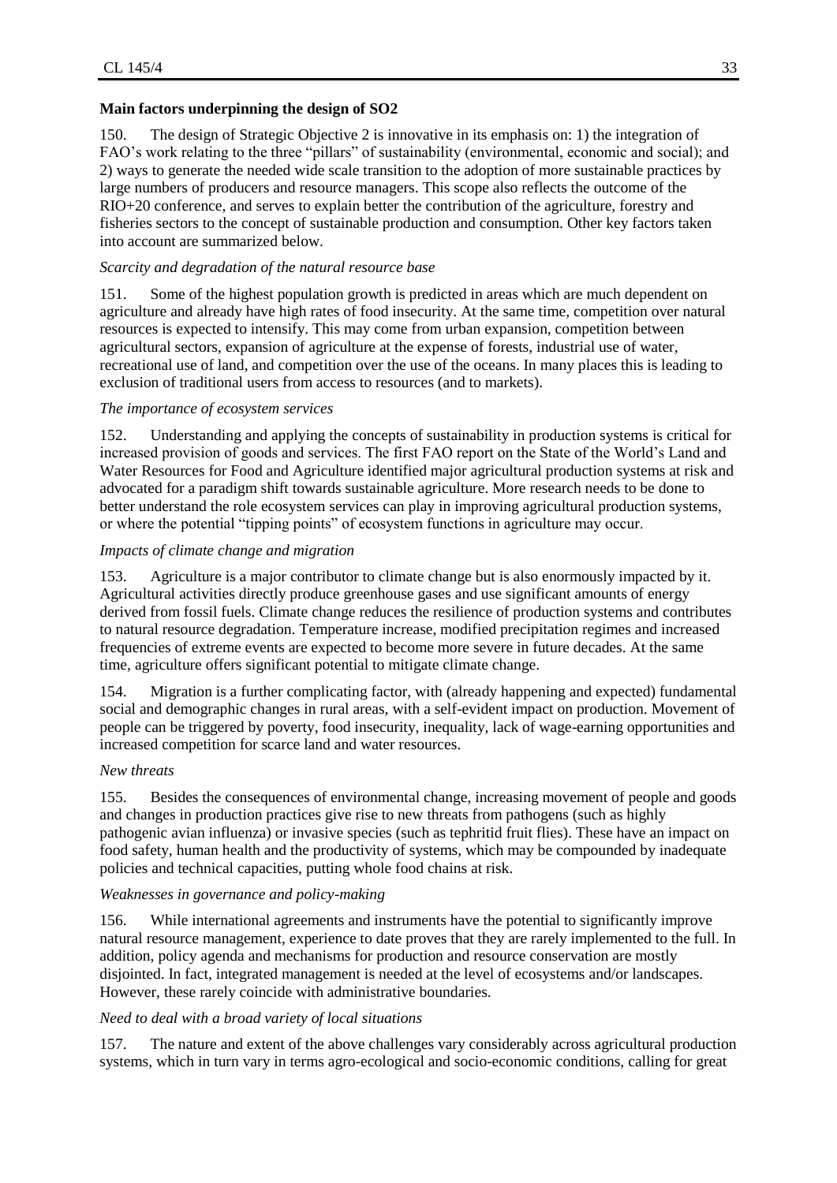**Main factors underpinning the design of SO2**

150. The design of Strategic Objective 2 is innovative in its emphasis on: 1) the integration of FAO's work relating to the three "pillars" of sustainability (environmental, economic and social); and 2) ways to generate the needed wide scale transition to the adoption of more sustainable practices by large numbers of producers and resource managers. This scope also reflects the outcome of the RIO+20 conference, and serves to explain better the contribution of the agriculture, forestry and fisheries sectors to the concept of sustainable production and consumption. Other key factors taken into account are summarized below.

*Scarcity and degradation of the natural resource base*

151. Some of the highest population growth is predicted in areas which are much dependent on agriculture and already have high rates of food insecurity. At the same time, competition over natural resources is expected to intensify. This may come from urban expansion, competition between agricultural sectors, expansion of agriculture at the expense of forests, industrial use of water, recreational use of land, and competition over the use of the oceans. In many places this is leading to exclusion of traditional users from access to resources (and to markets).

*The importance of ecosystem services*

152. Understanding and applying the concepts of sustainability in production systems is critical for increased provision of goods and services. The first FAO report on the State of the World's Land and Water Resources for Food and Agriculture identified major agricultural production systems at risk and advocated for a paradigm shift towards sustainable agriculture. More research needs to be done to better understand the role ecosystem services can play in improving agricultural production systems, or where the potential "tipping points" of ecosystem functions in agriculture may occur.

*Impacts of climate change and migration*

153. Agriculture is a major contributor to climate change but is also enormously impacted by it. Agricultural activities directly produce greenhouse gases and use significant amounts of energy derived from fossil fuels. Climate change reduces the resilience of production systems and contributes to natural resource degradation. Temperature increase, modified precipitation regimes and increased frequencies of extreme events are expected to become more severe in future decades. At the same time, agriculture offers significant potential to mitigate climate change.

154. Migration is a further complicating factor, with (already happening and expected) fundamental social and demographic changes in rural areas, with a self-evident impact on production. Movement of people can be triggered by poverty, food insecurity, inequality, lack of wage-earning opportunities and increased competition for scarce land and water resources.

*New threats*

155. Besides the consequences of environmental change, increasing movement of people and goods and changes in production practices give rise to new threats from pathogens (such as highly pathogenic avian influenza) or invasive species (such as tephritid fruit flies). These have an impact on food safety, human health and the productivity of systems, which may be compounded by inadequate policies and technical capacities, putting whole food chains at risk.

*Weaknesses in governance and policy-making*

156. While international agreements and instruments have the potential to significantly improve natural resource management, experience to date proves that they are rarely implemented to the full. In addition, policy agenda and mechanisms for production and resource conservation are mostly disjointed. In fact, integrated management is needed at the level of ecosystems and/or landscapes. However, these rarely coincide with administrative boundaries.

*Need to deal with a broad variety of local situations*

157. The nature and extent of the above challenges vary considerably across agricultural production systems, which in turn vary in terms agro-ecological and socio-economic conditions, calling for great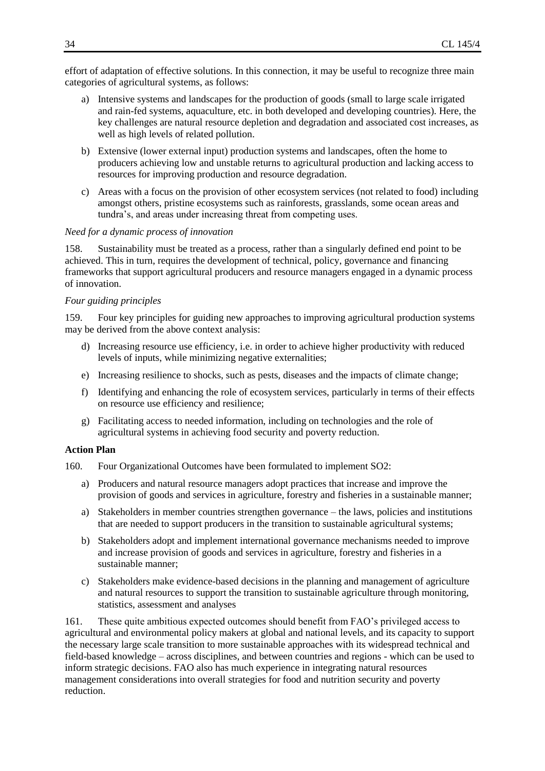effort of adaptation of effective solutions. In this connection, it may be useful to recognize three main categories of agricultural systems, as follows:

a) Intensive systems and landscapes for the production of goods (small to large scale irrigated and rain-fed systems, aquaculture, etc. in both developed and developing countries). Here, the key challenges are natural resource depletion and degradation and associated cost increases, as well as high levels of related pollution.

b) Extensive (lower external input) production systems and landscapes, often the home to producers achieving low and unstable returns to agricultural production and lacking access to resources for improving production and resource degradation.

c) Areas with a focus on the provision of other ecosystem services (not related to food) including amongst others, pristine ecosystems such as rainforests, grasslands, some ocean areas and tundra's, and areas under increasing threat from competing uses.

*Need for a dynamic process of innovation*

158. Sustainability must be treated as a process, rather than a singularly defined end point to be achieved. This in turn, requires the development of technical, policy, governance and financing frameworks that support agricultural producers and resource managers engaged in a dynamic process of innovation.

*Four guiding principles*

159. Four key principles for guiding new approaches to improving agricultural production systems may be derived from the above context analysis:

d) Increasing resource use efficiency, i.e. in order to achieve higher productivity with reduced levels of inputs, while minimizing negative externalities;

e) Increasing resilience to shocks, such as pests, diseases and the impacts of climate change;

f) Identifying and enhancing the role of ecosystem services, particularly in terms of their effects on resource use efficiency and resilience;

g) Facilitating access to needed information, including on technologies and the role of agricultural systems in achieving food security and poverty reduction.

**Action Plan**

160. Four Organizational Outcomes have been formulated to implement SO2:

a) Producers and natural resource managers adopt practices that increase and improve the provision of goods and services in agriculture, forestry and fisheries in a sustainable manner;

a) Stakeholders in member countries strengthen governance – the laws, policies and institutions that are needed to support producers in the transition to sustainable agricultural systems;

b) Stakeholders adopt and implement international governance mechanisms needed to improve and increase provision of goods and services in agriculture, forestry and fisheries in a sustainable manner;

c) Stakeholders make evidence-based decisions in the planning and management of agriculture and natural resources to support the transition to sustainable agriculture through monitoring, statistics, assessment and analyses

161. These quite ambitious expected outcomes should benefit from FAO's privileged access to agricultural and environmental policy makers at global and national levels, and its capacity to support the necessary large scale transition to more sustainable approaches with its widespread technical and field-based knowledge – across disciplines, and between countries and regions - which can be used to inform strategic decisions. FAO also has much experience in integrating natural resources management considerations into overall strategies for food and nutrition security and poverty reduction.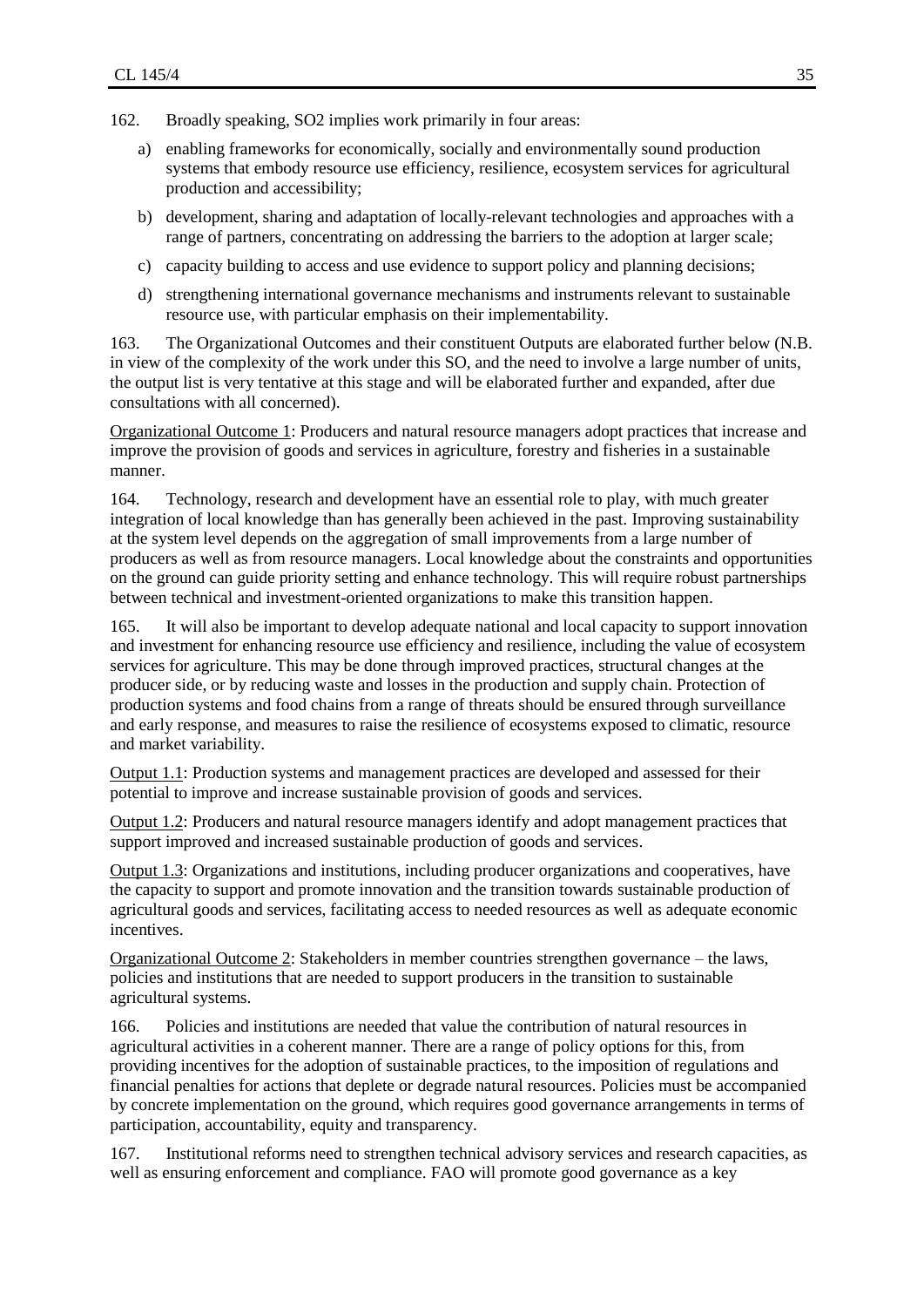162. Broadly speaking, SO2 implies work primarily in four areas:

a) enabling frameworks for economically, socially and environmentally sound production systems that embody resource use efficiency, resilience, ecosystem services for agricultural production and accessibility;

b) development, sharing and adaptation of locally-relevant technologies and approaches with a range of partners, concentrating on addressing the barriers to the adoption at larger scale;

c) capacity building to access and use evidence to support policy and planning decisions;

d) strengthening international governance mechanisms and instruments relevant to sustainable resource use, with particular emphasis on their implementability.

163. The Organizational Outcomes and their constituent Outputs are elaborated further below (N.B. in view of the complexity of the work under this SO, and the need to involve a large number of units, the output list is very tentative at this stage and will be elaborated further and expanded, after due consultations with all concerned).

Organizational Outcome 1: Producers and natural resource managers adopt practices that increase and improve the provision of goods and services in agriculture, forestry and fisheries in a sustainable manner.

164. Technology, research and development have an essential role to play, with much greater integration of local knowledge than has generally been achieved in the past. Improving sustainability at the system level depends on the aggregation of small improvements from a large number of producers as well as from resource managers. Local knowledge about the constraints and opportunities on the ground can guide priority setting and enhance technology. This will require robust partnerships between technical and investment-oriented organizations to make this transition happen.

165. It will also be important to develop adequate national and local capacity to support innovation and investment for enhancing resource use efficiency and resilience, including the value of ecosystem services for agriculture. This may be done through improved practices, structural changes at the producer side, or by reducing waste and losses in the production and supply chain. Protection of production systems and food chains from a range of threats should be ensured through surveillance and early response, and measures to raise the resilience of ecosystems exposed to climatic, resource and market variability.

Output 1.1: Production systems and management practices are developed and assessed for their potential to improve and increase sustainable provision of goods and services.

Output 1.2: Producers and natural resource managers identify and adopt management practices that support improved and increased sustainable production of goods and services.

Output 1.3: Organizations and institutions, including producer organizations and cooperatives, have the capacity to support and promote innovation and the transition towards sustainable production of agricultural goods and services, facilitating access to needed resources as well as adequate economic incentives.

Organizational Outcome 2: Stakeholders in member countries strengthen governance – the laws, policies and institutions that are needed to support producers in the transition to sustainable agricultural systems.

166. Policies and institutions are needed that value the contribution of natural resources in agricultural activities in a coherent manner. There are a range of policy options for this, from providing incentives for the adoption of sustainable practices, to the imposition of regulations and financial penalties for actions that deplete or degrade natural resources. Policies must be accompanied by concrete implementation on the ground, which requires good governance arrangements in terms of participation, accountability, equity and transparency.

167. Institutional reforms need to strengthen technical advisory services and research capacities, as well as ensuring enforcement and compliance. FAO will promote good governance as a key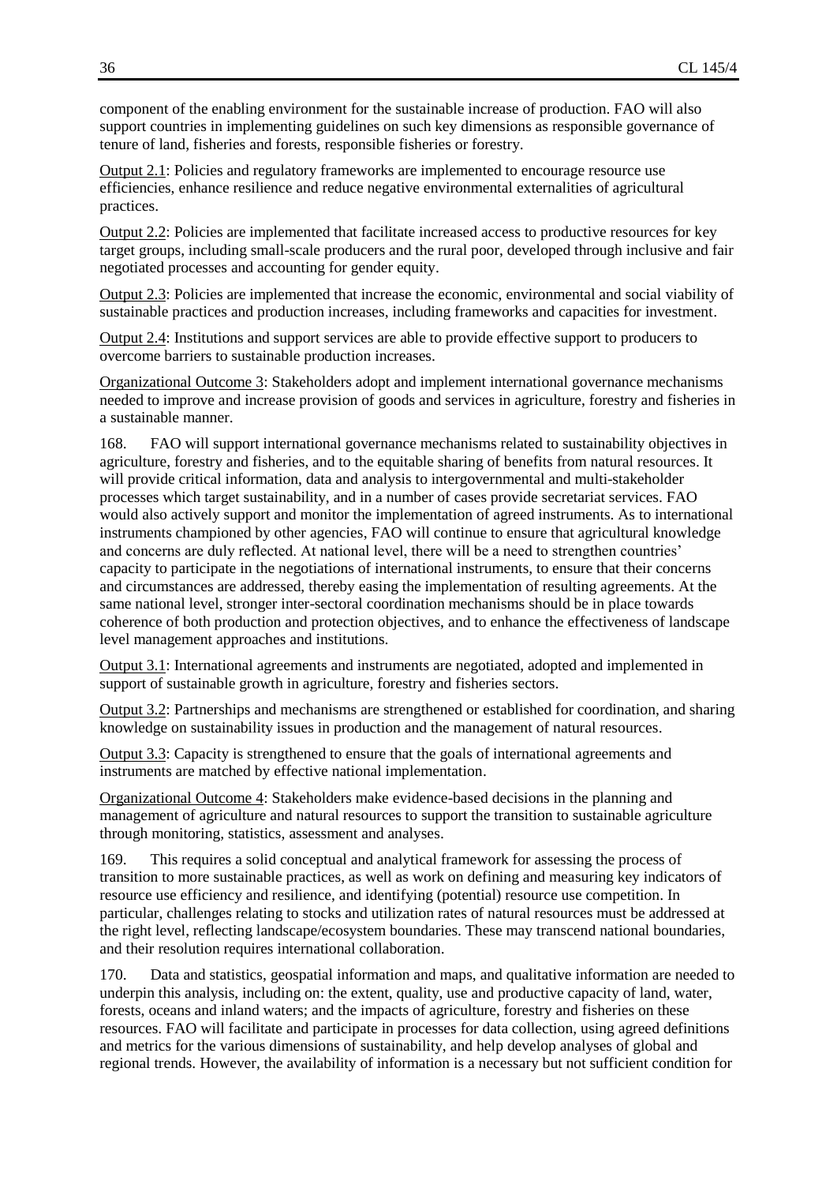component of the enabling environment for the sustainable increase of production. FAO will also support countries in implementing guidelines on such key dimensions as responsible governance of tenure of land, fisheries and forests, responsible fisheries or forestry.

Output 2.1: Policies and regulatory frameworks are implemented to encourage resource use efficiencies, enhance resilience and reduce negative environmental externalities of agricultural practices.

Output 2.2: Policies are implemented that facilitate increased access to productive resources for key target groups, including small-scale producers and the rural poor, developed through inclusive and fair negotiated processes and accounting for gender equity.

Output 2.3: Policies are implemented that increase the economic, environmental and social viability of sustainable practices and production increases, including frameworks and capacities for investment.

Output 2.4: Institutions and support services are able to provide effective support to producers to overcome barriers to sustainable production increases.

Organizational Outcome 3: Stakeholders adopt and implement international governance mechanisms needed to improve and increase provision of goods and services in agriculture, forestry and fisheries in a sustainable manner.

168. FAO will support international governance mechanisms related to sustainability objectives in agriculture, forestry and fisheries, and to the equitable sharing of benefits from natural resources. It will provide critical information, data and analysis to intergovernmental and multi-stakeholder processes which target sustainability, and in a number of cases provide secretariat services. FAO would also actively support and monitor the implementation of agreed instruments. As to international instruments championed by other agencies, FAO will continue to ensure that agricultural knowledge and concerns are duly reflected. At national level, there will be a need to strengthen countries' capacity to participate in the negotiations of international instruments, to ensure that their concerns and circumstances are addressed, thereby easing the implementation of resulting agreements. At the same national level, stronger inter-sectoral coordination mechanisms should be in place towards coherence of both production and protection objectives, and to enhance the effectiveness of landscape level management approaches and institutions.

Output 3.1: International agreements and instruments are negotiated, adopted and implemented in support of sustainable growth in agriculture, forestry and fisheries sectors.

Output 3.2: Partnerships and mechanisms are strengthened or established for coordination, and sharing knowledge on sustainability issues in production and the management of natural resources.

Output 3.3: Capacity is strengthened to ensure that the goals of international agreements and instruments are matched by effective national implementation.

Organizational Outcome 4: Stakeholders make evidence-based decisions in the planning and management of agriculture and natural resources to support the transition to sustainable agriculture through monitoring, statistics, assessment and analyses.

169. This requires a solid conceptual and analytical framework for assessing the process of transition to more sustainable practices, as well as work on defining and measuring key indicators of resource use efficiency and resilience, and identifying (potential) resource use competition. In particular, challenges relating to stocks and utilization rates of natural resources must be addressed at the right level, reflecting landscape/ecosystem boundaries. These may transcend national boundaries, and their resolution requires international collaboration.

170. Data and statistics, geospatial information and maps, and qualitative information are needed to underpin this analysis, including on: the extent, quality, use and productive capacity of land, water, forests, oceans and inland waters; and the impacts of agriculture, forestry and fisheries on these resources. FAO will facilitate and participate in processes for data collection, using agreed definitions and metrics for the various dimensions of sustainability, and help develop analyses of global and regional trends. However, the availability of information is a necessary but not sufficient condition for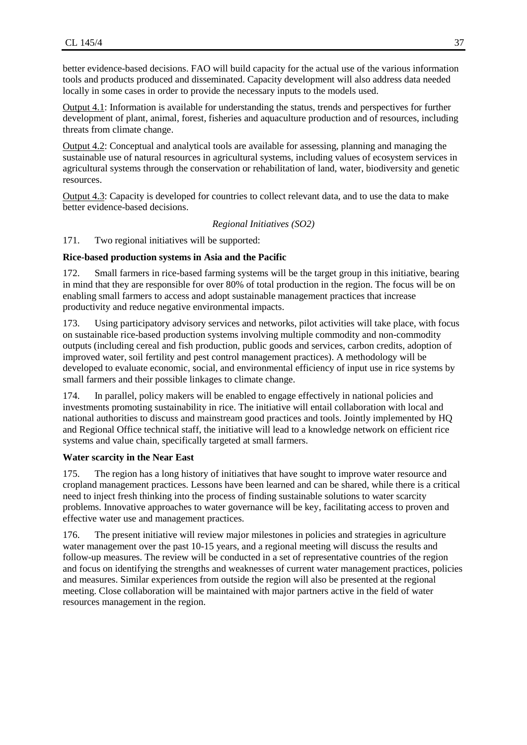better evidence-based decisions. FAO will build capacity for the actual use of the various information tools and products produced and disseminated. Capacity development will also address data needed locally in some cases in order to provide the necessary inputs to the models used.

Output 4.1: Information is available for understanding the status, trends and perspectives for further development of plant, animal, forest, fisheries and aquaculture production and of resources, including threats from climate change.

Output 4.2: Conceptual and analytical tools are available for assessing, planning and managing the sustainable use of natural resources in agricultural systems, including values of ecosystem services in agricultural systems through the conservation or rehabilitation of land, water, biodiversity and genetic resources.

Output 4.3: Capacity is developed for countries to collect relevant data, and to use the data to make better evidence-based decisions.

*Regional Initiatives (SO2)*

171. Two regional initiatives will be supported:

**Rice-based production systems in Asia and the Pacific**

172. Small farmers in rice-based farming systems will be the target group in this initiative, bearing in mind that they are responsible for over 80% of total production in the region. The focus will be on enabling small farmers to access and adopt sustainable management practices that increase productivity and reduce negative environmental impacts.

173. Using participatory advisory services and networks, pilot activities will take place, with focus on sustainable rice-based production systems involving multiple commodity and non-commodity outputs (including cereal and fish production, public goods and services, carbon credits, adoption of improved water, soil fertility and pest control management practices). A methodology will be developed to evaluate economic, social, and environmental efficiency of input use in rice systems by small farmers and their possible linkages to climate change.

174. In parallel, policy makers will be enabled to engage effectively in national policies and investments promoting sustainability in rice. The initiative will entail collaboration with local and national authorities to discuss and mainstream good practices and tools. Jointly implemented by HQ and Regional Office technical staff, the initiative will lead to a knowledge network on efficient rice systems and value chain, specifically targeted at small farmers.

**Water scarcity in the Near East**

175. The region has a long history of initiatives that have sought to improve water resource and cropland management practices. Lessons have been learned and can be shared, while there is a critical need to inject fresh thinking into the process of finding sustainable solutions to water scarcity problems. Innovative approaches to water governance will be key, facilitating access to proven and effective water use and management practices.

176. The present initiative will review major milestones in policies and strategies in agriculture water management over the past 10-15 years, and a regional meeting will discuss the results and follow-up measures. The review will be conducted in a set of representative countries of the region and focus on identifying the strengths and weaknesses of current water management practices, policies and measures. Similar experiences from outside the region will also be presented at the regional meeting. Close collaboration will be maintained with major partners active in the field of water resources management in the region.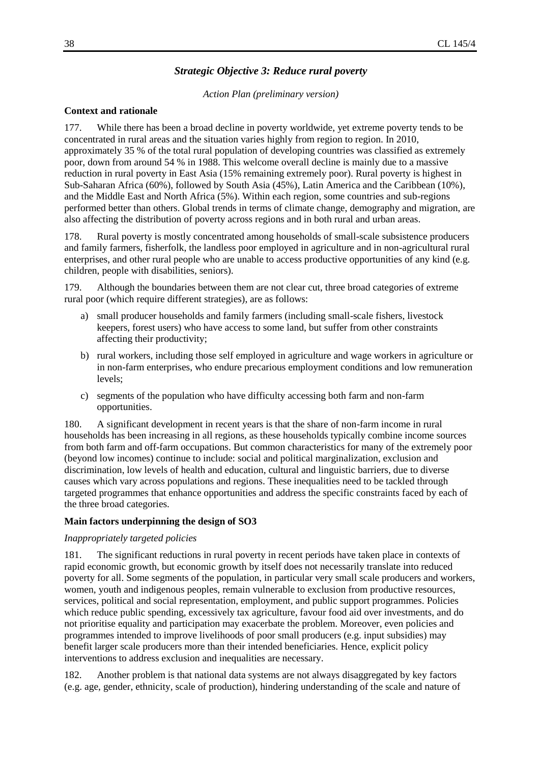## *Strategic Objective 3: Reduce rural poverty*

*Action Plan (preliminary version)*

**Context and rationale**

177. While there has been a broad decline in poverty worldwide, yet extreme poverty tends to be concentrated in rural areas and the situation varies highly from region to region. In 2010, approximately 35 % of the total rural population of developing countries was classified as extremely poor, down from around 54 % in 1988. This welcome overall decline is mainly due to a massive reduction in rural poverty in East Asia (15% remaining extremely poor). Rural poverty is highest in Sub-Saharan Africa (60%), followed by South Asia (45%), Latin America and the Caribbean (10%), and the Middle East and North Africa (5%). Within each region, some countries and sub-regions performed better than others. Global trends in terms of climate change, demography and migration, are also affecting the distribution of poverty across regions and in both rural and urban areas.

178. Rural poverty is mostly concentrated among households of small-scale subsistence producers and family farmers, fisherfolk, the landless poor employed in agriculture and in non-agricultural rural enterprises, and other rural people who are unable to access productive opportunities of any kind (e.g. children, people with disabilities, seniors).

179. Although the boundaries between them are not clear cut, three broad categories of extreme rural poor (which require different strategies), are as follows:

a) small producer households and family farmers (including small-scale fishers, livestock keepers, forest users) who have access to some land, but suffer from other constraints affecting their productivity;

b) rural workers, including those self employed in agriculture and wage workers in agriculture or in non-farm enterprises, who endure precarious employment conditions and low remuneration levels;

c) segments of the population who have difficulty accessing both farm and non-farm opportunities.

180. A significant development in recent years is that the share of non-farm income in rural households has been increasing in all regions, as these households typically combine income sources from both farm and off-farm occupations. But common characteristics for many of the extremely poor (beyond low incomes) continue to include: social and political marginalization, exclusion and discrimination, low levels of health and education, cultural and linguistic barriers, due to diverse causes which vary across populations and regions. These inequalities need to be tackled through targeted programmes that enhance opportunities and address the specific constraints faced by each of the three broad categories.

**Main factors underpinning the design of SO3**

*Inappropriately targeted policies*

181. The significant reductions in rural poverty in recent periods have taken place in contexts of rapid economic growth, but economic growth by itself does not necessarily translate into reduced poverty for all. Some segments of the population, in particular very small scale producers and workers, women, youth and indigenous peoples, remain vulnerable to exclusion from productive resources, services, political and social representation, employment, and public support programmes. Policies which reduce public spending, excessively tax agriculture, favour food aid over investments, and do not prioritise equality and participation may exacerbate the problem. Moreover, even policies and programmes intended to improve livelihoods of poor small producers (e.g. input subsidies) may benefit larger scale producers more than their intended beneficiaries. Hence, explicit policy interventions to address exclusion and inequalities are necessary.

182. Another problem is that national data systems are not always disaggregated by key factors (e.g. age, gender, ethnicity, scale of production), hindering understanding of the scale and nature of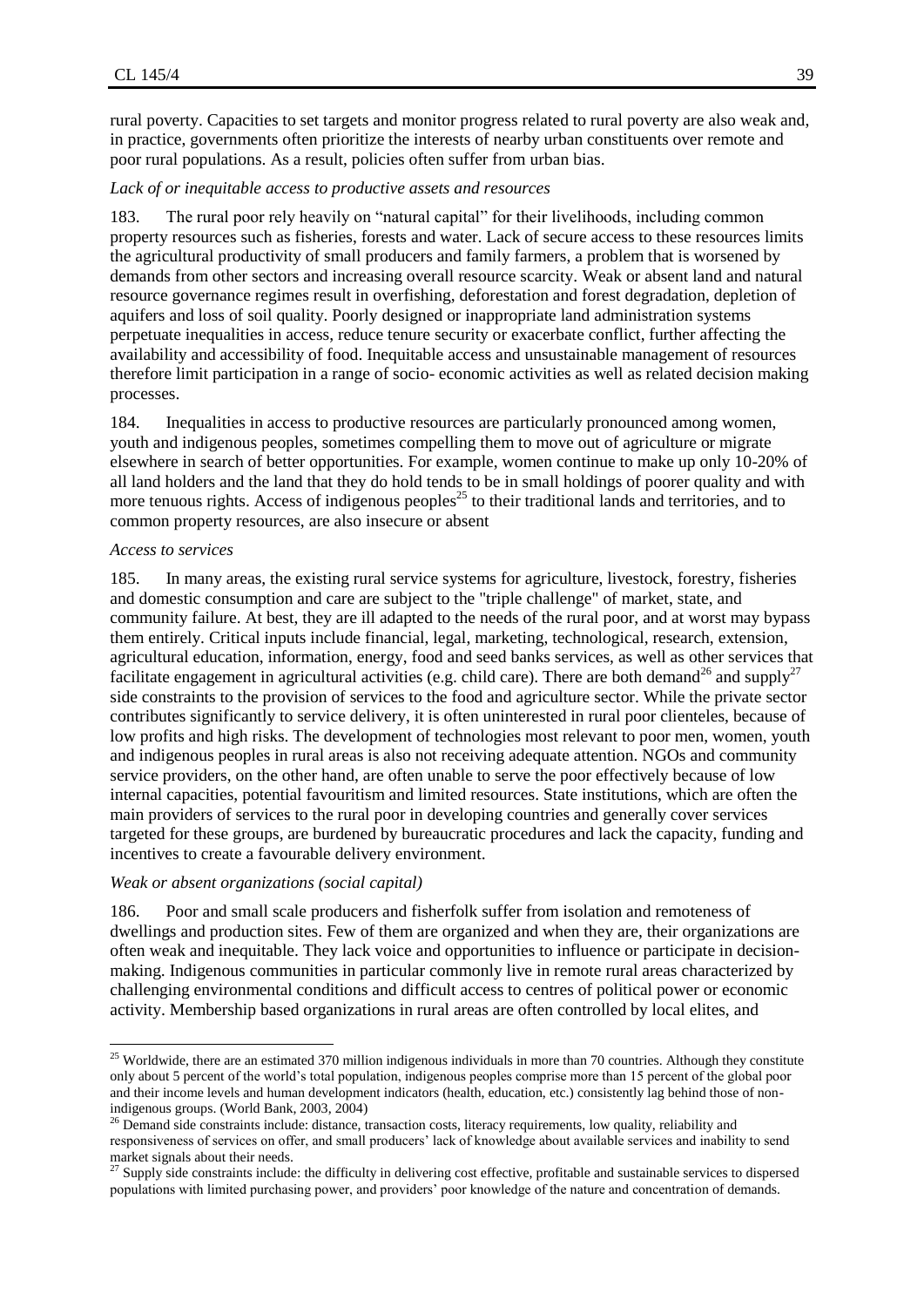rural poverty. Capacities to set targets and monitor progress related to rural poverty are also weak and, in practice, governments often prioritize the interests of nearby urban constituents over remote and poor rural populations. As a result, policies often suffer from urban bias.

*Lack of or inequitable access to productive assets and resources*

183. The rural poor rely heavily on "natural capital" for their livelihoods, including common property resources such as fisheries, forests and water. Lack of secure access to these resources limits the agricultural productivity of small producers and family farmers, a problem that is worsened by demands from other sectors and increasing overall resource scarcity. Weak or absent land and natural resource governance regimes result in overfishing, deforestation and forest degradation, depletion of aquifers and loss of soil quality. Poorly designed or inappropriate land administration systems perpetuate inequalities in access, reduce tenure security or exacerbate conflict, further affecting the availability and accessibility of food. Inequitable access and unsustainable management of resources therefore limit participation in a range of socio- economic activities as well as related decision making processes.

184. Inequalities in access to productive resources are particularly pronounced among women, youth and indigenous peoples, sometimes compelling them to move out of agriculture or migrate elsewhere in search of better opportunities. For example, women continue to make up only 10-20% of all land holders and the land that they do hold tends to be in small holdings of poorer quality and with more tenuous rights. Access of indigenous peoples[25] to their traditional lands and territories, and to common property resources, are also insecure or absent

*Access to services*

185. In many areas, the existing rural service systems for agriculture, livestock, forestry, fisheries and domestic consumption and care are subject to the "triple challenge" of market, state, and community failure. At best, they are ill adapted to the needs of the rural poor, and at worst may bypass them entirely. Critical inputs include financial, legal, marketing, technological, research, extension, agricultural education, information, energy, food and seed banks services, as well as other services that facilitate engagement in agricultural activities (e.g. child care). There are both demand[26] and supply[27] side constraints to the provision of services to the food and agriculture sector. While the private sector contributes significantly to service delivery, it is often uninterested in rural poor clienteles, because of low profits and high risks. The development of technologies most relevant to poor men, women, youth and indigenous peoples in rural areas is also not receiving adequate attention. NGOs and community service providers, on the other hand, are often unable to serve the poor effectively because of low internal capacities, potential favouritism and limited resources. State institutions, which are often the main providers of services to the rural poor in developing countries and generally cover services targeted for these groups, are burdened by bureaucratic procedures and lack the capacity, funding and incentives to create a favourable delivery environment.

*Weak or absent organizations (social capital)*

186. Poor and small scale producers and fisherfolk suffer from isolation and remoteness of dwellings and production sites. Few of them are organized and when they are, their organizations are often weak and inequitable. They lack voice and opportunities to influence or participate in decision-making. Indigenous communities in particular commonly live in remote rural areas characterized by challenging environmental conditions and difficult access to centres of political power or economic activity. Membership based organizations in rural areas are often controlled by local elites, and

---

[25] Worldwide, there are an estimated 370 million indigenous individuals in more than 70 countries. Although they constitute only about 5 percent of the world's total population, indigenous peoples comprise more than 15 percent of the global poor and their income levels and human development indicators (health, education, etc.) consistently lag behind those of non-indigenous groups. (World Bank, 2003, 2004)

[26] Demand side constraints include: distance, transaction costs, literacy requirements, low quality, reliability and responsiveness of services on offer, and small producers' lack of knowledge about available services and inability to send market signals about their needs.

[27] Supply side constraints include: the difficulty in delivering cost effective, profitable and sustainable services to dispersed populations with limited purchasing power, and providers' poor knowledge of the nature and concentration of demands.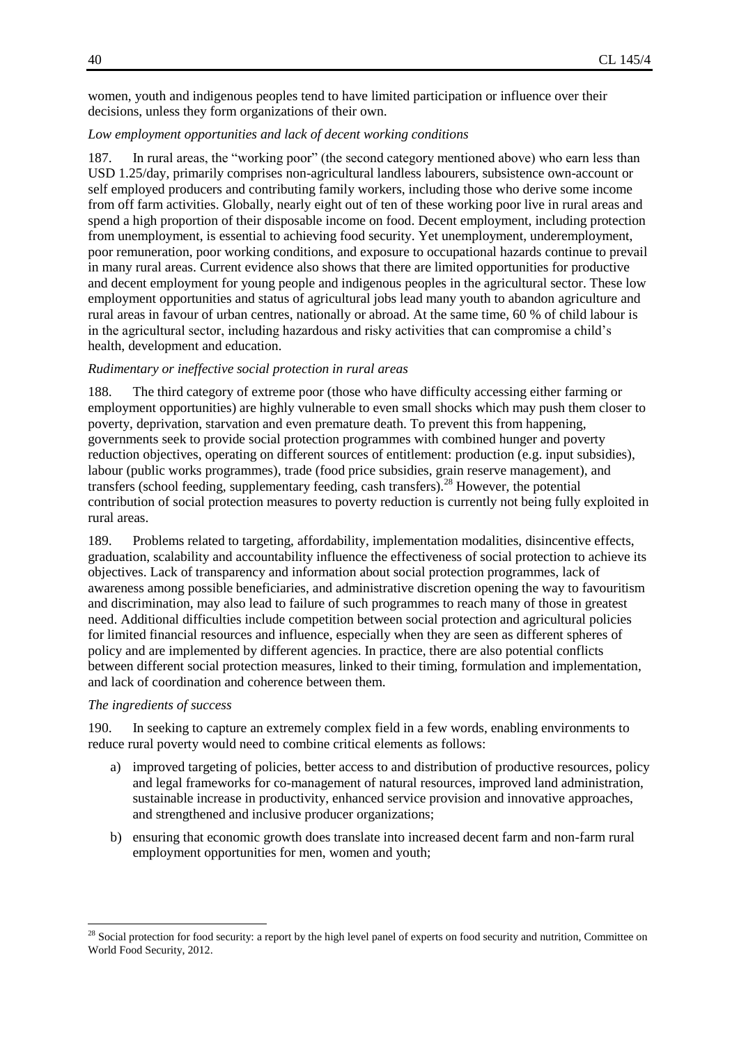women, youth and indigenous peoples tend to have limited participation or influence over their decisions, unless they form organizations of their own.

*Low employment opportunities and lack of decent working conditions*

187. In rural areas, the "working poor" (the second category mentioned above) who earn less than USD 1.25/day, primarily comprises non-agricultural landless labourers, subsistence own-account or self employed producers and contributing family workers, including those who derive some income from off farm activities. Globally, nearly eight out of ten of these working poor live in rural areas and spend a high proportion of their disposable income on food. Decent employment, including protection from unemployment, is essential to achieving food security. Yet unemployment, underemployment, poor remuneration, poor working conditions, and exposure to occupational hazards continue to prevail in many rural areas. Current evidence also shows that there are limited opportunities for productive and decent employment for young people and indigenous peoples in the agricultural sector. These low employment opportunities and status of agricultural jobs lead many youth to abandon agriculture and rural areas in favour of urban centres, nationally or abroad. At the same time, 60 % of child labour is in the agricultural sector, including hazardous and risky activities that can compromise a child's health, development and education.

*Rudimentary or ineffective social protection in rural areas*

188. The third category of extreme poor (those who have difficulty accessing either farming or employment opportunities) are highly vulnerable to even small shocks which may push them closer to poverty, deprivation, starvation and even premature death. To prevent this from happening, governments seek to provide social protection programmes with combined hunger and poverty reduction objectives, operating on different sources of entitlement: production (e.g. input subsidies), labour (public works programmes), trade (food price subsidies, grain reserve management), and transfers (school feeding, supplementary feeding, cash transfers).[28] However, the potential contribution of social protection measures to poverty reduction is currently not being fully exploited in rural areas.

189. Problems related to targeting, affordability, implementation modalities, disincentive effects, graduation, scalability and accountability influence the effectiveness of social protection to achieve its objectives. Lack of transparency and information about social protection programmes, lack of awareness among possible beneficiaries, and administrative discretion opening the way to favouritism and discrimination, may also lead to failure of such programmes to reach many of those in greatest need. Additional difficulties include competition between social protection and agricultural policies for limited financial resources and influence, especially when they are seen as different spheres of policy and are implemented by different agencies. In practice, there are also potential conflicts between different social protection measures, linked to their timing, formulation and implementation, and lack of coordination and coherence between them.

*The ingredients of success*

190. In seeking to capture an extremely complex field in a few words, enabling environments to reduce rural poverty would need to combine critical elements as follows:

a) improved targeting of policies, better access to and distribution of productive resources, policy and legal frameworks for co-management of natural resources, improved land administration, sustainable increase in productivity, enhanced service provision and innovative approaches, and strengthened and inclusive producer organizations;

b) ensuring that economic growth does translate into increased decent farm and non-farm rural employment opportunities for men, women and youth;

---

[28] Social protection for food security: a report by the high level panel of experts on food security and nutrition, Committee on World Food Security, 2012.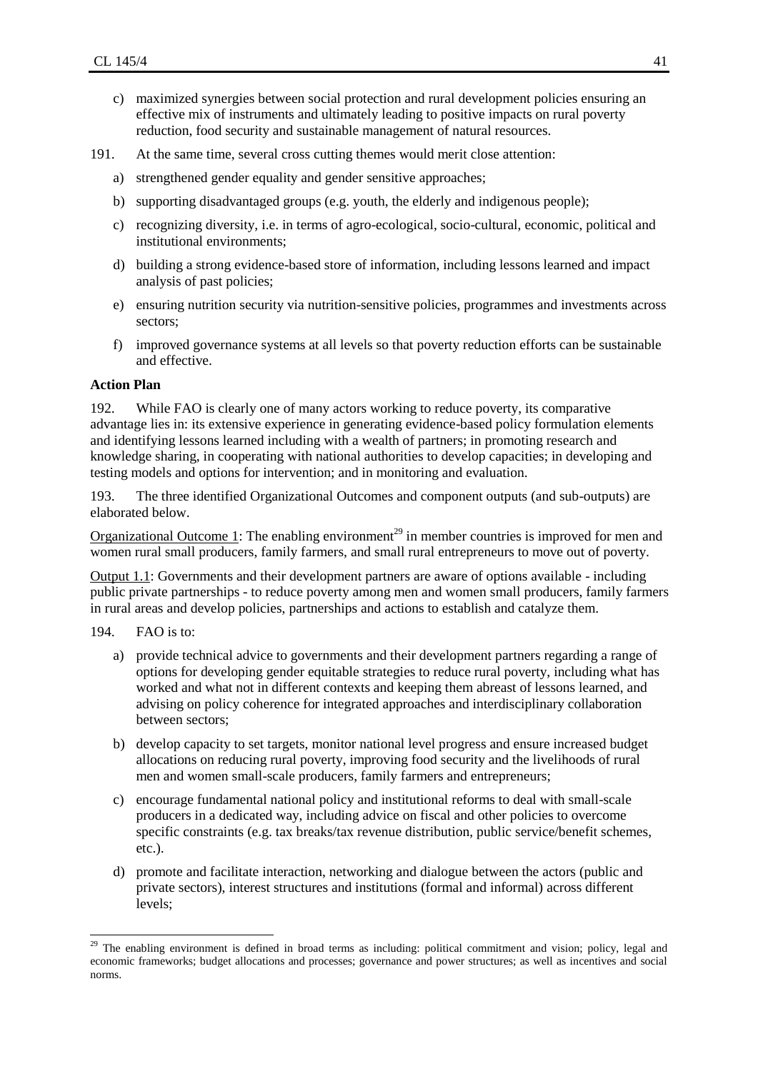c) maximized synergies between social protection and rural development policies ensuring an effective mix of instruments and ultimately leading to positive impacts on rural poverty reduction, food security and sustainable management of natural resources.

191. At the same time, several cross cutting themes would merit close attention:

a) strengthened gender equality and gender sensitive approaches;

b) supporting disadvantaged groups (e.g. youth, the elderly and indigenous people);

c) recognizing diversity, i.e. in terms of agro-ecological, socio-cultural, economic, political and institutional environments;

d) building a strong evidence-based store of information, including lessons learned and impact analysis of past policies;

e) ensuring nutrition security via nutrition-sensitive policies, programmes and investments across sectors;

f) improved governance systems at all levels so that poverty reduction efforts can be sustainable and effective.

**Action Plan**

192. While FAO is clearly one of many actors working to reduce poverty, its comparative advantage lies in: its extensive experience in generating evidence-based policy formulation elements and identifying lessons learned including with a wealth of partners; in promoting research and knowledge sharing, in cooperating with national authorities to develop capacities; in developing and testing models and options for intervention; and in monitoring and evaluation.

193. The three identified Organizational Outcomes and component outputs (and sub-outputs) are elaborated below.

Organizational Outcome 1: The enabling environment[29] in member countries is improved for men and women rural small producers, family farmers, and small rural entrepreneurs to move out of poverty.

Output 1.1: Governments and their development partners are aware of options available - including public private partnerships - to reduce poverty among men and women small producers, family farmers in rural areas and develop policies, partnerships and actions to establish and catalyze them.

194. FAO is to:

a) provide technical advice to governments and their development partners regarding a range of options for developing gender equitable strategies to reduce rural poverty, including what has worked and what not in different contexts and keeping them abreast of lessons learned, and advising on policy coherence for integrated approaches and interdisciplinary collaboration between sectors;

b) develop capacity to set targets, monitor national level progress and ensure increased budget allocations on reducing rural poverty, improving food security and the livelihoods of rural men and women small-scale producers, family farmers and entrepreneurs;

c) encourage fundamental national policy and institutional reforms to deal with small-scale producers in a dedicated way, including advice on fiscal and other policies to overcome specific constraints (e.g. tax breaks/tax revenue distribution, public service/benefit schemes, etc.).

d) promote and facilitate interaction, networking and dialogue between the actors (public and private sectors), interest structures and institutions (formal and informal) across different levels;

---

[29] The enabling environment is defined in broad terms as including: political commitment and vision; policy, legal and economic frameworks; budget allocations and processes; governance and power structures; as well as incentives and social norms.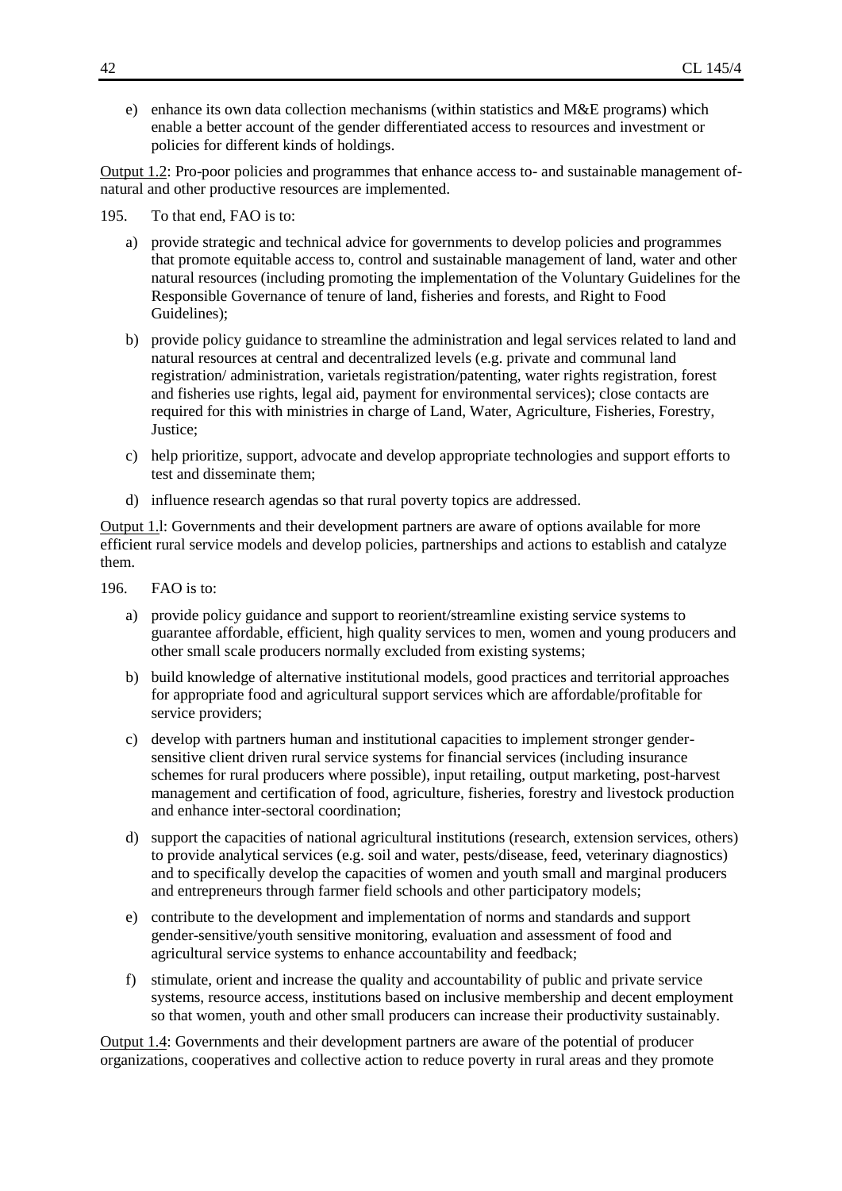e) enhance its own data collection mechanisms (within statistics and M&E programs) which enable a better account of the gender differentiated access to resources and investment or policies for different kinds of holdings.

Output 1.2: Pro-poor policies and programmes that enhance access to- and sustainable management of- natural and other productive resources are implemented.

195. To that end, FAO is to:

a) provide strategic and technical advice for governments to develop policies and programmes that promote equitable access to, control and sustainable management of land, water and other natural resources (including promoting the implementation of the Voluntary Guidelines for the Responsible Governance of tenure of land, fisheries and forests, and Right to Food Guidelines);

b) provide policy guidance to streamline the administration and legal services related to land and natural resources at central and decentralized levels (e.g. private and communal land registration/ administration, varietals registration/patenting, water rights registration, forest and fisheries use rights, legal aid, payment for environmental services); close contacts are required for this with ministries in charge of Land, Water, Agriculture, Fisheries, Forestry, Justice;

c) help prioritize, support, advocate and develop appropriate technologies and support efforts to test and disseminate them;

d) influence research agendas so that rural poverty topics are addressed.

Output 1.l: Governments and their development partners are aware of options available for more efficient rural service models and develop policies, partnerships and actions to establish and catalyze them.

196. FAO is to:

a) provide policy guidance and support to reorient/streamline existing service systems to guarantee affordable, efficient, high quality services to men, women and young producers and other small scale producers normally excluded from existing systems;

b) build knowledge of alternative institutional models, good practices and territorial approaches for appropriate food and agricultural support services which are affordable/profitable for service providers;

c) develop with partners human and institutional capacities to implement stronger gender-sensitive client driven rural service systems for financial services (including insurance schemes for rural producers where possible), input retailing, output marketing, post-harvest management and certification of food, agriculture, fisheries, forestry and livestock production and enhance inter-sectoral coordination;

d) support the capacities of national agricultural institutions (research, extension services, others) to provide analytical services (e.g. soil and water, pests/disease, feed, veterinary diagnostics) and to specifically develop the capacities of women and youth small and marginal producers and entrepreneurs through farmer field schools and other participatory models;

e) contribute to the development and implementation of norms and standards and support gender-sensitive/youth sensitive monitoring, evaluation and assessment of food and agricultural service systems to enhance accountability and feedback;

f) stimulate, orient and increase the quality and accountability of public and private service systems, resource access, institutions based on inclusive membership and decent employment so that women, youth and other small producers can increase their productivity sustainably.

Output 1.4: Governments and their development partners are aware of the potential of producer organizations, cooperatives and collective action to reduce poverty in rural areas and they promote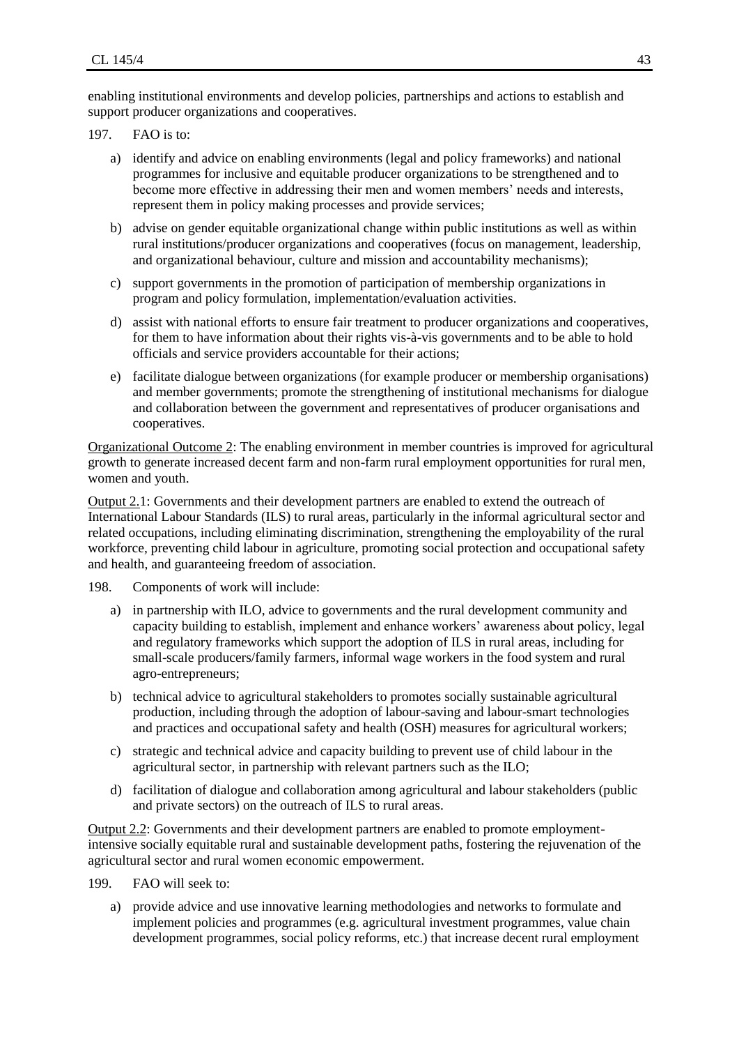enabling institutional environments and develop policies, partnerships and actions to establish and support producer organizations and cooperatives.

197. FAO is to:

a) identify and advice on enabling environments (legal and policy frameworks) and national programmes for inclusive and equitable producer organizations to be strengthened and to become more effective in addressing their men and women members' needs and interests, represent them in policy making processes and provide services;

b) advise on gender equitable organizational change within public institutions as well as within rural institutions/producer organizations and cooperatives (focus on management, leadership, and organizational behaviour, culture and mission and accountability mechanisms);

c) support governments in the promotion of participation of membership organizations in program and policy formulation, implementation/evaluation activities.

d) assist with national efforts to ensure fair treatment to producer organizations and cooperatives, for them to have information about their rights vis-à-vis governments and to be able to hold officials and service providers accountable for their actions;

e) facilitate dialogue between organizations (for example producer or membership organisations) and member governments; promote the strengthening of institutional mechanisms for dialogue and collaboration between the government and representatives of producer organisations and cooperatives.

Organizational Outcome 2: The enabling environment in member countries is improved for agricultural growth to generate increased decent farm and non-farm rural employment opportunities for rural men, women and youth.

Output 2.1: Governments and their development partners are enabled to extend the outreach of International Labour Standards (ILS) to rural areas, particularly in the informal agricultural sector and related occupations, including eliminating discrimination, strengthening the employability of the rural workforce, preventing child labour in agriculture, promoting social protection and occupational safety and health, and guaranteeing freedom of association.

198. Components of work will include:

a) in partnership with ILO, advice to governments and the rural development community and capacity building to establish, implement and enhance workers' awareness about policy, legal and regulatory frameworks which support the adoption of ILS in rural areas, including for small-scale producers/family farmers, informal wage workers in the food system and rural agro-entrepreneurs;

b) technical advice to agricultural stakeholders to promotes socially sustainable agricultural production, including through the adoption of labour-saving and labour-smart technologies and practices and occupational safety and health (OSH) measures for agricultural workers;

c) strategic and technical advice and capacity building to prevent use of child labour in the agricultural sector, in partnership with relevant partners such as the ILO;

d) facilitation of dialogue and collaboration among agricultural and labour stakeholders (public and private sectors) on the outreach of ILS to rural areas.

Output 2.2: Governments and their development partners are enabled to promote employment-intensive socially equitable rural and sustainable development paths, fostering the rejuvenation of the agricultural sector and rural women economic empowerment.

199. FAO will seek to:

a) provide advice and use innovative learning methodologies and networks to formulate and implement policies and programmes (e.g. agricultural investment programmes, value chain development programmes, social policy reforms, etc.) that increase decent rural employment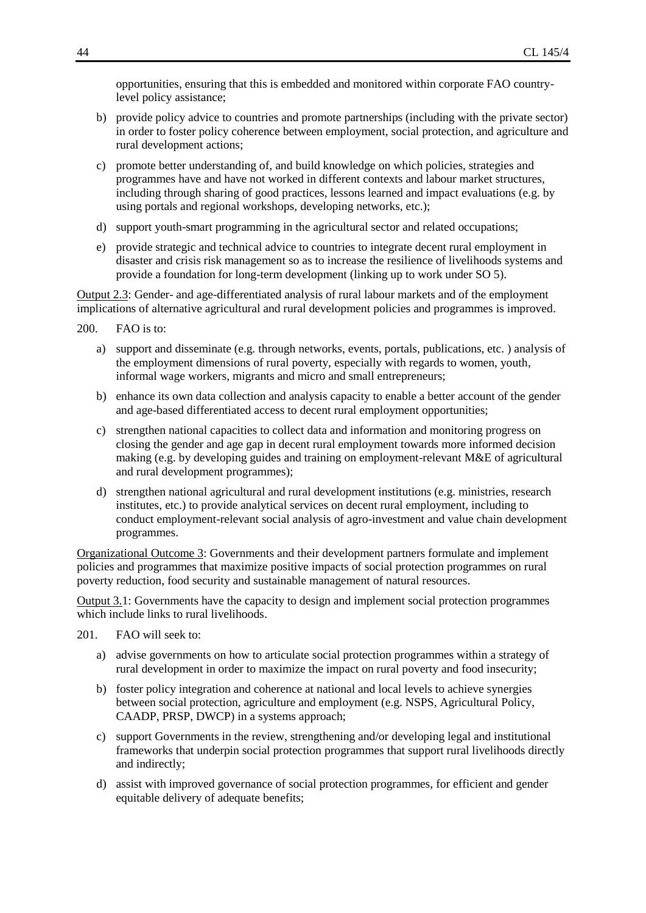opportunities, ensuring that this is embedded and monitored within corporate FAO country-level policy assistance;

b) provide policy advice to countries and promote partnerships (including with the private sector) in order to foster policy coherence between employment, social protection, and agriculture and rural development actions;

c) promote better understanding of, and build knowledge on which policies, strategies and programmes have and have not worked in different contexts and labour market structures, including through sharing of good practices, lessons learned and impact evaluations (e.g. by using portals and regional workshops, developing networks, etc.);

d) support youth-smart programming in the agricultural sector and related occupations;

e) provide strategic and technical advice to countries to integrate decent rural employment in disaster and crisis risk management so as to increase the resilience of livelihoods systems and provide a foundation for long-term development (linking up to work under SO 5).

Output 2.3: Gender- and age-differentiated analysis of rural labour markets and of the employment implications of alternative agricultural and rural development policies and programmes is improved.

200. FAO is to:

a) support and disseminate (e.g. through networks, events, portals, publications, etc. ) analysis of the employment dimensions of rural poverty, especially with regards to women, youth, informal wage workers, migrants and micro and small entrepreneurs;

b) enhance its own data collection and analysis capacity to enable a better account of the gender and age-based differentiated access to decent rural employment opportunities;

c) strengthen national capacities to collect data and information and monitoring progress on closing the gender and age gap in decent rural employment towards more informed decision making (e.g. by developing guides and training on employment-relevant M&E of agricultural and rural development programmes);

d) strengthen national agricultural and rural development institutions (e.g. ministries, research institutes, etc.) to provide analytical services on decent rural employment, including to conduct employment-relevant social analysis of agro-investment and value chain development programmes.

Organizational Outcome 3: Governments and their development partners formulate and implement policies and programmes that maximize positive impacts of social protection programmes on rural poverty reduction, food security and sustainable management of natural resources.

Output 3.1: Governments have the capacity to design and implement social protection programmes which include links to rural livelihoods.

201. FAO will seek to:

a) advise governments on how to articulate social protection programmes within a strategy of rural development in order to maximize the impact on rural poverty and food insecurity;

b) foster policy integration and coherence at national and local levels to achieve synergies between social protection, agriculture and employment (e.g. NSPS, Agricultural Policy, CAADP, PRSP, DWCP) in a systems approach;

c) support Governments in the review, strengthening and/or developing legal and institutional frameworks that underpin social protection programmes that support rural livelihoods directly and indirectly;

d) assist with improved governance of social protection programmes, for efficient and gender equitable delivery of adequate benefits;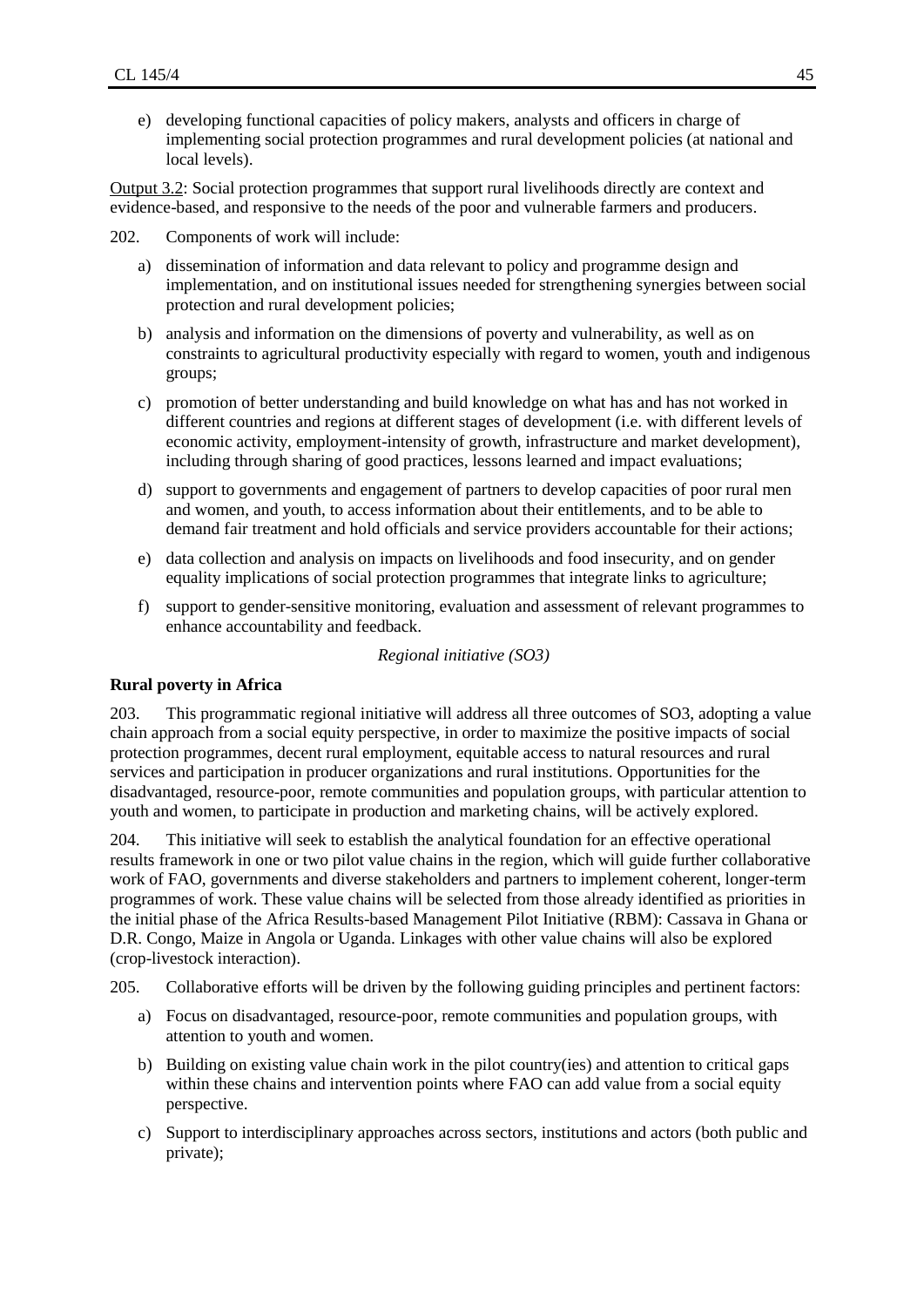e) developing functional capacities of policy makers, analysts and officers in charge of implementing social protection programmes and rural development policies (at national and local levels).

Output 3.2: Social protection programmes that support rural livelihoods directly are context and evidence-based, and responsive to the needs of the poor and vulnerable farmers and producers.

202. Components of work will include:

a) dissemination of information and data relevant to policy and programme design and implementation, and on institutional issues needed for strengthening synergies between social protection and rural development policies;

b) analysis and information on the dimensions of poverty and vulnerability, as well as on constraints to agricultural productivity especially with regard to women, youth and indigenous groups;

c) promotion of better understanding and build knowledge on what has and has not worked in different countries and regions at different stages of development (i.e. with different levels of economic activity, employment-intensity of growth, infrastructure and market development), including through sharing of good practices, lessons learned and impact evaluations;

d) support to governments and engagement of partners to develop capacities of poor rural men and women, and youth, to access information about their entitlements, and to be able to demand fair treatment and hold officials and service providers accountable for their actions;

e) data collection and analysis on impacts on livelihoods and food insecurity, and on gender equality implications of social protection programmes that integrate links to agriculture;

f) support to gender-sensitive monitoring, evaluation and assessment of relevant programmes to enhance accountability and feedback.

*Regional initiative (SO3)*

**Rural poverty in Africa**

203. This programmatic regional initiative will address all three outcomes of SO3, adopting a value chain approach from a social equity perspective, in order to maximize the positive impacts of social protection programmes, decent rural employment, equitable access to natural resources and rural services and participation in producer organizations and rural institutions. Opportunities for the disadvantaged, resource-poor, remote communities and population groups, with particular attention to youth and women, to participate in production and marketing chains, will be actively explored.

204. This initiative will seek to establish the analytical foundation for an effective operational results framework in one or two pilot value chains in the region, which will guide further collaborative work of FAO, governments and diverse stakeholders and partners to implement coherent, longer-term programmes of work. These value chains will be selected from those already identified as priorities in the initial phase of the Africa Results-based Management Pilot Initiative (RBM): Cassava in Ghana or D.R. Congo, Maize in Angola or Uganda. Linkages with other value chains will also be explored (crop-livestock interaction).

205. Collaborative efforts will be driven by the following guiding principles and pertinent factors:

a) Focus on disadvantaged, resource-poor, remote communities and population groups, with attention to youth and women.

b) Building on existing value chain work in the pilot country(ies) and attention to critical gaps within these chains and intervention points where FAO can add value from a social equity perspective.

c) Support to interdisciplinary approaches across sectors, institutions and actors (both public and private);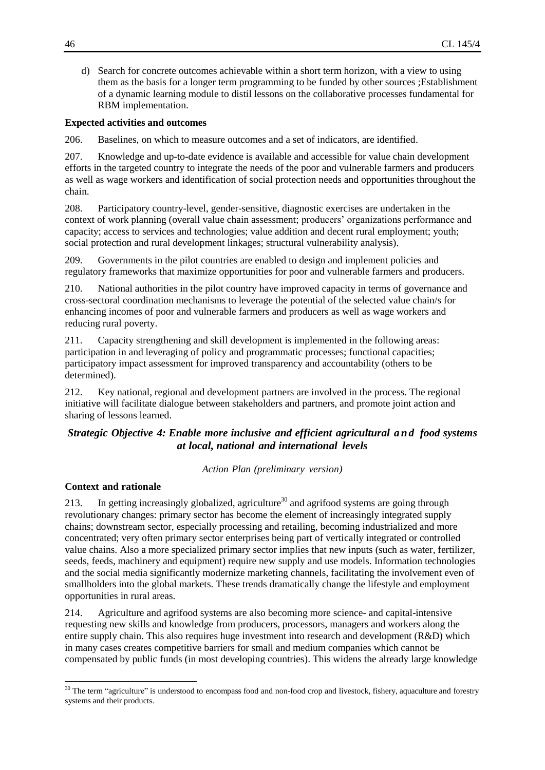d) Search for concrete outcomes achievable within a short term horizon, with a view to using them as the basis for a longer term programming to be funded by other sources ;Establishment of a dynamic learning module to distil lessons on the collaborative processes fundamental for RBM implementation.

**Expected activities and outcomes**

206. Baselines, on which to measure outcomes and a set of indicators, are identified.

207. Knowledge and up-to-date evidence is available and accessible for value chain development efforts in the targeted country to integrate the needs of the poor and vulnerable farmers and producers as well as wage workers and identification of social protection needs and opportunities throughout the chain.

208. Participatory country-level, gender-sensitive, diagnostic exercises are undertaken in the context of work planning (overall value chain assessment; producers' organizations performance and capacity; access to services and technologies; value addition and decent rural employment; youth; social protection and rural development linkages; structural vulnerability analysis).

209. Governments in the pilot countries are enabled to design and implement policies and regulatory frameworks that maximize opportunities for poor and vulnerable farmers and producers.

210. National authorities in the pilot country have improved capacity in terms of governance and cross-sectoral coordination mechanisms to leverage the potential of the selected value chain/s for enhancing incomes of poor and vulnerable farmers and producers as well as wage workers and reducing rural poverty.

211. Capacity strengthening and skill development is implemented in the following areas: participation in and leveraging of policy and programmatic processes; functional capacities; participatory impact assessment for improved transparency and accountability (others to be determined).

212. Key national, regional and development partners are involved in the process. The regional initiative will facilitate dialogue between stakeholders and partners, and promote joint action and sharing of lessons learned.

## *Strategic Objective 4: Enable more inclusive and efficient agricultural and food systems at local, national and international levels*

*Action Plan (preliminary version)*

**Context and rationale**

213. In getting increasingly globalized, agriculture[30] and agrifood systems are going through revolutionary changes: primary sector has become the element of increasingly integrated supply chains; downstream sector, especially processing and retailing, becoming industrialized and more concentrated; very often primary sector enterprises being part of vertically integrated or controlled value chains. Also a more specialized primary sector implies that new inputs (such as water, fertilizer, seeds, feeds, machinery and equipment) require new supply and use models. Information technologies and the social media significantly modernize marketing channels, facilitating the involvement even of smallholders into the global markets. These trends dramatically change the lifestyle and employment opportunities in rural areas.

214. Agriculture and agrifood systems are also becoming more science- and capital-intensive requesting new skills and knowledge from producers, processors, managers and workers along the entire supply chain. This also requires huge investment into research and development (R&D) which in many cases creates competitive barriers for small and medium companies which cannot be compensated by public funds (in most developing countries). This widens the already large knowledge

[30] The term "agriculture" is understood to encompass food and non-food crop and livestock, fishery, aquaculture and forestry systems and their products.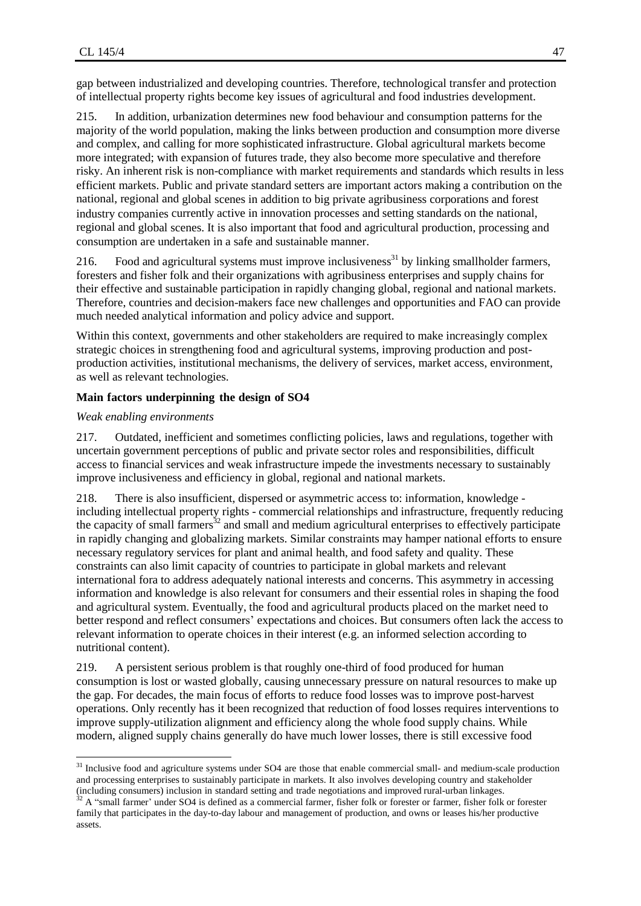gap between industrialized and developing countries. Therefore, technological transfer and protection of intellectual property rights become key issues of agricultural and food industries development.

215. In addition, urbanization determines new food behaviour and consumption patterns for the majority of the world population, making the links between production and consumption more diverse and complex, and calling for more sophisticated infrastructure. Global agricultural markets become more integrated; with expansion of futures trade, they also become more speculative and therefore risky. An inherent risk is non-compliance with market requirements and standards which results in less efficient markets. Public and private standard setters are important actors making a contribution on the national, regional and global scenes in addition to big private agribusiness corporations and forest industry companies currently active in innovation processes and setting standards on the national, regional and global scenes. It is also important that food and agricultural production, processing and consumption are undertaken in a safe and sustainable manner.

216. Food and agricultural systems must improve inclusiveness[31] by linking smallholder farmers, foresters and fisher folk and their organizations with agribusiness enterprises and supply chains for their effective and sustainable participation in rapidly changing global, regional and national markets. Therefore, countries and decision-makers face new challenges and opportunities and FAO can provide much needed analytical information and policy advice and support.

Within this context, governments and other stakeholders are required to make increasingly complex strategic choices in strengthening food and agricultural systems, improving production and post-production activities, institutional mechanisms, the delivery of services, market access, environment, as well as relevant technologies.

**Main factors underpinning the design of SO4**

*Weak enabling environments*

217. Outdated, inefficient and sometimes conflicting policies, laws and regulations, together with uncertain government perceptions of public and private sector roles and responsibilities, difficult access to financial services and weak infrastructure impede the investments necessary to sustainably improve inclusiveness and efficiency in global, regional and national markets.

218. There is also insufficient, dispersed or asymmetric access to: information, knowledge - including intellectual property rights - commercial relationships and infrastructure, frequently reducing the capacity of small farmers[32] and small and medium agricultural enterprises to effectively participate in rapidly changing and globalizing markets. Similar constraints may hamper national efforts to ensure necessary regulatory services for plant and animal health, and food safety and quality. These constraints can also limit capacity of countries to participate in global markets and relevant international fora to address adequately national interests and concerns. This asymmetry in accessing information and knowledge is also relevant for consumers and their essential roles in shaping the food and agricultural system. Eventually, the food and agricultural products placed on the market need to better respond and reflect consumers' expectations and choices. But consumers often lack the access to relevant information to operate choices in their interest (e.g. an informed selection according to nutritional content).

219. A persistent serious problem is that roughly one-third of food produced for human consumption is lost or wasted globally, causing unnecessary pressure on natural resources to make up the gap. For decades, the main focus of efforts to reduce food losses was to improve post-harvest operations. Only recently has it been recognized that reduction of food losses requires interventions to improve supply-utilization alignment and efficiency along the whole food supply chains. While modern, aligned supply chains generally do have much lower losses, there is still excessive food

---

[31] Inclusive food and agriculture systems under SO4 are those that enable commercial small- and medium-scale production and processing enterprises to sustainably participate in markets. It also involves developing country and stakeholder (including consumers) inclusion in standard setting and trade negotiations and improved rural-urban linkages.

[32] A "small farmer" under SO4 is defined as a commercial farmer, fisher folk or forester or farmer, fisher folk or forester family that participates in the day-to-day labour and management of production, and owns or leases his/her productive assets.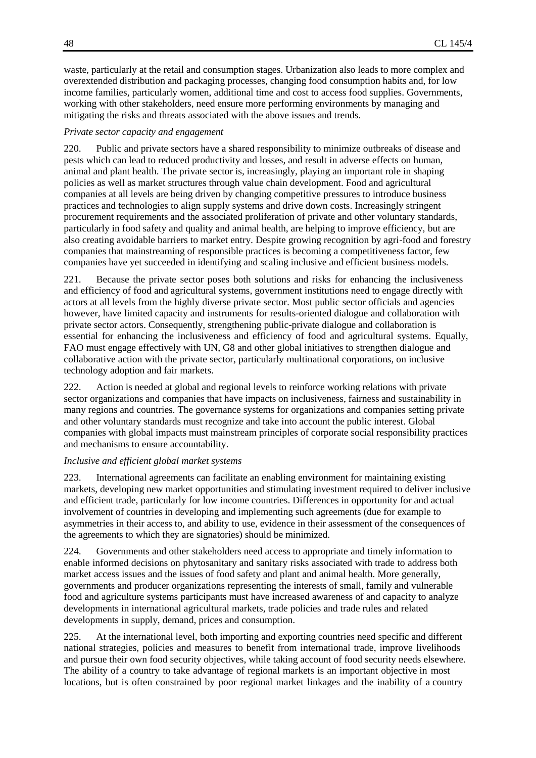waste, particularly at the retail and consumption stages. Urbanization also leads to more complex and overextended distribution and packaging processes, changing food consumption habits and, for low income families, particularly women, additional time and cost to access food supplies. Governments, working with other stakeholders, need ensure more performing environments by managing and mitigating the risks and threats associated with the above issues and trends.

*Private sector capacity and engagement*

220. Public and private sectors have a shared responsibility to minimize outbreaks of disease and pests which can lead to reduced productivity and losses, and result in adverse effects on human, animal and plant health. The private sector is, increasingly, playing an important role in shaping policies as well as market structures through value chain development. Food and agricultural companies at all levels are being driven by changing competitive pressures to introduce business practices and technologies to align supply systems and drive down costs. Increasingly stringent procurement requirements and the associated proliferation of private and other voluntary standards, particularly in food safety and quality and animal health, are helping to improve efficiency, but are also creating avoidable barriers to market entry. Despite growing recognition by agri-food and forestry companies that mainstreaming of responsible practices is becoming a competitiveness factor, few companies have yet succeeded in identifying and scaling inclusive and efficient business models.

221. Because the private sector poses both solutions and risks for enhancing the inclusiveness and efficiency of food and agricultural systems, government institutions need to engage directly with actors at all levels from the highly diverse private sector. Most public sector officials and agencies however, have limited capacity and instruments for results-oriented dialogue and collaboration with private sector actors. Consequently, strengthening public-private dialogue and collaboration is essential for enhancing the inclusiveness and efficiency of food and agricultural systems. Equally, FAO must engage effectively with UN, G8 and other global initiatives to strengthen dialogue and collaborative action with the private sector, particularly multinational corporations, on inclusive technology adoption and fair markets.

222. Action is needed at global and regional levels to reinforce working relations with private sector organizations and companies that have impacts on inclusiveness, fairness and sustainability in many regions and countries. The governance systems for organizations and companies setting private and other voluntary standards must recognize and take into account the public interest. Global companies with global impacts must mainstream principles of corporate social responsibility practices and mechanisms to ensure accountability.

*Inclusive and efficient global market systems*

223. International agreements can facilitate an enabling environment for maintaining existing markets, developing new market opportunities and stimulating investment required to deliver inclusive and efficient trade, particularly for low income countries. Differences in opportunity for and actual involvement of countries in developing and implementing such agreements (due for example to asymmetries in their access to, and ability to use, evidence in their assessment of the consequences of the agreements to which they are signatories) should be minimized.

224. Governments and other stakeholders need access to appropriate and timely information to enable informed decisions on phytosanitary and sanitary risks associated with trade to address both market access issues and the issues of food safety and plant and animal health. More generally, governments and producer organizations representing the interests of small, family and vulnerable food and agriculture systems participants must have increased awareness of and capacity to analyze developments in international agricultural markets, trade policies and trade rules and related developments in supply, demand, prices and consumption.

225. At the international level, both importing and exporting countries need specific and different national strategies, policies and measures to benefit from international trade, improve livelihoods and pursue their own food security objectives, while taking account of food security needs elsewhere. The ability of a country to take advantage of regional markets is an important objective in most locations, but is often constrained by poor regional market linkages and the inability of a country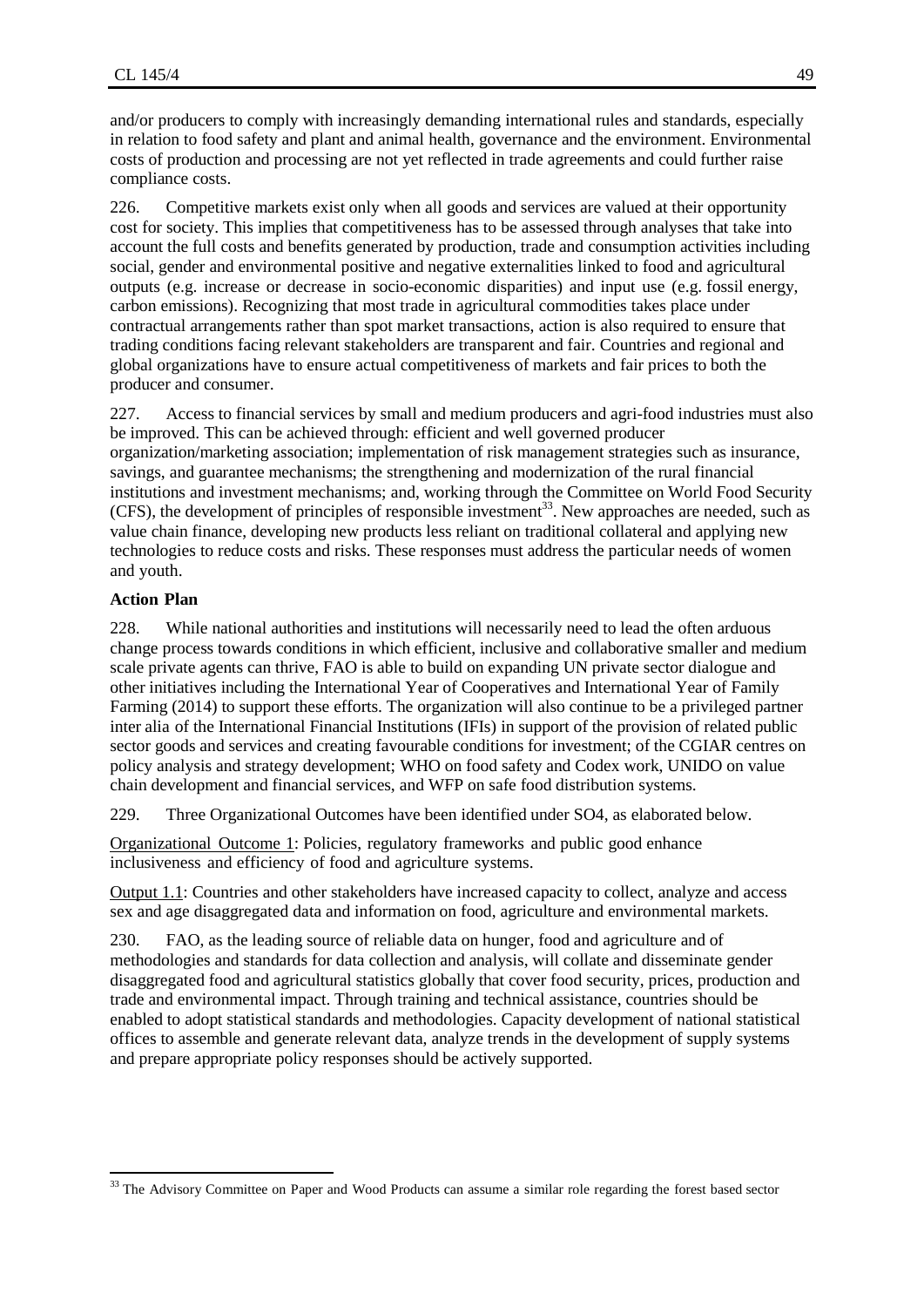and/or producers to comply with increasingly demanding international rules and standards, especially in relation to food safety and plant and animal health, governance and the environment. Environmental costs of production and processing are not yet reflected in trade agreements and could further raise compliance costs.

226. Competitive markets exist only when all goods and services are valued at their opportunity cost for society. This implies that competitiveness has to be assessed through analyses that take into account the full costs and benefits generated by production, trade and consumption activities including social, gender and environmental positive and negative externalities linked to food and agricultural outputs (e.g. increase or decrease in socio-economic disparities) and input use (e.g. fossil energy, carbon emissions). Recognizing that most trade in agricultural commodities takes place under contractual arrangements rather than spot market transactions, action is also required to ensure that trading conditions facing relevant stakeholders are transparent and fair. Countries and regional and global organizations have to ensure actual competitiveness of markets and fair prices to both the producer and consumer.

227. Access to financial services by small and medium producers and agri-food industries must also be improved. This can be achieved through: efficient and well governed producer organization/marketing association; implementation of risk management strategies such as insurance, savings, and guarantee mechanisms; the strengthening and modernization of the rural financial institutions and investment mechanisms; and, working through the Committee on World Food Security (CFS), the development of principles of responsible investment[33]. New approaches are needed, such as value chain finance, developing new products less reliant on traditional collateral and applying new technologies to reduce costs and risks. These responses must address the particular needs of women and youth.

**Action Plan**

228. While national authorities and institutions will necessarily need to lead the often arduous change process towards conditions in which efficient, inclusive and collaborative smaller and medium scale private agents can thrive, FAO is able to build on expanding UN private sector dialogue and other initiatives including the International Year of Cooperatives and International Year of Family Farming (2014) to support these efforts. The organization will also continue to be a privileged partner inter alia of the International Financial Institutions (IFIs) in support of the provision of related public sector goods and services and creating favourable conditions for investment; of the CGIAR centres on policy analysis and strategy development; WHO on food safety and Codex work, UNIDO on value chain development and financial services, and WFP on safe food distribution systems.

229. Three Organizational Outcomes have been identified under SO4, as elaborated below.

Organizational Outcome 1: Policies, regulatory frameworks and public good enhance inclusiveness and efficiency of food and agriculture systems.

Output 1.1: Countries and other stakeholders have increased capacity to collect, analyze and access sex and age disaggregated data and information on food, agriculture and environmental markets.

230. FAO, as the leading source of reliable data on hunger, food and agriculture and of methodologies and standards for data collection and analysis, will collate and disseminate gender disaggregated food and agricultural statistics globally that cover food security, prices, production and trade and environmental impact. Through training and technical assistance, countries should be enabled to adopt statistical standards and methodologies. Capacity development of national statistical offices to assemble and generate relevant data, analyze trends in the development of supply systems and prepare appropriate policy responses should be actively supported.

---

[33] The Advisory Committee on Paper and Wood Products can assume a similar role regarding the forest based sector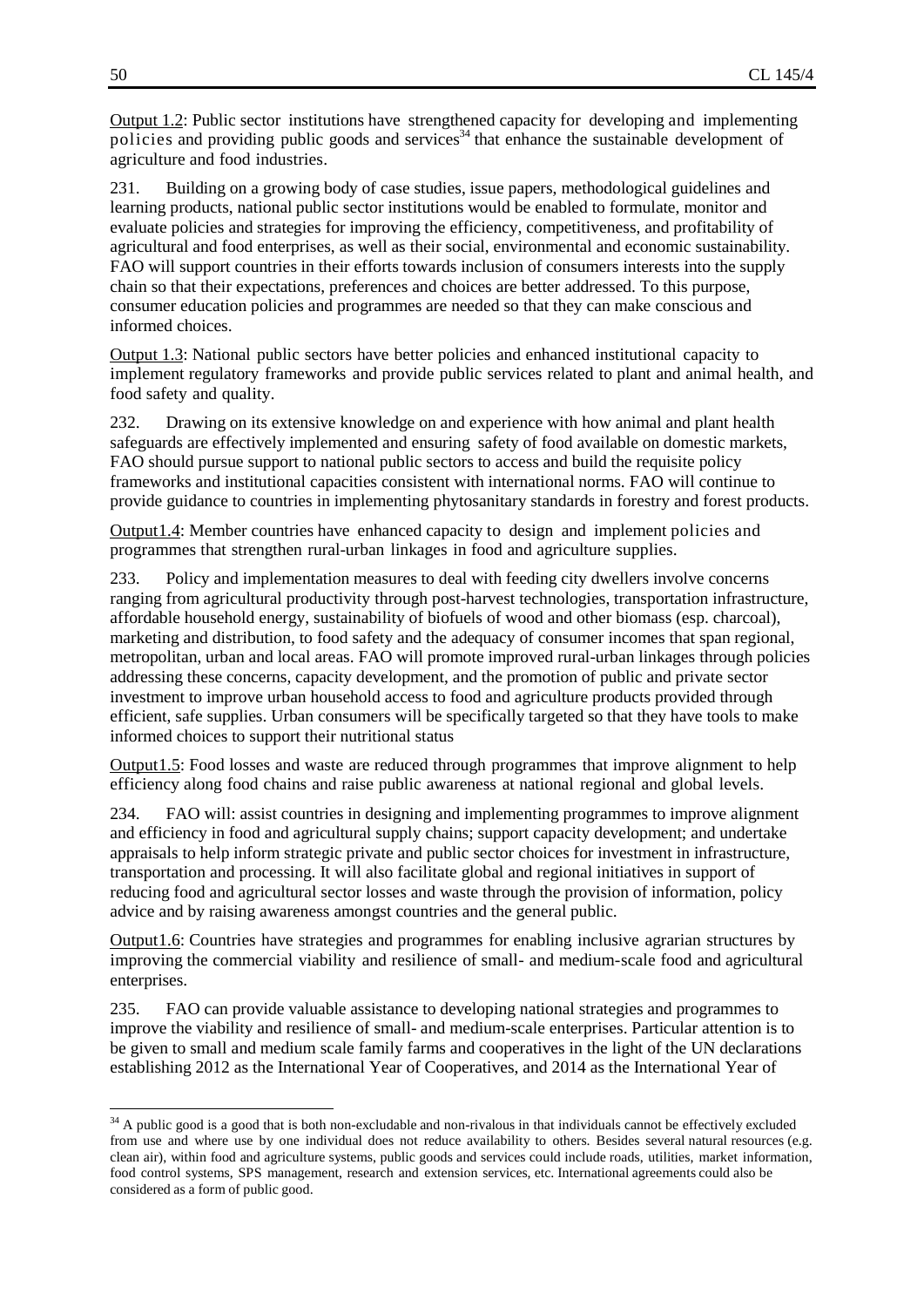Output 1.2: Public sector institutions have strengthened capacity for developing and implementing policies and providing public goods and services[34] that enhance the sustainable development of agriculture and food industries.

231. Building on a growing body of case studies, issue papers, methodological guidelines and learning products, national public sector institutions would be enabled to formulate, monitor and evaluate policies and strategies for improving the efficiency, competitiveness, and profitability of agricultural and food enterprises, as well as their social, environmental and economic sustainability. FAO will support countries in their efforts towards inclusion of consumers interests into the supply chain so that their expectations, preferences and choices are better addressed. To this purpose, consumer education policies and programmes are needed so that they can make conscious and informed choices.

Output 1.3: National public sectors have better policies and enhanced institutional capacity to implement regulatory frameworks and provide public services related to plant and animal health, and food safety and quality.

232. Drawing on its extensive knowledge on and experience with how animal and plant health safeguards are effectively implemented and ensuring safety of food available on domestic markets, FAO should pursue support to national public sectors to access and build the requisite policy frameworks and institutional capacities consistent with international norms. FAO will continue to provide guidance to countries in implementing phytosanitary standards in forestry and forest products.

Output1.4: Member countries have enhanced capacity to design and implement policies and programmes that strengthen rural-urban linkages in food and agriculture supplies.

233. Policy and implementation measures to deal with feeding city dwellers involve concerns ranging from agricultural productivity through post-harvest technologies, transportation infrastructure, affordable household energy, sustainability of biofuels of wood and other biomass (esp. charcoal), marketing and distribution, to food safety and the adequacy of consumer incomes that span regional, metropolitan, urban and local areas. FAO will promote improved rural-urban linkages through policies addressing these concerns, capacity development, and the promotion of public and private sector investment to improve urban household access to food and agriculture products provided through efficient, safe supplies. Urban consumers will be specifically targeted so that they have tools to make informed choices to support their nutritional status

Output1.5: Food losses and waste are reduced through programmes that improve alignment to help efficiency along food chains and raise public awareness at national regional and global levels.

234. FAO will: assist countries in designing and implementing programmes to improve alignment and efficiency in food and agricultural supply chains; support capacity development; and undertake appraisals to help inform strategic private and public sector choices for investment in infrastructure, transportation and processing. It will also facilitate global and regional initiatives in support of reducing food and agricultural sector losses and waste through the provision of information, policy advice and by raising awareness amongst countries and the general public.

Output1.6: Countries have strategies and programmes for enabling inclusive agrarian structures by improving the commercial viability and resilience of small- and medium-scale food and agricultural enterprises.

235. FAO can provide valuable assistance to developing national strategies and programmes to improve the viability and resilience of small- and medium-scale enterprises. Particular attention is to be given to small and medium scale family farms and cooperatives in the light of the UN declarations establishing 2012 as the International Year of Cooperatives, and 2014 as the International Year of

---

[34] A public good is a good that is both non-excludable and non-rivalous in that individuals cannot be effectively excluded from use and where use by one individual does not reduce availability to others. Besides several natural resources (e.g. clean air), within food and agriculture systems, public goods and services could include roads, utilities, market information, food control systems, SPS management, research and extension services, etc. International agreements could also be considered as a form of public good.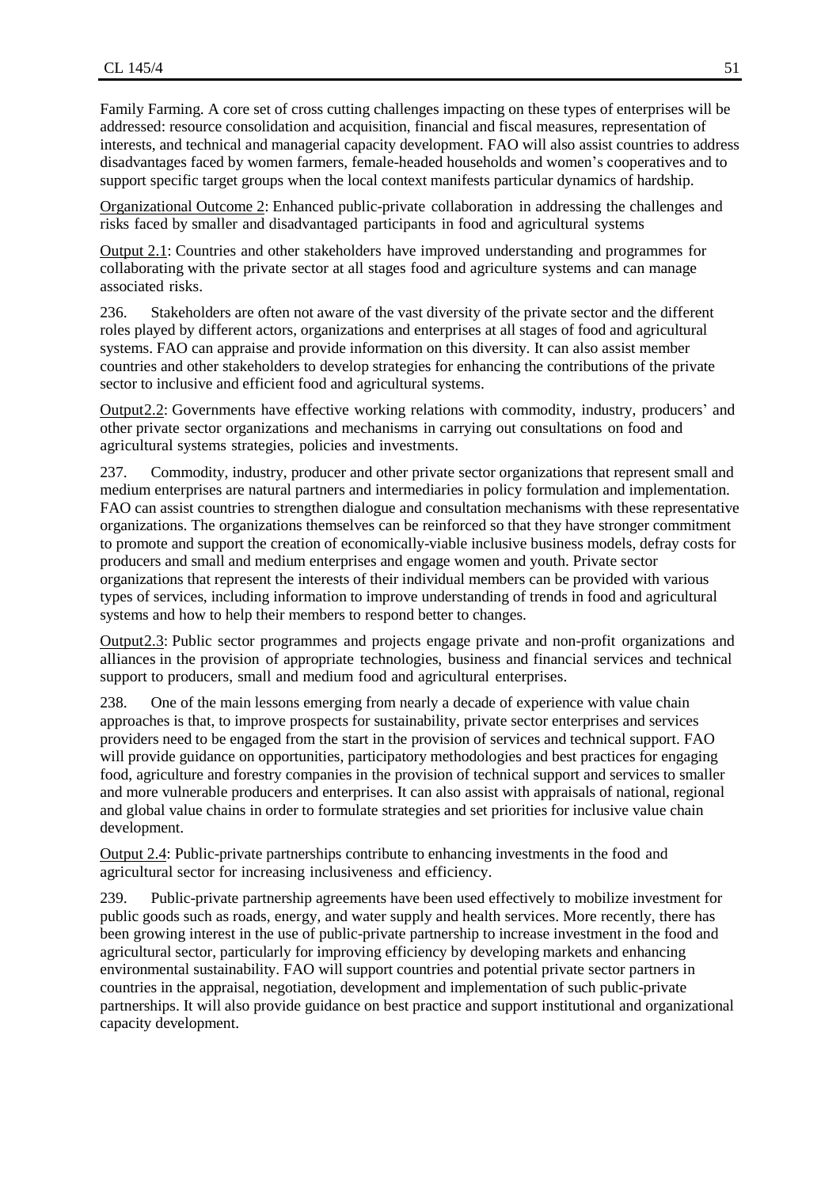Family Farming. A core set of cross cutting challenges impacting on these types of enterprises will be addressed: resource consolidation and acquisition, financial and fiscal measures, representation of interests, and technical and managerial capacity development. FAO will also assist countries to address disadvantages faced by women farmers, female-headed households and women's cooperatives and to support specific target groups when the local context manifests particular dynamics of hardship.

Organizational Outcome 2: Enhanced public-private collaboration in addressing the challenges and risks faced by smaller and disadvantaged participants in food and agricultural systems

Output 2.1: Countries and other stakeholders have improved understanding and programmes for collaborating with the private sector at all stages food and agriculture systems and can manage associated risks.

236. Stakeholders are often not aware of the vast diversity of the private sector and the different roles played by different actors, organizations and enterprises at all stages of food and agricultural systems. FAO can appraise and provide information on this diversity. It can also assist member countries and other stakeholders to develop strategies for enhancing the contributions of the private sector to inclusive and efficient food and agricultural systems.

Output2.2: Governments have effective working relations with commodity, industry, producers' and other private sector organizations and mechanisms in carrying out consultations on food and agricultural systems strategies, policies and investments.

237. Commodity, industry, producer and other private sector organizations that represent small and medium enterprises are natural partners and intermediaries in policy formulation and implementation. FAO can assist countries to strengthen dialogue and consultation mechanisms with these representative organizations. The organizations themselves can be reinforced so that they have stronger commitment to promote and support the creation of economically-viable inclusive business models, defray costs for producers and small and medium enterprises and engage women and youth. Private sector organizations that represent the interests of their individual members can be provided with various types of services, including information to improve understanding of trends in food and agricultural systems and how to help their members to respond better to changes.

Output2.3: Public sector programmes and projects engage private and non-profit organizations and alliances in the provision of appropriate technologies, business and financial services and technical support to producers, small and medium food and agricultural enterprises.

238. One of the main lessons emerging from nearly a decade of experience with value chain approaches is that, to improve prospects for sustainability, private sector enterprises and services providers need to be engaged from the start in the provision of services and technical support. FAO will provide guidance on opportunities, participatory methodologies and best practices for engaging food, agriculture and forestry companies in the provision of technical support and services to smaller and more vulnerable producers and enterprises. It can also assist with appraisals of national, regional and global value chains in order to formulate strategies and set priorities for inclusive value chain development.

Output 2.4: Public-private partnerships contribute to enhancing investments in the food and agricultural sector for increasing inclusiveness and efficiency.

239. Public-private partnership agreements have been used effectively to mobilize investment for public goods such as roads, energy, and water supply and health services. More recently, there has been growing interest in the use of public-private partnership to increase investment in the food and agricultural sector, particularly for improving efficiency by developing markets and enhancing environmental sustainability. FAO will support countries and potential private sector partners in countries in the appraisal, negotiation, development and implementation of such public-private partnerships. It will also provide guidance on best practice and support institutional and organizational capacity development.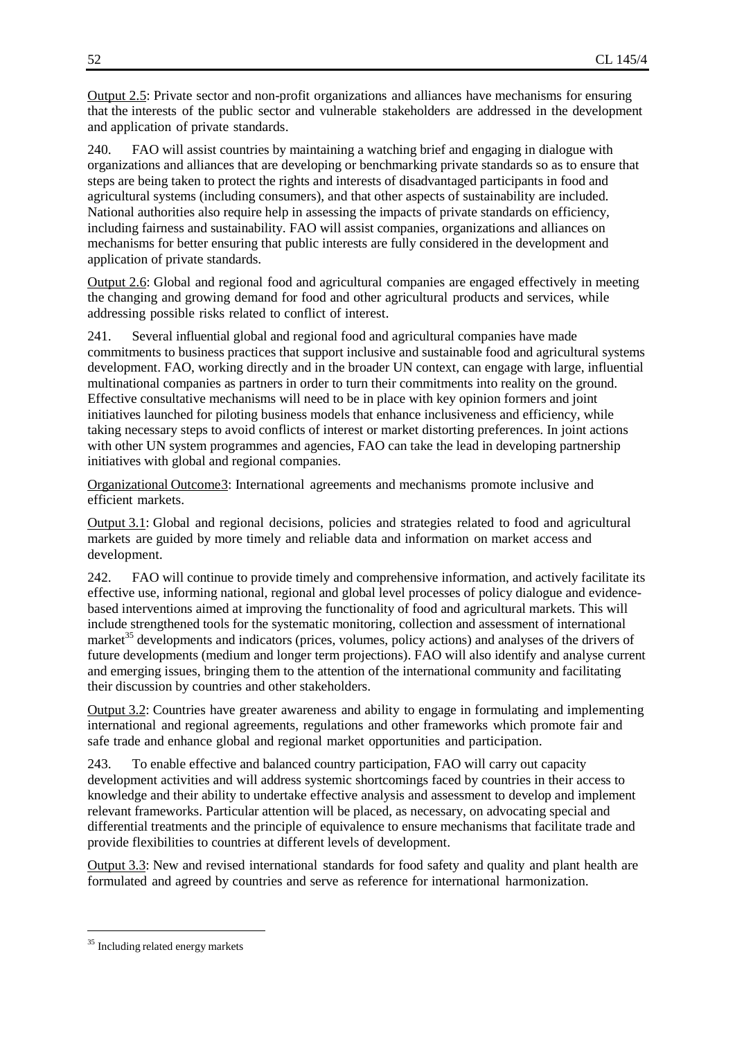Output 2.5: Private sector and non-profit organizations and alliances have mechanisms for ensuring that the interests of the public sector and vulnerable stakeholders are addressed in the development and application of private standards.

240. FAO will assist countries by maintaining a watching brief and engaging in dialogue with organizations and alliances that are developing or benchmarking private standards so as to ensure that steps are being taken to protect the rights and interests of disadvantaged participants in food and agricultural systems (including consumers), and that other aspects of sustainability are included. National authorities also require help in assessing the impacts of private standards on efficiency, including fairness and sustainability. FAO will assist companies, organizations and alliances on mechanisms for better ensuring that public interests are fully considered in the development and application of private standards.

Output 2.6: Global and regional food and agricultural companies are engaged effectively in meeting the changing and growing demand for food and other agricultural products and services, while addressing possible risks related to conflict of interest.

241. Several influential global and regional food and agricultural companies have made commitments to business practices that support inclusive and sustainable food and agricultural systems development. FAO, working directly and in the broader UN context, can engage with large, influential multinational companies as partners in order to turn their commitments into reality on the ground. Effective consultative mechanisms will need to be in place with key opinion formers and joint initiatives launched for piloting business models that enhance inclusiveness and efficiency, while taking necessary steps to avoid conflicts of interest or market distorting preferences. In joint actions with other UN system programmes and agencies, FAO can take the lead in developing partnership initiatives with global and regional companies.

Organizational Outcome3: International agreements and mechanisms promote inclusive and efficient markets.

Output 3.1: Global and regional decisions, policies and strategies related to food and agricultural markets are guided by more timely and reliable data and information on market access and development.

242. FAO will continue to provide timely and comprehensive information, and actively facilitate its effective use, informing national, regional and global level processes of policy dialogue and evidence-based interventions aimed at improving the functionality of food and agricultural markets. This will include strengthened tools for the systematic monitoring, collection and assessment of international market[35] developments and indicators (prices, volumes, policy actions) and analyses of the drivers of future developments (medium and longer term projections). FAO will also identify and analyse current and emerging issues, bringing them to the attention of the international community and facilitating their discussion by countries and other stakeholders.

Output 3.2: Countries have greater awareness and ability to engage in formulating and implementing international and regional agreements, regulations and other frameworks which promote fair and safe trade and enhance global and regional market opportunities and participation.

243. To enable effective and balanced country participation, FAO will carry out capacity development activities and will address systemic shortcomings faced by countries in their access to knowledge and their ability to undertake effective analysis and assessment to develop and implement relevant frameworks. Particular attention will be placed, as necessary, on advocating special and differential treatments and the principle of equivalence to ensure mechanisms that facilitate trade and provide flexibilities to countries at different levels of development.

Output 3.3: New and revised international standards for food safety and quality and plant health are formulated and agreed by countries and serve as reference for international harmonization.

[35] Including related energy markets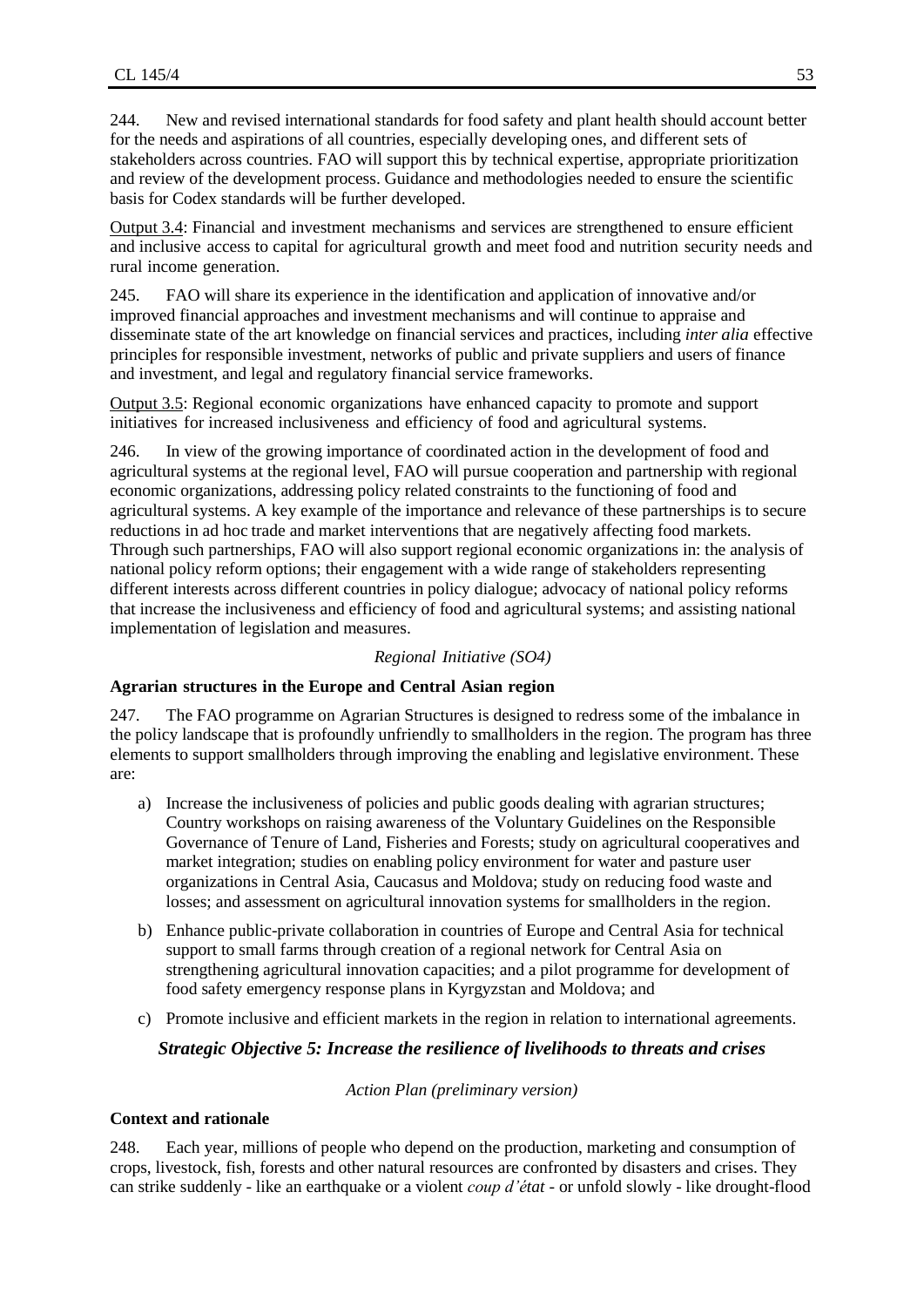244. New and revised international standards for food safety and plant health should account better for the needs and aspirations of all countries, especially developing ones, and different sets of stakeholders across countries. FAO will support this by technical expertise, appropriate prioritization and review of the development process. Guidance and methodologies needed to ensure the scientific basis for Codex standards will be further developed.

Output 3.4: Financial and investment mechanisms and services are strengthened to ensure efficient and inclusive access to capital for agricultural growth and meet food and nutrition security needs and rural income generation.

245. FAO will share its experience in the identification and application of innovative and/or improved financial approaches and investment mechanisms and will continue to appraise and disseminate state of the art knowledge on financial services and practices, including *inter alia* effective principles for responsible investment, networks of public and private suppliers and users of finance and investment, and legal and regulatory financial service frameworks.

Output 3.5: Regional economic organizations have enhanced capacity to promote and support initiatives for increased inclusiveness and efficiency of food and agricultural systems.

246. In view of the growing importance of coordinated action in the development of food and agricultural systems at the regional level, FAO will pursue cooperation and partnership with regional economic organizations, addressing policy related constraints to the functioning of food and agricultural systems. A key example of the importance and relevance of these partnerships is to secure reductions in ad hoc trade and market interventions that are negatively affecting food markets. Through such partnerships, FAO will also support regional economic organizations in: the analysis of national policy reform options; their engagement with a wide range of stakeholders representing different interests across different countries in policy dialogue; advocacy of national policy reforms that increase the inclusiveness and efficiency of food and agricultural systems; and assisting national implementation of legislation and measures.

*Regional Initiative (SO4)*

**Agrarian structures in the Europe and Central Asian region**

247. The FAO programme on Agrarian Structures is designed to redress some of the imbalance in the policy landscape that is profoundly unfriendly to smallholders in the region. The program has three elements to support smallholders through improving the enabling and legislative environment. These are:

a) Increase the inclusiveness of policies and public goods dealing with agrarian structures; Country workshops on raising awareness of the Voluntary Guidelines on the Responsible Governance of Tenure of Land, Fisheries and Forests; study on agricultural cooperatives and market integration; studies on enabling policy environment for water and pasture user organizations in Central Asia, Caucasus and Moldova; study on reducing food waste and losses; and assessment on agricultural innovation systems for smallholders in the region.

b) Enhance public-private collaboration in countries of Europe and Central Asia for technical support to small farms through creation of a regional network for Central Asia on strengthening agricultural innovation capacities; and a pilot programme for development of food safety emergency response plans in Kyrgyzstan and Moldova; and

c) Promote inclusive and efficient markets in the region in relation to international agreements.

## *Strategic Objective 5: Increase the resilience of livelihoods to threats and crises*

*Action Plan (preliminary version)*

**Context and rationale**

248. Each year, millions of people who depend on the production, marketing and consumption of crops, livestock, fish, forests and other natural resources are confronted by disasters and crises. They can strike suddenly - like an earthquake or a violent *coup d'état* - or unfold slowly - like drought-flood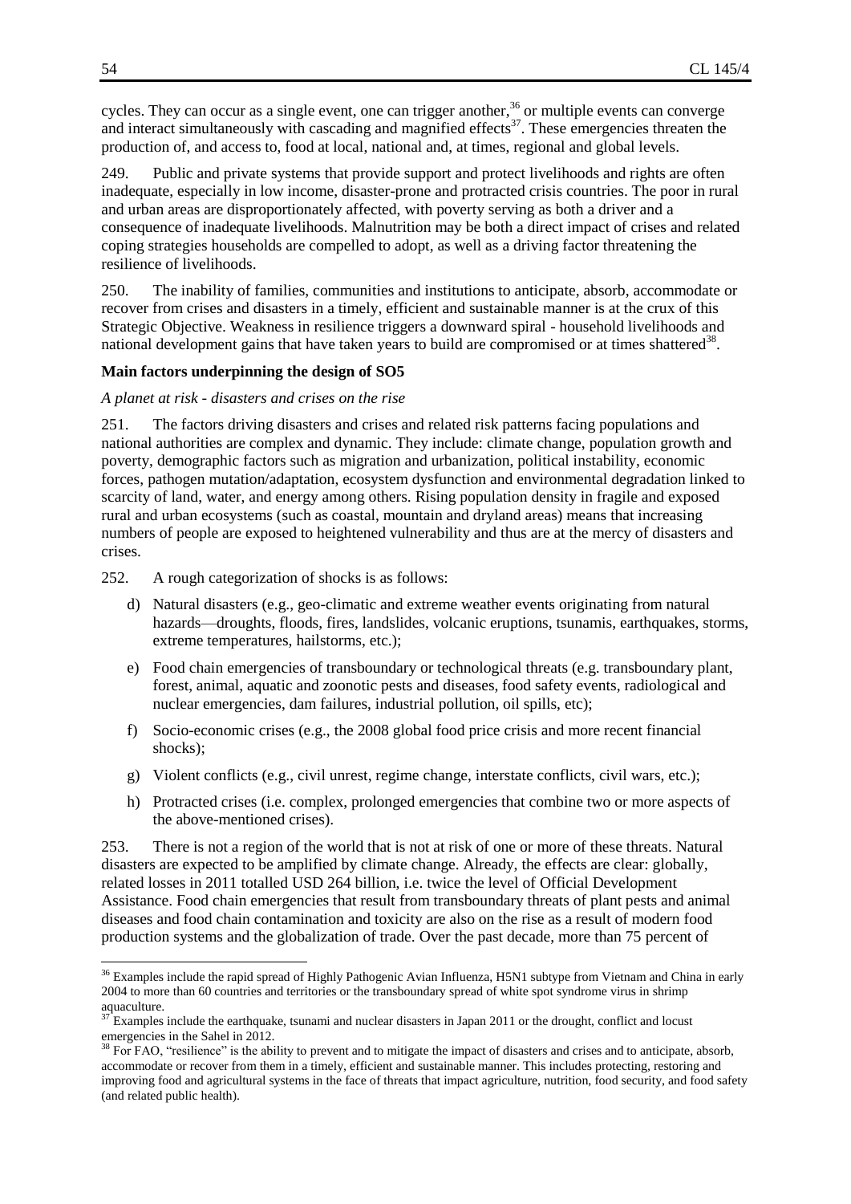cycles. They can occur as a single event, one can trigger another,[36] or multiple events can converge and interact simultaneously with cascading and magnified effects[37]. These emergencies threaten the production of, and access to, food at local, national and, at times, regional and global levels.

249. Public and private systems that provide support and protect livelihoods and rights are often inadequate, especially in low income, disaster-prone and protracted crisis countries. The poor in rural and urban areas are disproportionately affected, with poverty serving as both a driver and a consequence of inadequate livelihoods. Malnutrition may be both a direct impact of crises and related coping strategies households are compelled to adopt, as well as a driving factor threatening the resilience of livelihoods.

250. The inability of families, communities and institutions to anticipate, absorb, accommodate or recover from crises and disasters in a timely, efficient and sustainable manner is at the crux of this Strategic Objective. Weakness in resilience triggers a downward spiral - household livelihoods and national development gains that have taken years to build are compromised or at times shattered[38].

**Main factors underpinning the design of SO5**

*A planet at risk - disasters and crises on the rise*

251. The factors driving disasters and crises and related risk patterns facing populations and national authorities are complex and dynamic. They include: climate change, population growth and poverty, demographic factors such as migration and urbanization, political instability, economic forces, pathogen mutation/adaptation, ecosystem dysfunction and environmental degradation linked to scarcity of land, water, and energy among others. Rising population density in fragile and exposed rural and urban ecosystems (such as coastal, mountain and dryland areas) means that increasing numbers of people are exposed to heightened vulnerability and thus are at the mercy of disasters and crises.

252. A rough categorization of shocks is as follows:

d) Natural disasters (e.g., geo-climatic and extreme weather events originating from natural hazards—droughts, floods, fires, landslides, volcanic eruptions, tsunamis, earthquakes, storms, extreme temperatures, hailstorms, etc.);

e) Food chain emergencies of transboundary or technological threats (e.g. transboundary plant, forest, animal, aquatic and zoonotic pests and diseases, food safety events, radiological and nuclear emergencies, dam failures, industrial pollution, oil spills, etc);

f) Socio-economic crises (e.g., the 2008 global food price crisis and more recent financial shocks);

g) Violent conflicts (e.g., civil unrest, regime change, interstate conflicts, civil wars, etc.);

h) Protracted crises (i.e. complex, prolonged emergencies that combine two or more aspects of the above-mentioned crises).

253. There is not a region of the world that is not at risk of one or more of these threats. Natural disasters are expected to be amplified by climate change. Already, the effects are clear: globally, related losses in 2011 totalled USD 264 billion, i.e. twice the level of Official Development Assistance. Food chain emergencies that result from transboundary threats of plant pests and animal diseases and food chain contamination and toxicity are also on the rise as a result of modern food production systems and the globalization of trade. Over the past decade, more than 75 percent of

---

[36] Examples include the rapid spread of Highly Pathogenic Avian Influenza, H5N1 subtype from Vietnam and China in early 2004 to more than 60 countries and territories or the transboundary spread of white spot syndrome virus in shrimp aquaculture.

[37] Examples include the earthquake, tsunami and nuclear disasters in Japan 2011 or the drought, conflict and locust emergencies in the Sahel in 2012.

[38] For FAO, "resilience" is the ability to prevent and to mitigate the impact of disasters and crises and to anticipate, absorb, accommodate or recover from them in a timely, efficient and sustainable manner. This includes protecting, restoring and improving food and agricultural systems in the face of threats that impact agriculture, nutrition, food security, and food safety (and related public health).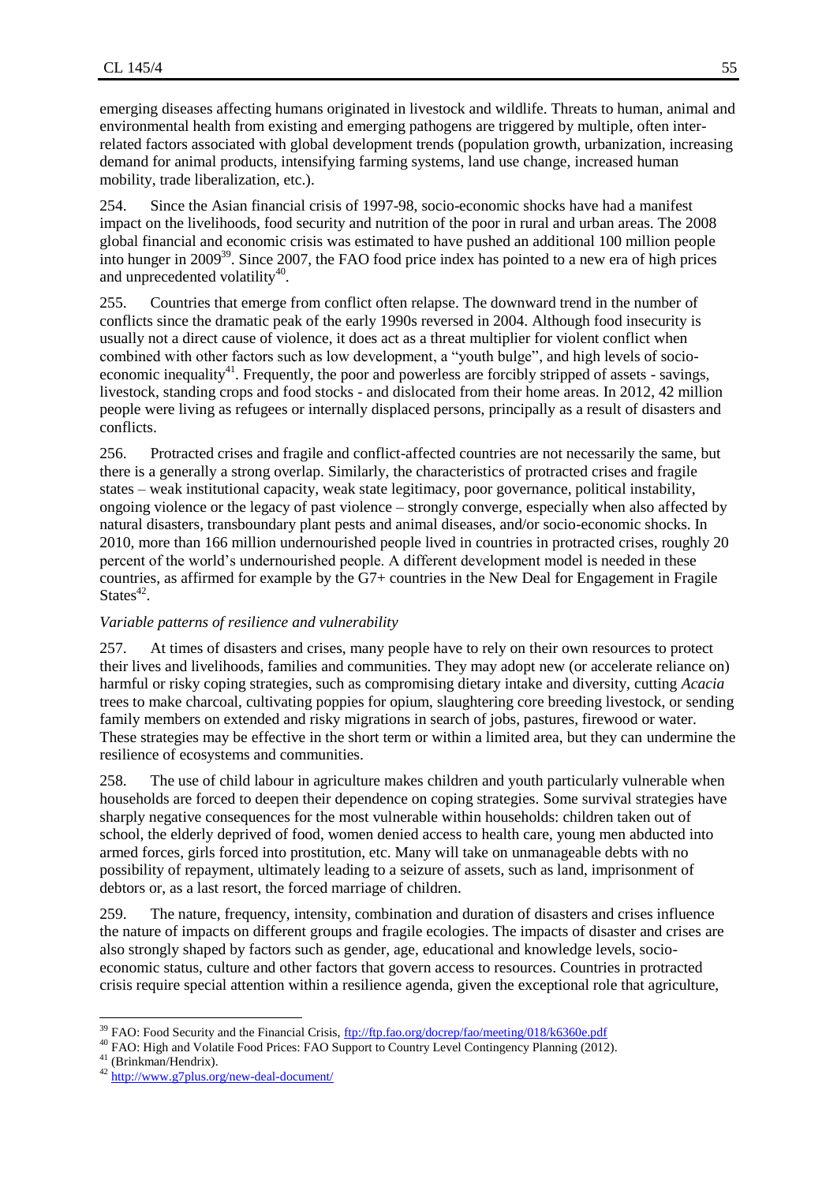emerging diseases affecting humans originated in livestock and wildlife. Threats to human, animal and environmental health from existing and emerging pathogens are triggered by multiple, often inter-related factors associated with global development trends (population growth, urbanization, increasing demand for animal products, intensifying farming systems, land use change, increased human mobility, trade liberalization, etc.).

254. Since the Asian financial crisis of 1997-98, socio-economic shocks have had a manifest impact on the livelihoods, food security and nutrition of the poor in rural and urban areas. The 2008 global financial and economic crisis was estimated to have pushed an additional 100 million people into hunger in 2009[39]. Since 2007, the FAO food price index has pointed to a new era of high prices and unprecedented volatility[40].

255. Countries that emerge from conflict often relapse. The downward trend in the number of conflicts since the dramatic peak of the early 1990s reversed in 2004. Although food insecurity is usually not a direct cause of violence, it does act as a threat multiplier for violent conflict when combined with other factors such as low development, a "youth bulge", and high levels of socio-economic inequality[41]. Frequently, the poor and powerless are forcibly stripped of assets - savings, livestock, standing crops and food stocks - and dislocated from their home areas. In 2012, 42 million people were living as refugees or internally displaced persons, principally as a result of disasters and conflicts.

256. Protracted crises and fragile and conflict-affected countries are not necessarily the same, but there is a generally a strong overlap. Similarly, the characteristics of protracted crises and fragile states – weak institutional capacity, weak state legitimacy, poor governance, political instability, ongoing violence or the legacy of past violence – strongly converge, especially when also affected by natural disasters, transboundary plant pests and animal diseases, and/or socio-economic shocks. In 2010, more than 166 million undernourished people lived in countries in protracted crises, roughly 20 percent of the world's undernourished people. A different development model is needed in these countries, as affirmed for example by the G7+ countries in the New Deal for Engagement in Fragile States[42].

*Variable patterns of resilience and vulnerability*

257. At times of disasters and crises, many people have to rely on their own resources to protect their lives and livelihoods, families and communities. They may adopt new (or accelerate reliance on) harmful or risky coping strategies, such as compromising dietary intake and diversity, cutting *Acacia* trees to make charcoal, cultivating poppies for opium, slaughtering core breeding livestock, or sending family members on extended and risky migrations in search of jobs, pastures, firewood or water. These strategies may be effective in the short term or within a limited area, but they can undermine the resilience of ecosystems and communities.

258. The use of child labour in agriculture makes children and youth particularly vulnerable when households are forced to deepen their dependence on coping strategies. Some survival strategies have sharply negative consequences for the most vulnerable within households: children taken out of school, the elderly deprived of food, women denied access to health care, young men abducted into armed forces, girls forced into prostitution, etc. Many will take on unmanageable debts with no possibility of repayment, ultimately leading to a seizure of assets, such as land, imprisonment of debtors or, as a last resort, the forced marriage of children.

259. The nature, frequency, intensity, combination and duration of disasters and crises influence the nature of impacts on different groups and fragile ecologies. The impacts of disaster and crises are also strongly shaped by factors such as gender, age, educational and knowledge levels, socio-economic status, culture and other factors that govern access to resources. Countries in protracted crisis require special attention within a resilience agenda, given the exceptional role that agriculture,

---

[39] FAO: Food Security and the Financial Crisis, ftp://ftp.fao.org/docrep/fao/meeting/018/k6360e.pdf

[40] FAO: High and Volatile Food Prices: FAO Support to Country Level Contingency Planning (2012).

[41] (Brinkman/Hendrix).

[42] http://www.g7plus.org/new-deal-document/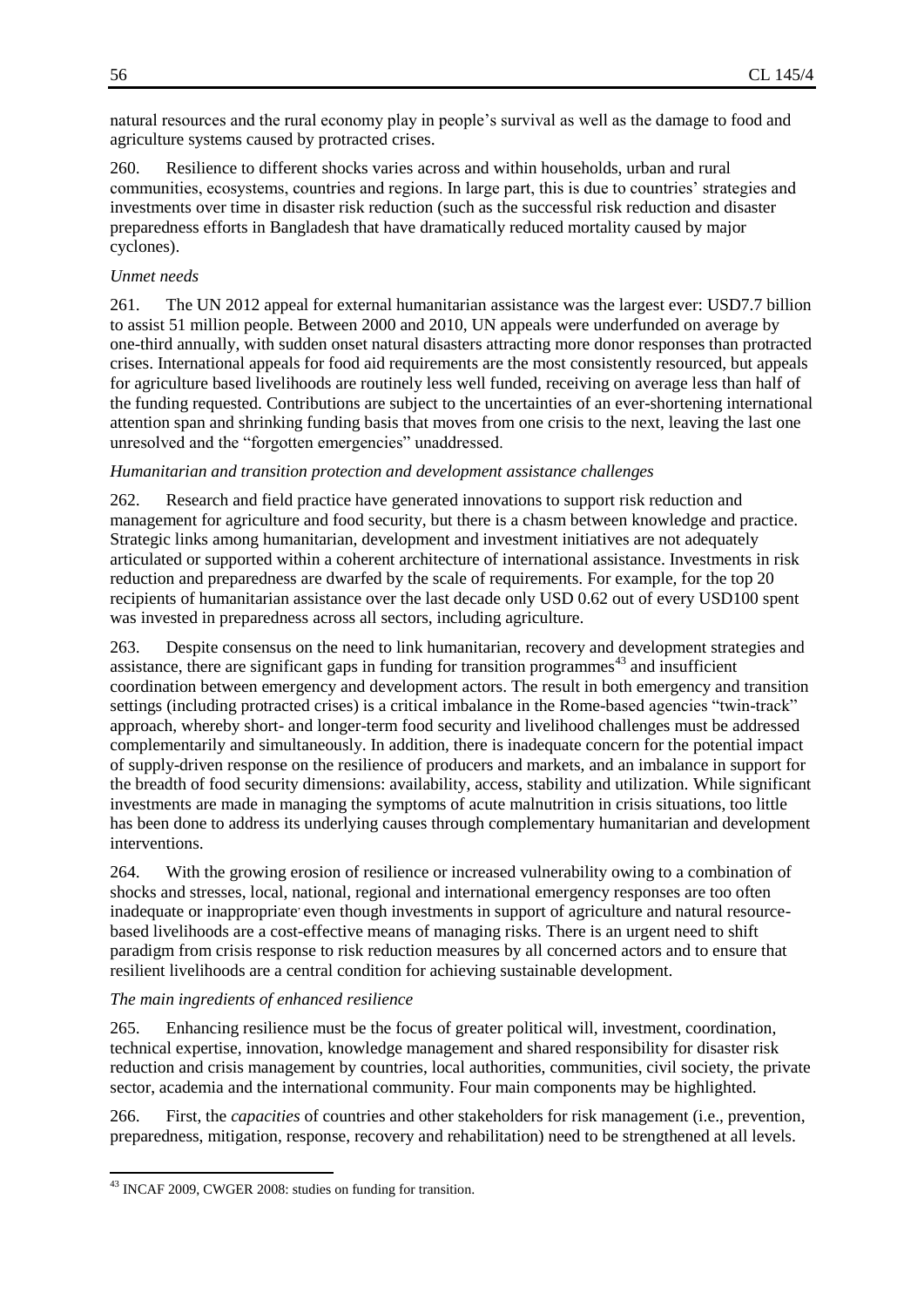natural resources and the rural economy play in people's survival as well as the damage to food and agriculture systems caused by protracted crises.

260. Resilience to different shocks varies across and within households, urban and rural communities, ecosystems, countries and regions. In large part, this is due to countries' strategies and investments over time in disaster risk reduction (such as the successful risk reduction and disaster preparedness efforts in Bangladesh that have dramatically reduced mortality caused by major cyclones).

*Unmet needs*

261. The UN 2012 appeal for external humanitarian assistance was the largest ever: USD7.7 billion to assist 51 million people. Between 2000 and 2010, UN appeals were underfunded on average by one-third annually, with sudden onset natural disasters attracting more donor responses than protracted crises. International appeals for food aid requirements are the most consistently resourced, but appeals for agriculture based livelihoods are routinely less well funded, receiving on average less than half of the funding requested. Contributions are subject to the uncertainties of an ever-shortening international attention span and shrinking funding basis that moves from one crisis to the next, leaving the last one unresolved and the "forgotten emergencies" unaddressed.

*Humanitarian and transition protection and development assistance challenges*

262. Research and field practice have generated innovations to support risk reduction and management for agriculture and food security, but there is a chasm between knowledge and practice. Strategic links among humanitarian, development and investment initiatives are not adequately articulated or supported within a coherent architecture of international assistance. Investments in risk reduction and preparedness are dwarfed by the scale of requirements. For example, for the top 20 recipients of humanitarian assistance over the last decade only USD 0.62 out of every USD100 spent was invested in preparedness across all sectors, including agriculture.

263. Despite consensus on the need to link humanitarian, recovery and development strategies and assistance, there are significant gaps in funding for transition programmes[43] and insufficient coordination between emergency and development actors. The result in both emergency and transition settings (including protracted crises) is a critical imbalance in the Rome-based agencies "twin-track" approach, whereby short- and longer-term food security and livelihood challenges must be addressed complementarily and simultaneously. In addition, there is inadequate concern for the potential impact of supply-driven response on the resilience of producers and markets, and an imbalance in support for the breadth of food security dimensions: availability, access, stability and utilization. While significant investments are made in managing the symptoms of acute malnutrition in crisis situations, too little has been done to address its underlying causes through complementary humanitarian and development interventions.

264. With the growing erosion of resilience or increased vulnerability owing to a combination of shocks and stresses, local, national, regional and international emergency responses are too often inadequate or inappropriate even though investments in support of agriculture and natural resource-based livelihoods are a cost-effective means of managing risks. There is an urgent need to shift paradigm from crisis response to risk reduction measures by all concerned actors and to ensure that resilient livelihoods are a central condition for achieving sustainable development.

*The main ingredients of enhanced resilience*

265. Enhancing resilience must be the focus of greater political will, investment, coordination, technical expertise, innovation, knowledge management and shared responsibility for disaster risk reduction and crisis management by countries, local authorities, communities, civil society, the private sector, academia and the international community. Four main components may be highlighted.

266. First, the *capacities* of countries and other stakeholders for risk management (i.e., prevention, preparedness, mitigation, response, recovery and rehabilitation) need to be strengthened at all levels.

[43] INCAF 2009, CWGER 2008: studies on funding for transition.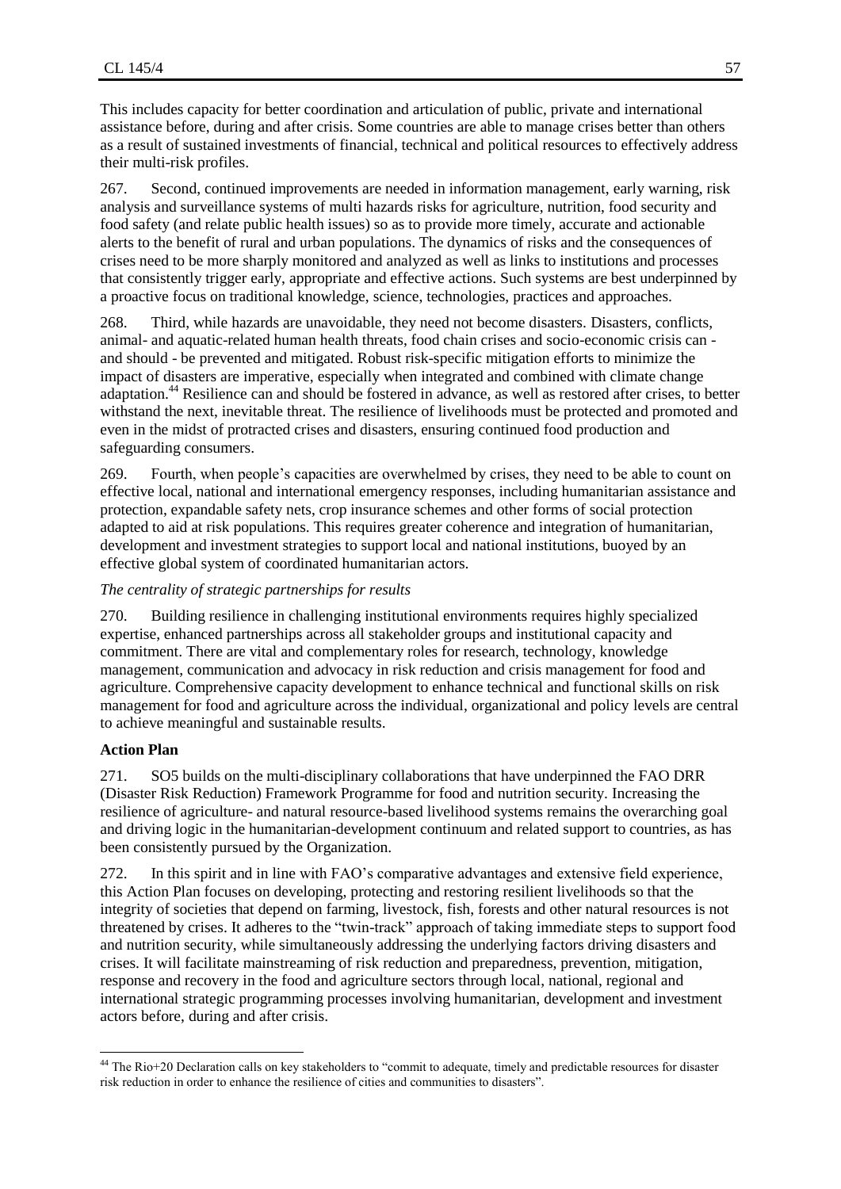This includes capacity for better coordination and articulation of public, private and international assistance before, during and after crisis. Some countries are able to manage crises better than others as a result of sustained investments of financial, technical and political resources to effectively address their multi-risk profiles.

267. Second, continued improvements are needed in information management, early warning, risk analysis and surveillance systems of multi hazards risks for agriculture, nutrition, food security and food safety (and relate public health issues) so as to provide more timely, accurate and actionable alerts to the benefit of rural and urban populations. The dynamics of risks and the consequences of crises need to be more sharply monitored and analyzed as well as links to institutions and processes that consistently trigger early, appropriate and effective actions. Such systems are best underpinned by a proactive focus on traditional knowledge, science, technologies, practices and approaches.

268. Third, while hazards are unavoidable, they need not become disasters. Disasters, conflicts, animal- and aquatic-related human health threats, food chain crises and socio-economic crisis can - and should - be prevented and mitigated. Robust risk-specific mitigation efforts to minimize the impact of disasters are imperative, especially when integrated and combined with climate change adaptation.[44] Resilience can and should be fostered in advance, as well as restored after crises, to better withstand the next, inevitable threat. The resilience of livelihoods must be protected and promoted and even in the midst of protracted crises and disasters, ensuring continued food production and safeguarding consumers.

269. Fourth, when people's capacities are overwhelmed by crises, they need to be able to count on effective local, national and international emergency responses, including humanitarian assistance and protection, expandable safety nets, crop insurance schemes and other forms of social protection adapted to aid at risk populations. This requires greater coherence and integration of humanitarian, development and investment strategies to support local and national institutions, buoyed by an effective global system of coordinated humanitarian actors.

*The centrality of strategic partnerships for results*

270. Building resilience in challenging institutional environments requires highly specialized expertise, enhanced partnerships across all stakeholder groups and institutional capacity and commitment. There are vital and complementary roles for research, technology, knowledge management, communication and advocacy in risk reduction and crisis management for food and agriculture. Comprehensive capacity development to enhance technical and functional skills on risk management for food and agriculture across the individual, organizational and policy levels are central to achieve meaningful and sustainable results.

**Action Plan**

271. SO5 builds on the multi-disciplinary collaborations that have underpinned the FAO DRR (Disaster Risk Reduction) Framework Programme for food and nutrition security. Increasing the resilience of agriculture- and natural resource-based livelihood systems remains the overarching goal and driving logic in the humanitarian-development continuum and related support to countries, as has been consistently pursued by the Organization.

272. In this spirit and in line with FAO's comparative advantages and extensive field experience, this Action Plan focuses on developing, protecting and restoring resilient livelihoods so that the integrity of societies that depend on farming, livestock, fish, forests and other natural resources is not threatened by crises. It adheres to the "twin-track" approach of taking immediate steps to support food and nutrition security, while simultaneously addressing the underlying factors driving disasters and crises. It will facilitate mainstreaming of risk reduction and preparedness, prevention, mitigation, response and recovery in the food and agriculture sectors through local, national, regional and international strategic programming processes involving humanitarian, development and investment actors before, during and after crisis.

[44] The Rio+20 Declaration calls on key stakeholders to "commit to adequate, timely and predictable resources for disaster risk reduction in order to enhance the resilience of cities and communities to disasters".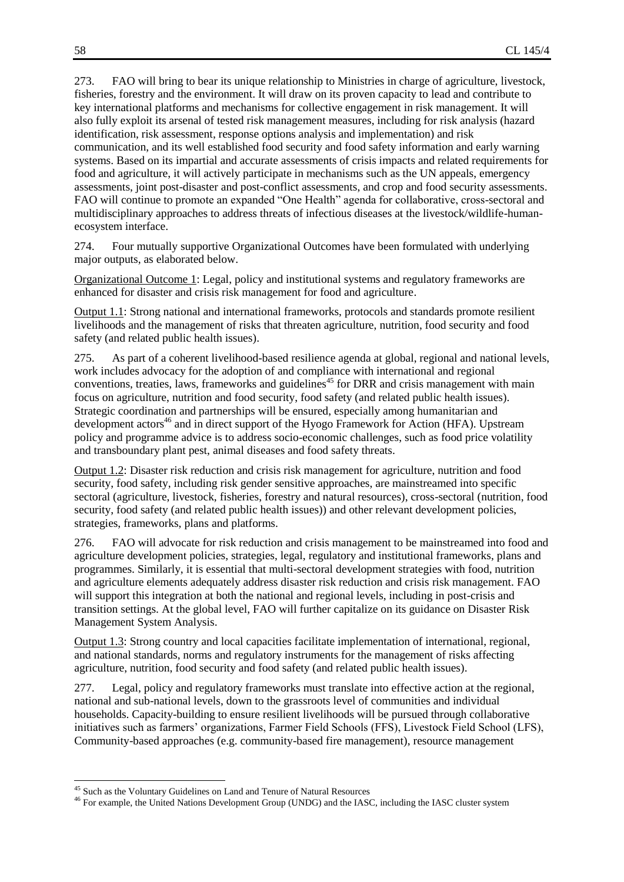273. FAO will bring to bear its unique relationship to Ministries in charge of agriculture, livestock, fisheries, forestry and the environment. It will draw on its proven capacity to lead and contribute to key international platforms and mechanisms for collective engagement in risk management. It will also fully exploit its arsenal of tested risk management measures, including for risk analysis (hazard identification, risk assessment, response options analysis and implementation) and risk communication, and its well established food security and food safety information and early warning systems. Based on its impartial and accurate assessments of crisis impacts and related requirements for food and agriculture, it will actively participate in mechanisms such as the UN appeals, emergency assessments, joint post-disaster and post-conflict assessments, and crop and food security assessments. FAO will continue to promote an expanded "One Health" agenda for collaborative, cross-sectoral and multidisciplinary approaches to address threats of infectious diseases at the livestock/wildlife-human-ecosystem interface.

274. Four mutually supportive Organizational Outcomes have been formulated with underlying major outputs, as elaborated below.

Organizational Outcome 1: Legal, policy and institutional systems and regulatory frameworks are enhanced for disaster and crisis risk management for food and agriculture.

Output 1.1: Strong national and international frameworks, protocols and standards promote resilient livelihoods and the management of risks that threaten agriculture, nutrition, food security and food safety (and related public health issues).

275. As part of a coherent livelihood-based resilience agenda at global, regional and national levels, work includes advocacy for the adoption of and compliance with international and regional conventions, treaties, laws, frameworks and guidelines[45] for DRR and crisis management with main focus on agriculture, nutrition and food security, food safety (and related public health issues). Strategic coordination and partnerships will be ensured, especially among humanitarian and development actors[46] and in direct support of the Hyogo Framework for Action (HFA). Upstream policy and programme advice is to address socio-economic challenges, such as food price volatility and transboundary plant pest, animal diseases and food safety threats.

Output 1.2: Disaster risk reduction and crisis risk management for agriculture, nutrition and food security, food safety, including risk gender sensitive approaches, are mainstreamed into specific sectoral (agriculture, livestock, fisheries, forestry and natural resources), cross-sectoral (nutrition, food security, food safety (and related public health issues)) and other relevant development policies, strategies, frameworks, plans and platforms.

276. FAO will advocate for risk reduction and crisis management to be mainstreamed into food and agriculture development policies, strategies, legal, regulatory and institutional frameworks, plans and programmes. Similarly, it is essential that multi-sectoral development strategies with food, nutrition and agriculture elements adequately address disaster risk reduction and crisis risk management. FAO will support this integration at both the national and regional levels, including in post-crisis and transition settings. At the global level, FAO will further capitalize on its guidance on Disaster Risk Management System Analysis.

Output 1.3: Strong country and local capacities facilitate implementation of international, regional, and national standards, norms and regulatory instruments for the management of risks affecting agriculture, nutrition, food security and food safety (and related public health issues).

277. Legal, policy and regulatory frameworks must translate into effective action at the regional, national and sub-national levels, down to the grassroots level of communities and individual households. Capacity-building to ensure resilient livelihoods will be pursued through collaborative initiatives such as farmers' organizations, Farmer Field Schools (FFS), Livestock Field School (LFS), Community-based approaches (e.g. community-based fire management), resource management

[45] Such as the Voluntary Guidelines on Land and Tenure of Natural Resources

[46] For example, the United Nations Development Group (UNDG) and the IASC, including the IASC cluster system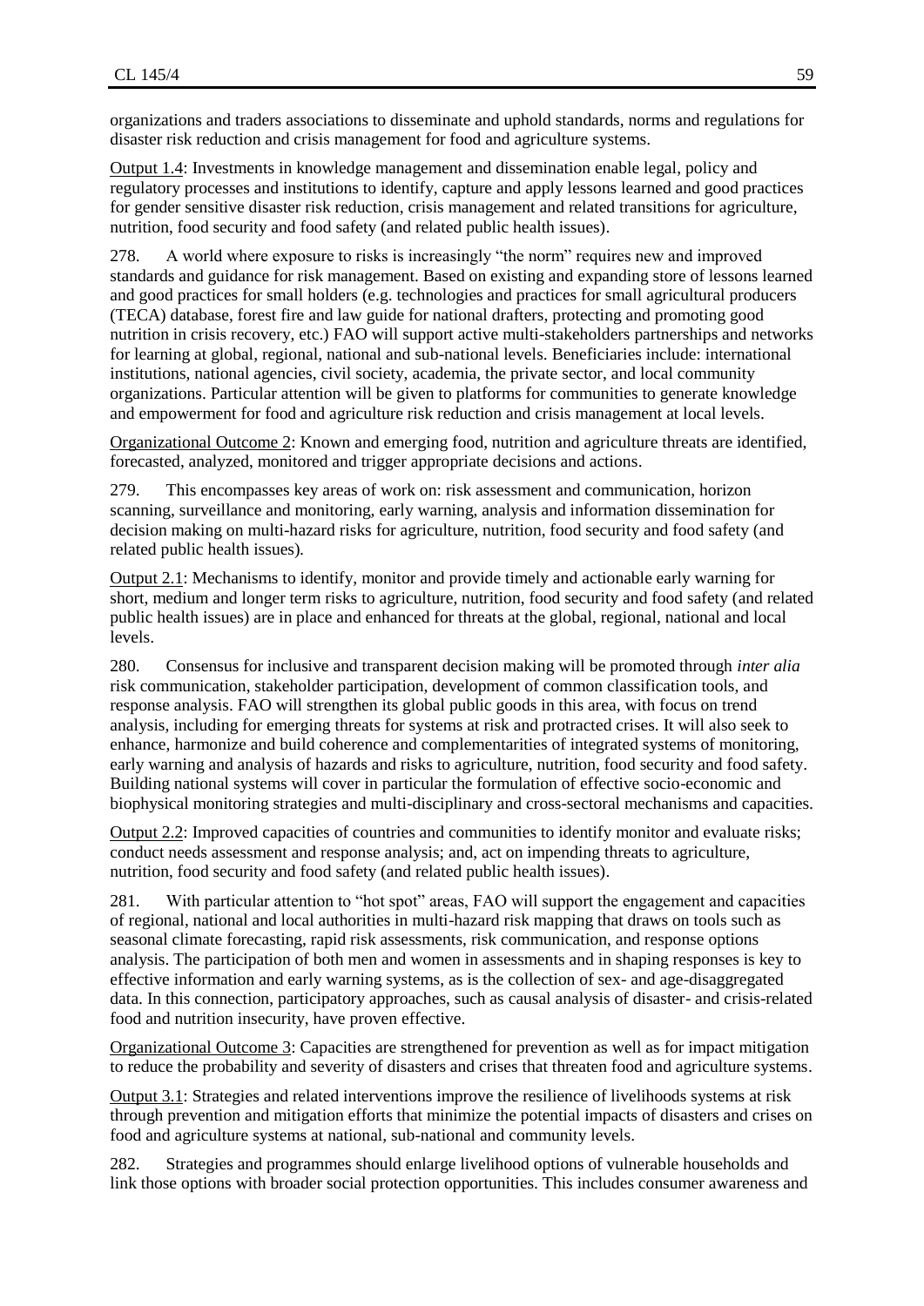organizations and traders associations to disseminate and uphold standards, norms and regulations for disaster risk reduction and crisis management for food and agriculture systems.

Output 1.4: Investments in knowledge management and dissemination enable legal, policy and regulatory processes and institutions to identify, capture and apply lessons learned and good practices for gender sensitive disaster risk reduction, crisis management and related transitions for agriculture, nutrition, food security and food safety (and related public health issues).

278. A world where exposure to risks is increasingly "the norm" requires new and improved standards and guidance for risk management. Based on existing and expanding store of lessons learned and good practices for small holders (e.g. technologies and practices for small agricultural producers (TECA) database, forest fire and law guide for national drafters, protecting and promoting good nutrition in crisis recovery, etc.) FAO will support active multi-stakeholders partnerships and networks for learning at global, regional, national and sub-national levels. Beneficiaries include: international institutions, national agencies, civil society, academia, the private sector, and local community organizations. Particular attention will be given to platforms for communities to generate knowledge and empowerment for food and agriculture risk reduction and crisis management at local levels.

Organizational Outcome 2: Known and emerging food, nutrition and agriculture threats are identified, forecasted, analyzed, monitored and trigger appropriate decisions and actions.

279. This encompasses key areas of work on: risk assessment and communication, horizon scanning, surveillance and monitoring, early warning, analysis and information dissemination for decision making on multi-hazard risks for agriculture, nutrition, food security and food safety (and related public health issues).

Output 2.1: Mechanisms to identify, monitor and provide timely and actionable early warning for short, medium and longer term risks to agriculture, nutrition, food security and food safety (and related public health issues) are in place and enhanced for threats at the global, regional, national and local levels.

280. Consensus for inclusive and transparent decision making will be promoted through *inter alia* risk communication, stakeholder participation, development of common classification tools, and response analysis. FAO will strengthen its global public goods in this area, with focus on trend analysis, including for emerging threats for systems at risk and protracted crises. It will also seek to enhance, harmonize and build coherence and complementarities of integrated systems of monitoring, early warning and analysis of hazards and risks to agriculture, nutrition, food security and food safety. Building national systems will cover in particular the formulation of effective socio-economic and biophysical monitoring strategies and multi-disciplinary and cross-sectoral mechanisms and capacities.

Output 2.2: Improved capacities of countries and communities to identify monitor and evaluate risks; conduct needs assessment and response analysis; and, act on impending threats to agriculture, nutrition, food security and food safety (and related public health issues).

281. With particular attention to "hot spot" areas, FAO will support the engagement and capacities of regional, national and local authorities in multi-hazard risk mapping that draws on tools such as seasonal climate forecasting, rapid risk assessments, risk communication, and response options analysis. The participation of both men and women in assessments and in shaping responses is key to effective information and early warning systems, as is the collection of sex- and age-disaggregated data. In this connection, participatory approaches, such as causal analysis of disaster- and crisis-related food and nutrition insecurity, have proven effective.

Organizational Outcome 3: Capacities are strengthened for prevention as well as for impact mitigation to reduce the probability and severity of disasters and crises that threaten food and agriculture systems.

Output 3.1: Strategies and related interventions improve the resilience of livelihoods systems at risk through prevention and mitigation efforts that minimize the potential impacts of disasters and crises on food and agriculture systems at national, sub-national and community levels.

282. Strategies and programmes should enlarge livelihood options of vulnerable households and link those options with broader social protection opportunities. This includes consumer awareness and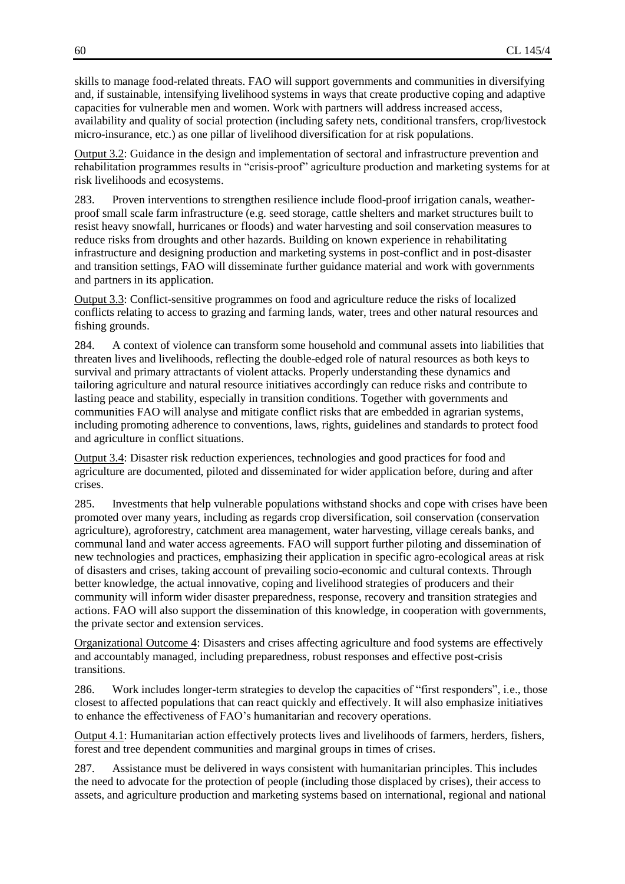skills to manage food-related threats. FAO will support governments and communities in diversifying and, if sustainable, intensifying livelihood systems in ways that create productive coping and adaptive capacities for vulnerable men and women. Work with partners will address increased access, availability and quality of social protection (including safety nets, conditional transfers, crop/livestock micro-insurance, etc.) as one pillar of livelihood diversification for at risk populations.

<u>Output 3.2</u>: Guidance in the design and implementation of sectoral and infrastructure prevention and rehabilitation programmes results in "crisis-proof" agriculture production and marketing systems for at risk livelihoods and ecosystems.

283. Proven interventions to strengthen resilience include flood-proof irrigation canals, weather-proof small scale farm infrastructure (e.g. seed storage, cattle shelters and market structures built to resist heavy snowfall, hurricanes or floods) and water harvesting and soil conservation measures to reduce risks from droughts and other hazards. Building on known experience in rehabilitating infrastructure and designing production and marketing systems in post-conflict and in post-disaster and transition settings, FAO will disseminate further guidance material and work with governments and partners in its application.

<u>Output 3.3</u>: Conflict-sensitive programmes on food and agriculture reduce the risks of localized conflicts relating to access to grazing and farming lands, water, trees and other natural resources and fishing grounds.

284. A context of violence can transform some household and communal assets into liabilities that threaten lives and livelihoods, reflecting the double-edged role of natural resources as both keys to survival and primary attractants of violent attacks. Properly understanding these dynamics and tailoring agriculture and natural resource initiatives accordingly can reduce risks and contribute to lasting peace and stability, especially in transition conditions. Together with governments and communities FAO will analyse and mitigate conflict risks that are embedded in agrarian systems, including promoting adherence to conventions, laws, rights, guidelines and standards to protect food and agriculture in conflict situations.

<u>Output 3.4</u>: Disaster risk reduction experiences, technologies and good practices for food and agriculture are documented, piloted and disseminated for wider application before, during and after crises.

285. Investments that help vulnerable populations withstand shocks and cope with crises have been promoted over many years, including as regards crop diversification, soil conservation (conservation agriculture), agroforestry, catchment area management, water harvesting, village cereals banks, and communal land and water access agreements. FAO will support further piloting and dissemination of new technologies and practices, emphasizing their application in specific agro-ecological areas at risk of disasters and crises, taking account of prevailing socio-economic and cultural contexts. Through better knowledge, the actual innovative, coping and livelihood strategies of producers and their community will inform wider disaster preparedness, response, recovery and transition strategies and actions. FAO will also support the dissemination of this knowledge, in cooperation with governments, the private sector and extension services.

<u>Organizational Outcome 4</u>: Disasters and crises affecting agriculture and food systems are effectively and accountably managed, including preparedness, robust responses and effective post-crisis transitions.

286. Work includes longer-term strategies to develop the capacities of "first responders", i.e., those closest to affected populations that can react quickly and effectively. It will also emphasize initiatives to enhance the effectiveness of FAO's humanitarian and recovery operations.

<u>Output 4.1</u>: Humanitarian action effectively protects lives and livelihoods of farmers, herders, fishers, forest and tree dependent communities and marginal groups in times of crises.

287. Assistance must be delivered in ways consistent with humanitarian principles. This includes the need to advocate for the protection of people (including those displaced by crises), their access to assets, and agriculture production and marketing systems based on international, regional and national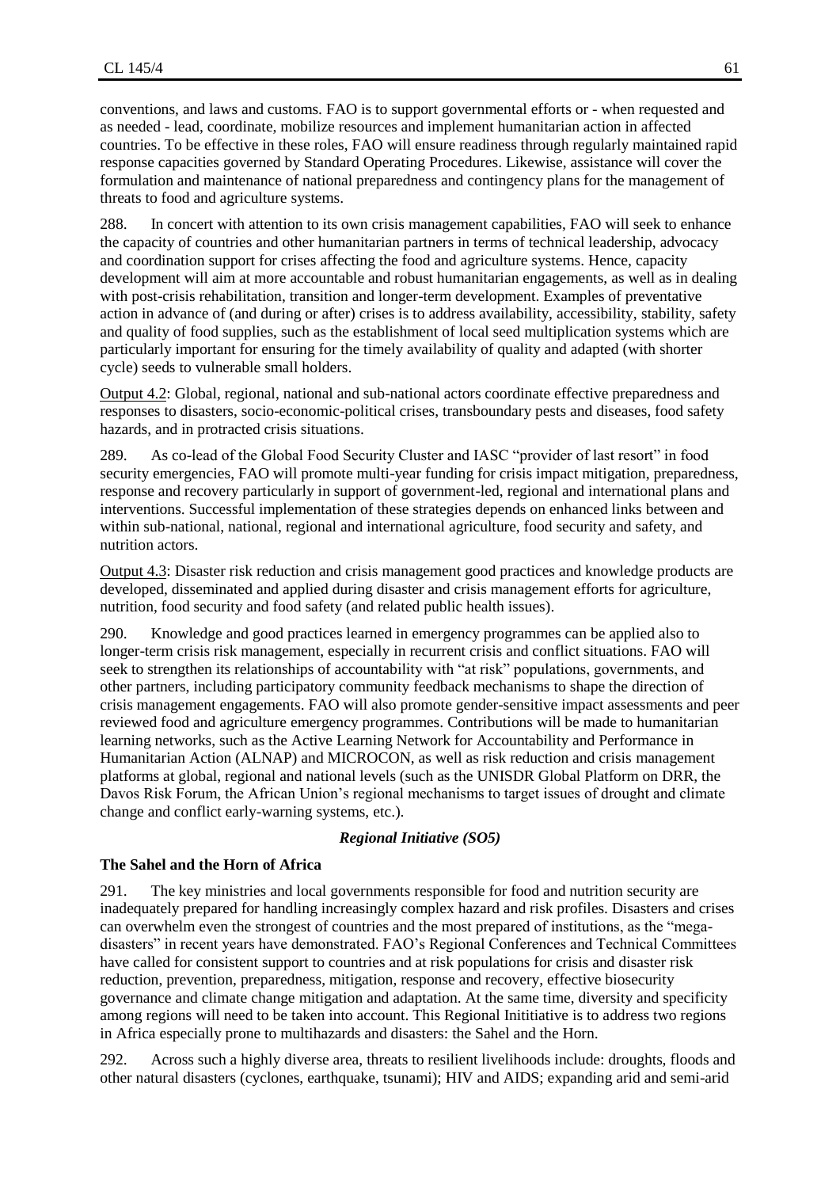conventions, and laws and customs. FAO is to support governmental efforts or - when requested and as needed - lead, coordinate, mobilize resources and implement humanitarian action in affected countries. To be effective in these roles, FAO will ensure readiness through regularly maintained rapid response capacities governed by Standard Operating Procedures. Likewise, assistance will cover the formulation and maintenance of national preparedness and contingency plans for the management of threats to food and agriculture systems.

288. In concert with attention to its own crisis management capabilities, FAO will seek to enhance the capacity of countries and other humanitarian partners in terms of technical leadership, advocacy and coordination support for crises affecting the food and agriculture systems. Hence, capacity development will aim at more accountable and robust humanitarian engagements, as well as in dealing with post-crisis rehabilitation, transition and longer-term development. Examples of preventative action in advance of (and during or after) crises is to address availability, accessibility, stability, safety and quality of food supplies, such as the establishment of local seed multiplication systems which are particularly important for ensuring for the timely availability of quality and adapted (with shorter cycle) seeds to vulnerable small holders.

Output 4.2: Global, regional, national and sub-national actors coordinate effective preparedness and responses to disasters, socio-economic-political crises, transboundary pests and diseases, food safety hazards, and in protracted crisis situations.

289. As co-lead of the Global Food Security Cluster and IASC "provider of last resort" in food security emergencies, FAO will promote multi-year funding for crisis impact mitigation, preparedness, response and recovery particularly in support of government-led, regional and international plans and interventions. Successful implementation of these strategies depends on enhanced links between and within sub-national, national, regional and international agriculture, food security and safety, and nutrition actors.

Output 4.3: Disaster risk reduction and crisis management good practices and knowledge products are developed, disseminated and applied during disaster and crisis management efforts for agriculture, nutrition, food security and food safety (and related public health issues).

290. Knowledge and good practices learned in emergency programmes can be applied also to longer-term crisis risk management, especially in recurrent crisis and conflict situations. FAO will seek to strengthen its relationships of accountability with "at risk" populations, governments, and other partners, including participatory community feedback mechanisms to shape the direction of crisis management engagements. FAO will also promote gender-sensitive impact assessments and peer reviewed food and agriculture emergency programmes. Contributions will be made to humanitarian learning networks, such as the Active Learning Network for Accountability and Performance in Humanitarian Action (ALNAP) and MICROCON, as well as risk reduction and crisis management platforms at global, regional and national levels (such as the UNISDR Global Platform on DRR, the Davos Risk Forum, the African Union's regional mechanisms to target issues of drought and climate change and conflict early-warning systems, etc.).

### *Regional Initiative (SO5)*

#### **The Sahel and the Horn of Africa**

291. The key ministries and local governments responsible for food and nutrition security are inadequately prepared for handling increasingly complex hazard and risk profiles. Disasters and crises can overwhelm even the strongest of countries and the most prepared of institutions, as the "mega-disasters" in recent years have demonstrated. FAO's Regional Conferences and Technical Committees have called for consistent support to countries and at risk populations for crisis and disaster risk reduction, prevention, preparedness, mitigation, response and recovery, effective biosecurity governance and climate change mitigation and adaptation. At the same time, diversity and specificity among regions will need to be taken into account. This Regional Inititiative is to address two regions in Africa especially prone to multihazards and disasters: the Sahel and the Horn.

292. Across such a highly diverse area, threats to resilient livelihoods include: droughts, floods and other natural disasters (cyclones, earthquake, tsunami); HIV and AIDS; expanding arid and semi-arid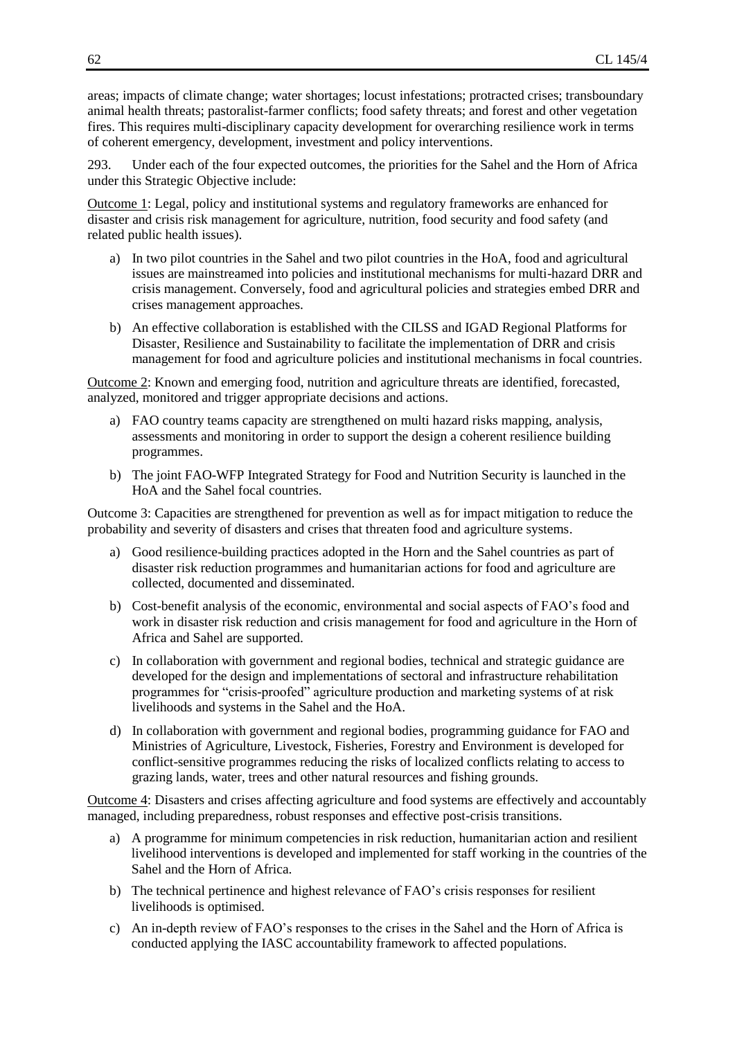areas; impacts of climate change; water shortages; locust infestations; protracted crises; transboundary animal health threats; pastoralist-farmer conflicts; food safety threats; and forest and other vegetation fires. This requires multi-disciplinary capacity development for overarching resilience work in terms of coherent emergency, development, investment and policy interventions.

293. Under each of the four expected outcomes, the priorities for the Sahel and the Horn of Africa under this Strategic Objective include:

Outcome 1: Legal, policy and institutional systems and regulatory frameworks are enhanced for disaster and crisis risk management for agriculture, nutrition, food security and food safety (and related public health issues).

a) In two pilot countries in the Sahel and two pilot countries in the HoA, food and agricultural issues are mainstreamed into policies and institutional mechanisms for multi-hazard DRR and crisis management. Conversely, food and agricultural policies and strategies embed DRR and crises management approaches.

b) An effective collaboration is established with the CILSS and IGAD Regional Platforms for Disaster, Resilience and Sustainability to facilitate the implementation of DRR and crisis management for food and agriculture policies and institutional mechanisms in focal countries.

Outcome 2: Known and emerging food, nutrition and agriculture threats are identified, forecasted, analyzed, monitored and trigger appropriate decisions and actions.

a) FAO country teams capacity are strengthened on multi hazard risks mapping, analysis, assessments and monitoring in order to support the design a coherent resilience building programmes.

b) The joint FAO-WFP Integrated Strategy for Food and Nutrition Security is launched in the HoA and the Sahel focal countries.

Outcome 3: Capacities are strengthened for prevention as well as for impact mitigation to reduce the probability and severity of disasters and crises that threaten food and agriculture systems.

a) Good resilience-building practices adopted in the Horn and the Sahel countries as part of disaster risk reduction programmes and humanitarian actions for food and agriculture are collected, documented and disseminated.

b) Cost-benefit analysis of the economic, environmental and social aspects of FAO's food and work in disaster risk reduction and crisis management for food and agriculture in the Horn of Africa and Sahel are supported.

c) In collaboration with government and regional bodies, technical and strategic guidance are developed for the design and implementations of sectoral and infrastructure rehabilitation programmes for "crisis-proofed" agriculture production and marketing systems of at risk livelihoods and systems in the Sahel and the HoA.

d) In collaboration with government and regional bodies, programming guidance for FAO and Ministries of Agriculture, Livestock, Fisheries, Forestry and Environment is developed for conflict-sensitive programmes reducing the risks of localized conflicts relating to access to grazing lands, water, trees and other natural resources and fishing grounds.

Outcome 4: Disasters and crises affecting agriculture and food systems are effectively and accountably managed, including preparedness, robust responses and effective post-crisis transitions.

a) A programme for minimum competencies in risk reduction, humanitarian action and resilient livelihood interventions is developed and implemented for staff working in the countries of the Sahel and the Horn of Africa.

b) The technical pertinence and highest relevance of FAO's crisis responses for resilient livelihoods is optimised.

c) An in-depth review of FAO's responses to the crises in the Sahel and the Horn of Africa is conducted applying the IASC accountability framework to affected populations.